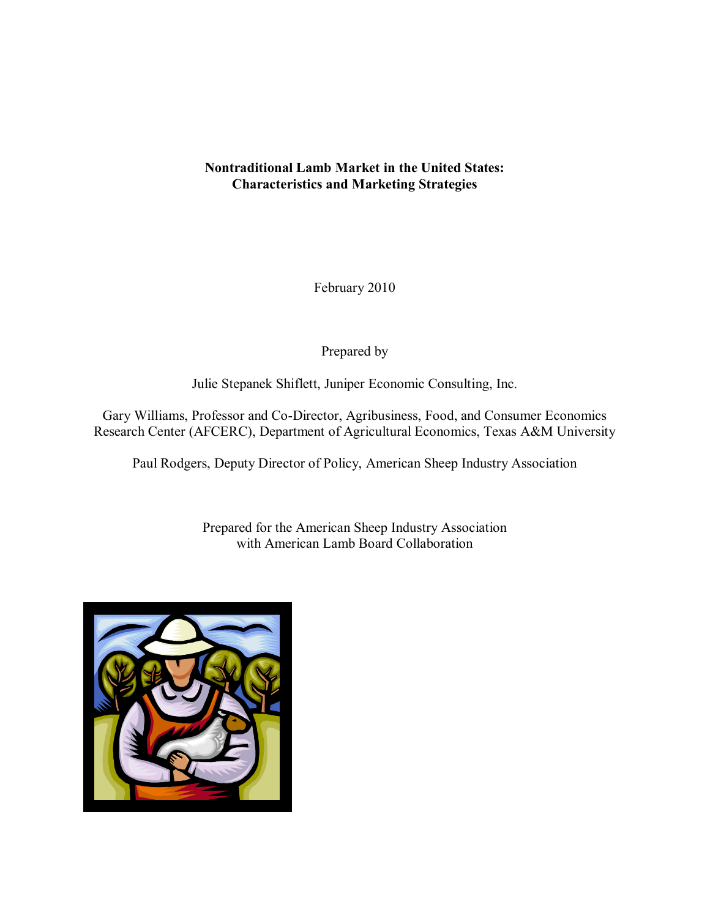# Nontraditional Lamb Market in the United States: Characteristics and Marketing Strategies

February 2010

Prepared by

Julie Stepanek Shiflett, Juniper Economic Consulting, Inc.

Gary Williams, Professor and Co-Director, Agribusiness, Food, and Consumer Economics Research Center (AFCERC), Department of Agricultural Economics, Texas A&M University

Paul Rodgers, Deputy Director of Policy, American Sheep Industry Association

Prepared for the American Sheep Industry Association
with American Lamb Board Collaboration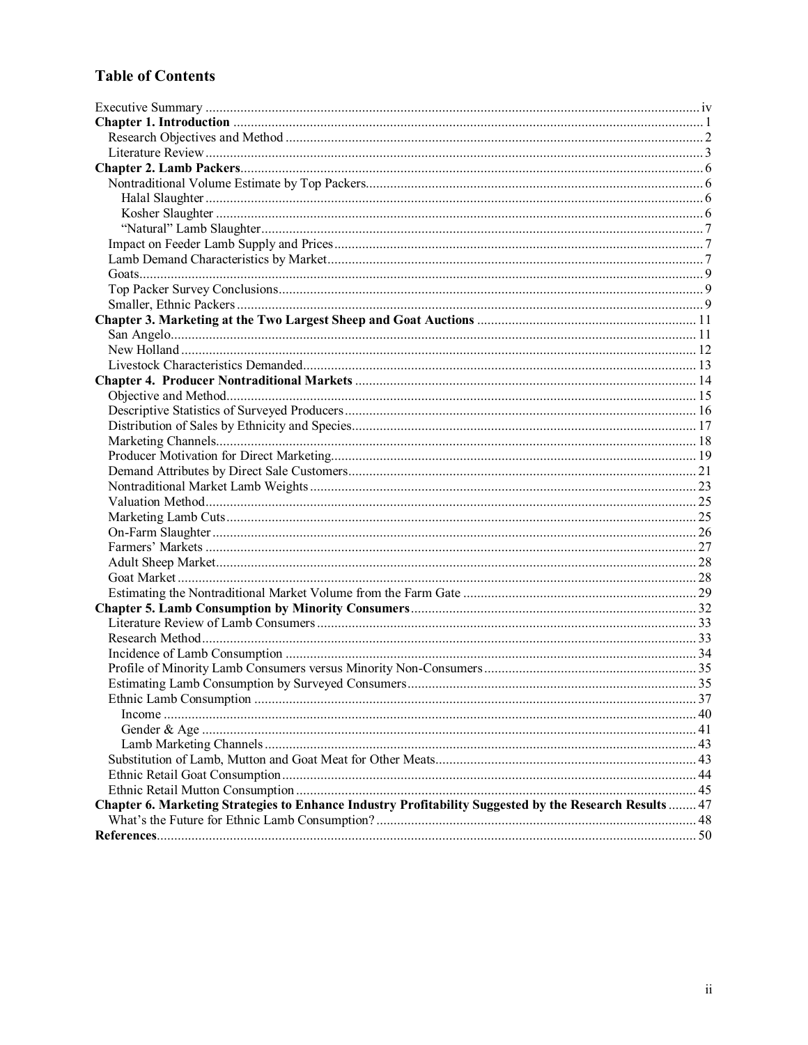## Table of Contents

Executive Summary ..... iv
**Chapter 1. Introduction** ..... 1
Research Objectives and Method ..... 2
Literature Review ..... 3
**Chapter 2. Lamb Packers** ..... 6
Nontraditional Volume Estimate by Top Packers ..... 6
Halal Slaughter ..... 6
Kosher Slaughter ..... 6
"Natural" Lamb Slaughter ..... 7
Impact on Feeder Lamb Supply and Prices ..... 7
Lamb Demand Characteristics by Market ..... 7
Goats ..... 9
Top Packer Survey Conclusions ..... 9
Smaller, Ethnic Packers ..... 9
**Chapter 3. Marketing at the Two Largest Sheep and Goat Auctions** ..... 11
San Angelo ..... 11
New Holland ..... 12
Livestock Characteristics Demanded ..... 13
**Chapter 4. Producer Nontraditional Markets** ..... 14
Objective and Method ..... 15
Descriptive Statistics of Surveyed Producers ..... 16
Distribution of Sales by Ethnicity and Species ..... 17
Marketing Channels ..... 18
Producer Motivation for Direct Marketing ..... 19
Demand Attributes by Direct Sale Customers ..... 21
Nontraditional Market Lamb Weights ..... 23
Valuation Method ..... 25
Marketing Lamb Cuts ..... 25
On-Farm Slaughter ..... 26
Farmers' Markets ..... 27
Adult Sheep Market ..... 28
Goat Market ..... 28
Estimating the Nontraditional Market Volume from the Farm Gate ..... 29
**Chapter 5. Lamb Consumption by Minority Consumers** ..... 32
Literature Review of Lamb Consumers ..... 33
Research Method ..... 33
Incidence of Lamb Consumption ..... 34
Profile of Minority Lamb Consumers versus Minority Non-Consumers ..... 35
Estimating Lamb Consumption by Surveyed Consumers ..... 35
Ethnic Lamb Consumption ..... 37
Income ..... 40
Gender & Age ..... 41
Lamb Marketing Channels ..... 43
Substitution of Lamb, Mutton and Goat Meat for Other Meats ..... 43
Ethnic Retail Goat Consumption ..... 44
Ethnic Retail Mutton Consumption ..... 45
**Chapter 6. Marketing Strategies to Enhance Industry Profitability Suggested by the Research Results** ..... 47
What's the Future for Ethnic Lamb Consumption? ..... 48
**References** ..... 50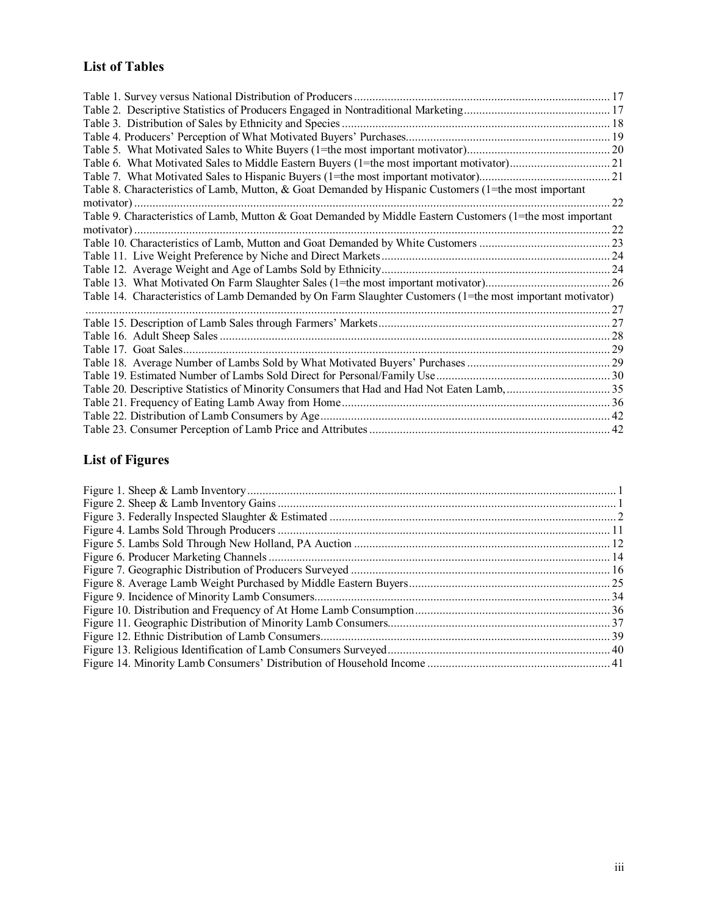## List of Tables

Table 1. Survey versus National Distribution of Producers ... 17
Table 2. Descriptive Statistics of Producers Engaged in Nontraditional Marketing ... 17
Table 3. Distribution of Sales by Ethnicity and Species ... 18
Table 4. Producers' Perception of What Motivated Buyers' Purchases ... 19
Table 5. What Motivated Sales to White Buyers (1=the most important motivator) ... 20
Table 6. What Motivated Sales to Middle Eastern Buyers (1=the most important motivator) ... 21
Table 7. What Motivated Sales to Hispanic Buyers (1=the most important motivator) ... 21
Table 8. Characteristics of Lamb, Mutton, & Goat Demanded by Hispanic Customers (1=the most important motivator) ... 22
Table 9. Characteristics of Lamb, Mutton & Goat Demanded by Middle Eastern Customers (1=the most important motivator) ... 22
Table 10. Characteristics of Lamb, Mutton and Goat Demanded by White Customers ... 23
Table 11. Live Weight Preference by Niche and Direct Markets ... 24
Table 12. Average Weight and Age of Lambs Sold by Ethnicity ... 24
Table 13. What Motivated On Farm Slaughter Sales (1=the most important motivator) ... 26
Table 14. Characteristics of Lamb Demanded by On Farm Slaughter Customers (1=the most important motivator) ... 27
Table 15. Description of Lamb Sales through Farmers' Markets ... 27
Table 16. Adult Sheep Sales ... 28
Table 17. Goat Sales ... 29
Table 18. Average Number of Lambs Sold by What Motivated Buyers' Purchases ... 29
Table 19. Estimated Number of Lambs Sold Direct for Personal/Family Use ... 30
Table 20. Descriptive Statistics of Minority Consumers that Had and Had Not Eaten Lamb, ... 35
Table 21. Frequency of Eating Lamb Away from Home ... 36
Table 22. Distribution of Lamb Consumers by Age ... 42
Table 23. Consumer Perception of Lamb Price and Attributes ... 42

## List of Figures

Figure 1. Sheep & Lamb Inventory ... 1
Figure 2. Sheep & Lamb Inventory Gains ... 1
Figure 3. Federally Inspected Slaughter & Estimated ... 2
Figure 4. Lambs Sold Through Producers ... 11
Figure 5. Lambs Sold Through New Holland, PA Auction ... 12
Figure 6. Producer Marketing Channels ... 14
Figure 7. Geographic Distribution of Producers Surveyed ... 16
Figure 8. Average Lamb Weight Purchased by Middle Eastern Buyers ... 25
Figure 9. Incidence of Minority Lamb Consumers ... 34
Figure 10. Distribution and Frequency of At Home Lamb Consumption ... 36
Figure 11. Geographic Distribution of Minority Lamb Consumers ... 37
Figure 12. Ethnic Distribution of Lamb Consumers ... 39
Figure 13. Religious Identification of Lamb Consumers Surveyed ... 40
Figure 14. Minority Lamb Consumers' Distribution of Household Income ... 41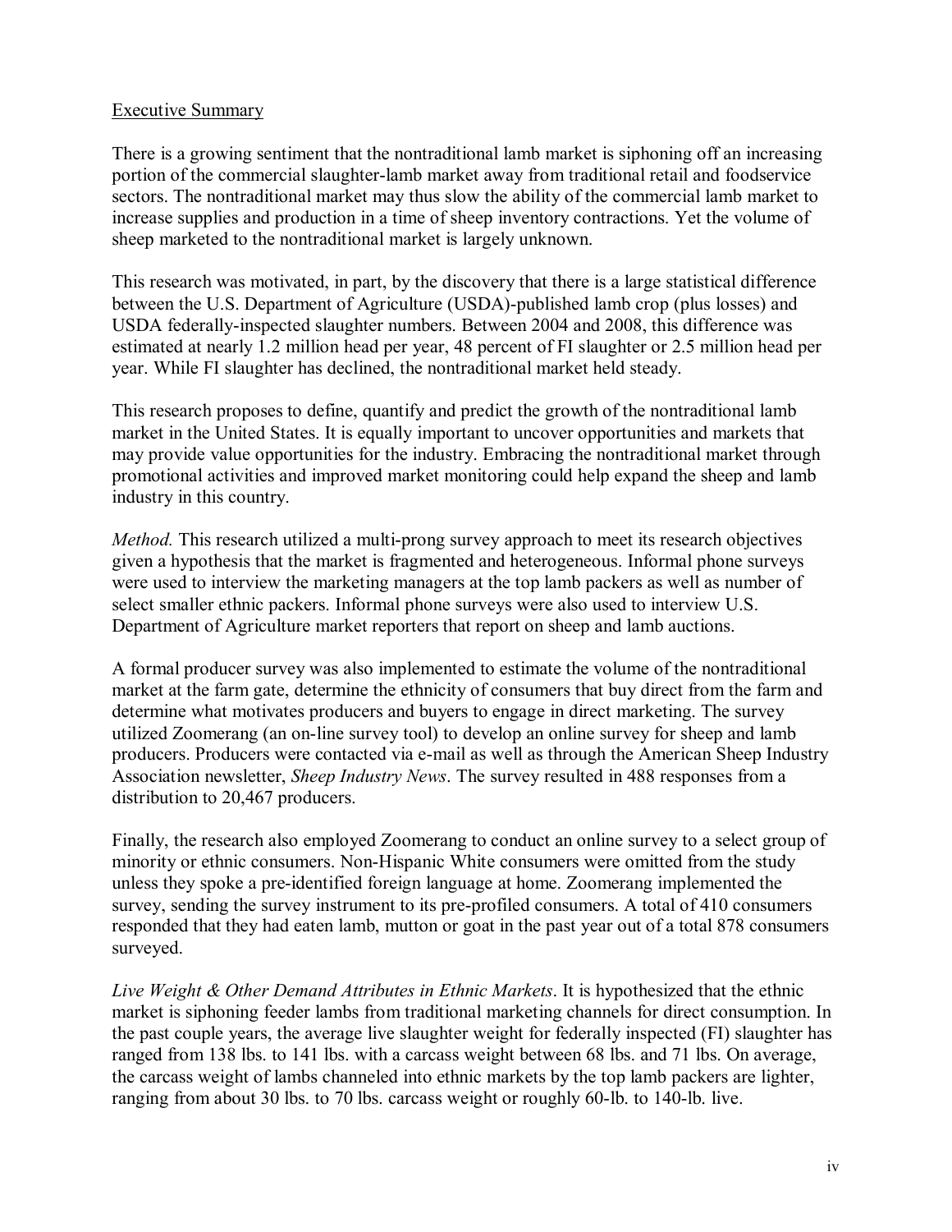## Executive Summary

There is a growing sentiment that the nontraditional lamb market is siphoning off an increasing portion of the commercial slaughter-lamb market away from traditional retail and foodservice sectors. The nontraditional market may thus slow the ability of the commercial lamb market to increase supplies and production in a time of sheep inventory contractions. Yet the volume of sheep marketed to the nontraditional market is largely unknown.

This research was motivated, in part, by the discovery that there is a large statistical difference between the U.S. Department of Agriculture (USDA)-published lamb crop (plus losses) and USDA federally-inspected slaughter numbers. Between 2004 and 2008, this difference was estimated at nearly 1.2 million head per year, 48 percent of FI slaughter or 2.5 million head per year. While FI slaughter has declined, the nontraditional market held steady.

This research proposes to define, quantify and predict the growth of the nontraditional lamb market in the United States. It is equally important to uncover opportunities and markets that may provide value opportunities for the industry. Embracing the nontraditional market through promotional activities and improved market monitoring could help expand the sheep and lamb industry in this country.

*Method.* This research utilized a multi-prong survey approach to meet its research objectives given a hypothesis that the market is fragmented and heterogeneous. Informal phone surveys were used to interview the marketing managers at the top lamb packers as well as number of select smaller ethnic packers. Informal phone surveys were also used to interview U.S. Department of Agriculture market reporters that report on sheep and lamb auctions.

A formal producer survey was also implemented to estimate the volume of the nontraditional market at the farm gate, determine the ethnicity of consumers that buy direct from the farm and determine what motivates producers and buyers to engage in direct marketing. The survey utilized Zoomerang (an on-line survey tool) to develop an online survey for sheep and lamb producers. Producers were contacted via e-mail as well as through the American Sheep Industry Association newsletter, *Sheep Industry News*. The survey resulted in 488 responses from a distribution to 20,467 producers.

Finally, the research also employed Zoomerang to conduct an online survey to a select group of minority or ethnic consumers. Non-Hispanic White consumers were omitted from the study unless they spoke a pre-identified foreign language at home. Zoomerang implemented the survey, sending the survey instrument to its pre-profiled consumers. A total of 410 consumers responded that they had eaten lamb, mutton or goat in the past year out of a total 878 consumers surveyed.

*Live Weight & Other Demand Attributes in Ethnic Markets*. It is hypothesized that the ethnic market is siphoning feeder lambs from traditional marketing channels for direct consumption. In the past couple years, the average live slaughter weight for federally inspected (FI) slaughter has ranged from 138 lbs. to 141 lbs. with a carcass weight between 68 lbs. and 71 lbs. On average, the carcass weight of lambs channeled into ethnic markets by the top lamb packers are lighter, ranging from about 30 lbs. to 70 lbs. carcass weight or roughly 60-lb. to 140-lb. live.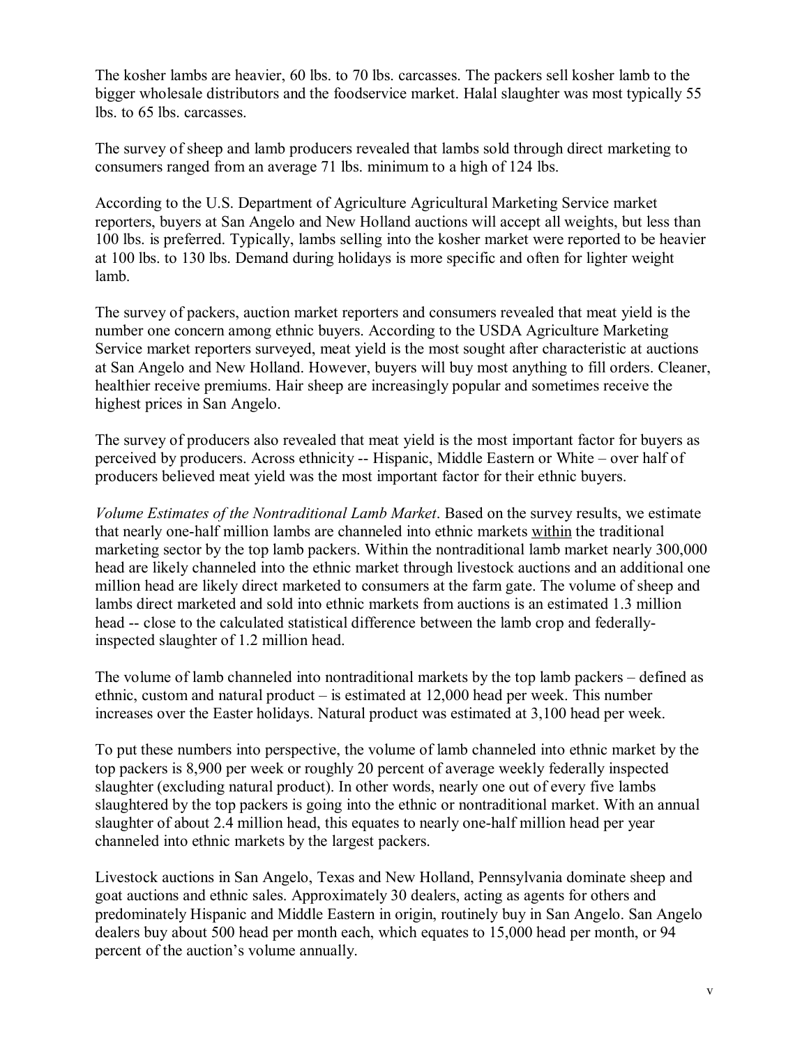The kosher lambs are heavier, 60 lbs. to 70 lbs. carcasses. The packers sell kosher lamb to the bigger wholesale distributors and the foodservice market. Halal slaughter was most typically 55 lbs. to 65 lbs. carcasses.

The survey of sheep and lamb producers revealed that lambs sold through direct marketing to consumers ranged from an average 71 lbs. minimum to a high of 124 lbs.

According to the U.S. Department of Agriculture Agricultural Marketing Service market reporters, buyers at San Angelo and New Holland auctions will accept all weights, but less than 100 lbs. is preferred. Typically, lambs selling into the kosher market were reported to be heavier at 100 lbs. to 130 lbs. Demand during holidays is more specific and often for lighter weight lamb.

The survey of packers, auction market reporters and consumers revealed that meat yield is the number one concern among ethnic buyers. According to the USDA Agriculture Marketing Service market reporters surveyed, meat yield is the most sought after characteristic at auctions at San Angelo and New Holland. However, buyers will buy most anything to fill orders. Cleaner, healthier receive premiums. Hair sheep are increasingly popular and sometimes receive the highest prices in San Angelo.

The survey of producers also revealed that meat yield is the most important factor for buyers as perceived by producers. Across ethnicity -- Hispanic, Middle Eastern or White – over half of producers believed meat yield was the most important factor for their ethnic buyers.

*Volume Estimates of the Nontraditional Lamb Market*. Based on the survey results, we estimate that nearly one-half million lambs are channeled into ethnic markets <u>within</u> the traditional marketing sector by the top lamb packers. Within the nontraditional lamb market nearly 300,000 head are likely channeled into the ethnic market through livestock auctions and an additional one million head are likely direct marketed to consumers at the farm gate. The volume of sheep and lambs direct marketed and sold into ethnic markets from auctions is an estimated 1.3 million head -- close to the calculated statistical difference between the lamb crop and federally-inspected slaughter of 1.2 million head.

The volume of lamb channeled into nontraditional markets by the top lamb packers – defined as ethnic, custom and natural product – is estimated at 12,000 head per week. This number increases over the Easter holidays. Natural product was estimated at 3,100 head per week.

To put these numbers into perspective, the volume of lamb channeled into ethnic market by the top packers is 8,900 per week or roughly 20 percent of average weekly federally inspected slaughter (excluding natural product). In other words, nearly one out of every five lambs slaughtered by the top packers is going into the ethnic or nontraditional market. With an annual slaughter of about 2.4 million head, this equates to nearly one-half million head per year channeled into ethnic markets by the largest packers.

Livestock auctions in San Angelo, Texas and New Holland, Pennsylvania dominate sheep and goat auctions and ethnic sales. Approximately 30 dealers, acting as agents for others and predominately Hispanic and Middle Eastern in origin, routinely buy in San Angelo. San Angelo dealers buy about 500 head per month each, which equates to 15,000 head per month, or 94 percent of the auction's volume annually.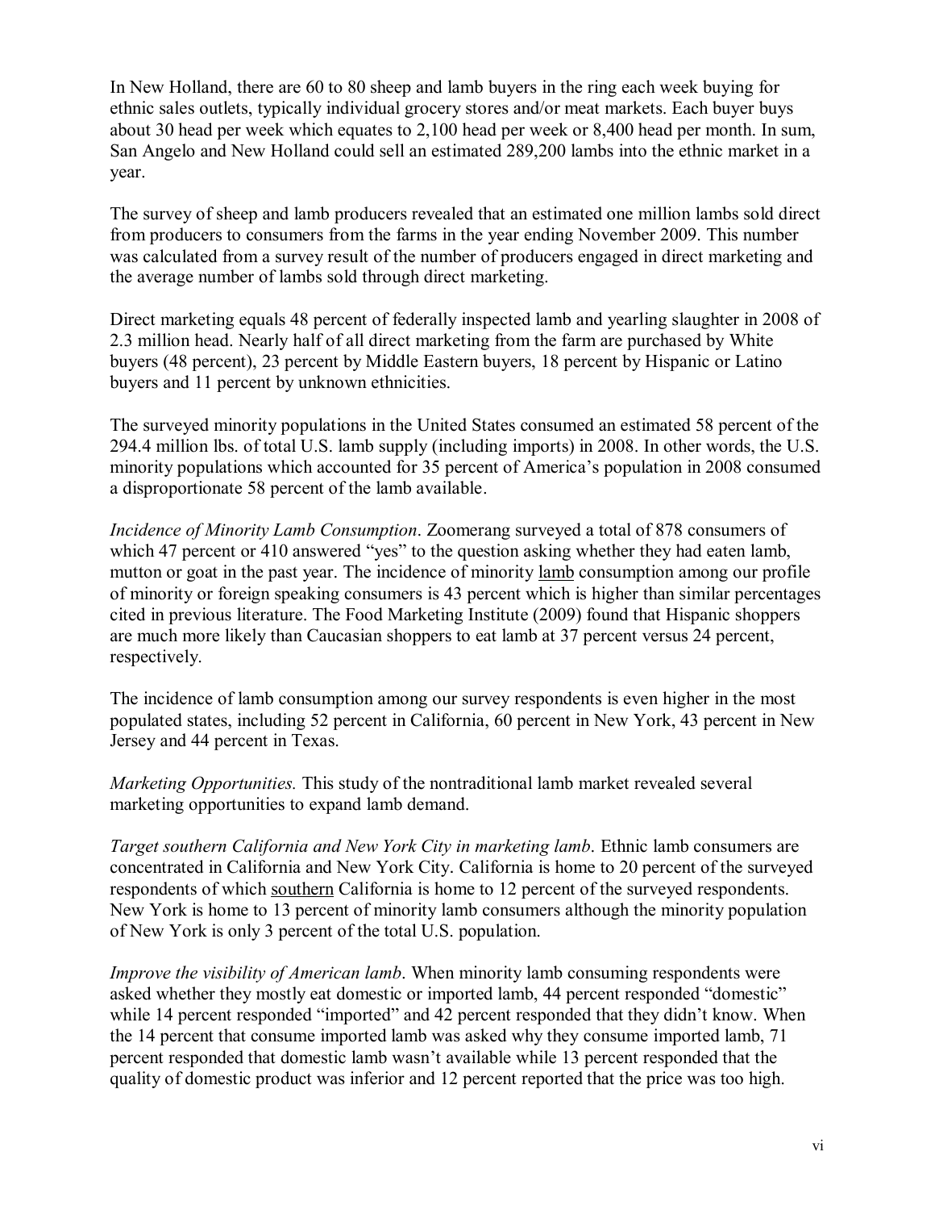In New Holland, there are 60 to 80 sheep and lamb buyers in the ring each week buying for ethnic sales outlets, typically individual grocery stores and/or meat markets. Each buyer buys about 30 head per week which equates to 2,100 head per week or 8,400 head per month. In sum, San Angelo and New Holland could sell an estimated 289,200 lambs into the ethnic market in a year.

The survey of sheep and lamb producers revealed that an estimated one million lambs sold direct from producers to consumers from the farms in the year ending November 2009. This number was calculated from a survey result of the number of producers engaged in direct marketing and the average number of lambs sold through direct marketing.

Direct marketing equals 48 percent of federally inspected lamb and yearling slaughter in 2008 of 2.3 million head. Nearly half of all direct marketing from the farm are purchased by White buyers (48 percent), 23 percent by Middle Eastern buyers, 18 percent by Hispanic or Latino buyers and 11 percent by unknown ethnicities.

The surveyed minority populations in the United States consumed an estimated 58 percent of the 294.4 million lbs. of total U.S. lamb supply (including imports) in 2008. In other words, the U.S. minority populations which accounted for 35 percent of America's population in 2008 consumed a disproportionate 58 percent of the lamb available.

*Incidence of Minority Lamb Consumption*. Zoomerang surveyed a total of 878 consumers of which 47 percent or 410 answered "yes" to the question asking whether they had eaten lamb, mutton or goat in the past year. The incidence of minority <u>lamb</u> consumption among our profile of minority or foreign speaking consumers is 43 percent which is higher than similar percentages cited in previous literature. The Food Marketing Institute (2009) found that Hispanic shoppers are much more likely than Caucasian shoppers to eat lamb at 37 percent versus 24 percent, respectively.

The incidence of lamb consumption among our survey respondents is even higher in the most populated states, including 52 percent in California, 60 percent in New York, 43 percent in New Jersey and 44 percent in Texas.

*Marketing Opportunities.* This study of the nontraditional lamb market revealed several marketing opportunities to expand lamb demand.

*Target southern California and New York City in marketing lamb*. Ethnic lamb consumers are concentrated in California and New York City. California is home to 20 percent of the surveyed respondents of which <u>southern</u> California is home to 12 percent of the surveyed respondents. New York is home to 13 percent of minority lamb consumers although the minority population of New York is only 3 percent of the total U.S. population.

*Improve the visibility of American lamb*. When minority lamb consuming respondents were asked whether they mostly eat domestic or imported lamb, 44 percent responded "domestic" while 14 percent responded "imported" and 42 percent responded that they didn't know. When the 14 percent that consume imported lamb was asked why they consume imported lamb, 71 percent responded that domestic lamb wasn't available while 13 percent responded that the quality of domestic product was inferior and 12 percent reported that the price was too high.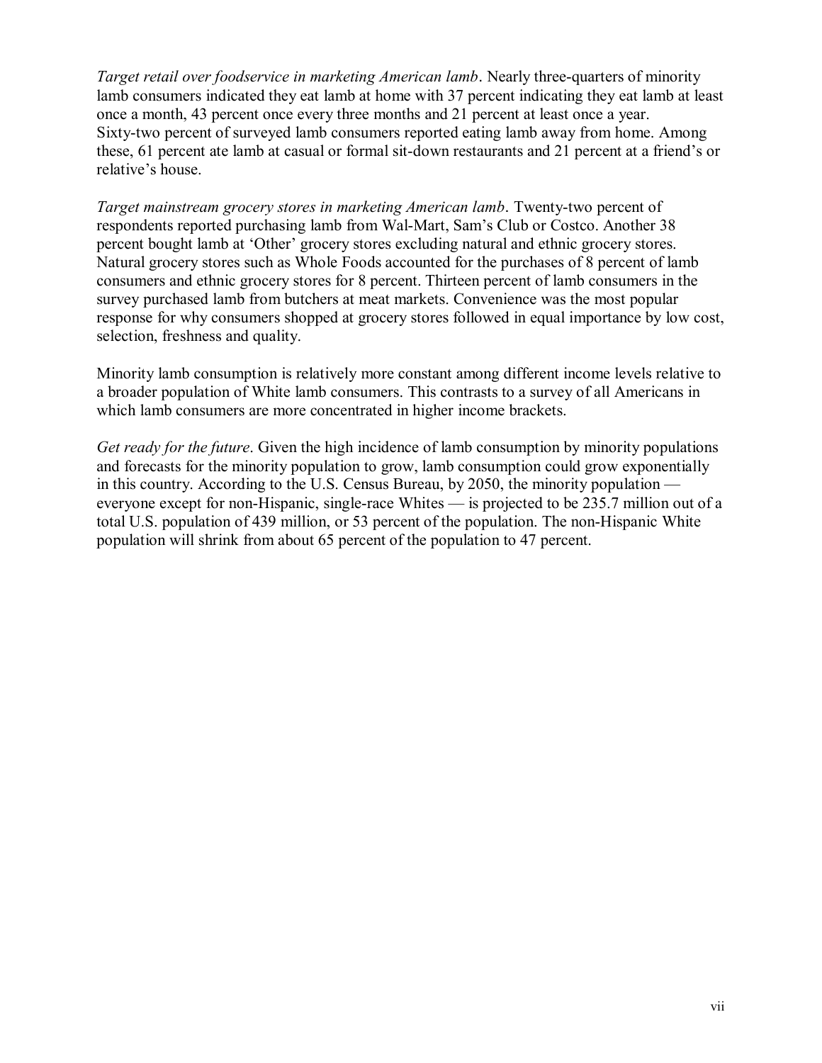*Target retail over foodservice in marketing American lamb*. Nearly three-quarters of minority lamb consumers indicated they eat lamb at home with 37 percent indicating they eat lamb at least once a month, 43 percent once every three months and 21 percent at least once a year. Sixty-two percent of surveyed lamb consumers reported eating lamb away from home. Among these, 61 percent ate lamb at casual or formal sit-down restaurants and 21 percent at a friend's or relative's house.

*Target mainstream grocery stores in marketing American lamb*. Twenty-two percent of respondents reported purchasing lamb from Wal-Mart, Sam's Club or Costco. Another 38 percent bought lamb at 'Other' grocery stores excluding natural and ethnic grocery stores. Natural grocery stores such as Whole Foods accounted for the purchases of 8 percent of lamb consumers and ethnic grocery stores for 8 percent. Thirteen percent of lamb consumers in the survey purchased lamb from butchers at meat markets. Convenience was the most popular response for why consumers shopped at grocery stores followed in equal importance by low cost, selection, freshness and quality.

Minority lamb consumption is relatively more constant among different income levels relative to a broader population of White lamb consumers. This contrasts to a survey of all Americans in which lamb consumers are more concentrated in higher income brackets.

*Get ready for the future*. Given the high incidence of lamb consumption by minority populations and forecasts for the minority population to grow, lamb consumption could grow exponentially in this country. According to the U.S. Census Bureau, by 2050, the minority population — everyone except for non-Hispanic, single-race Whites — is projected to be 235.7 million out of a total U.S. population of 439 million, or 53 percent of the population. The non-Hispanic White population will shrink from about 65 percent of the population to 47 percent.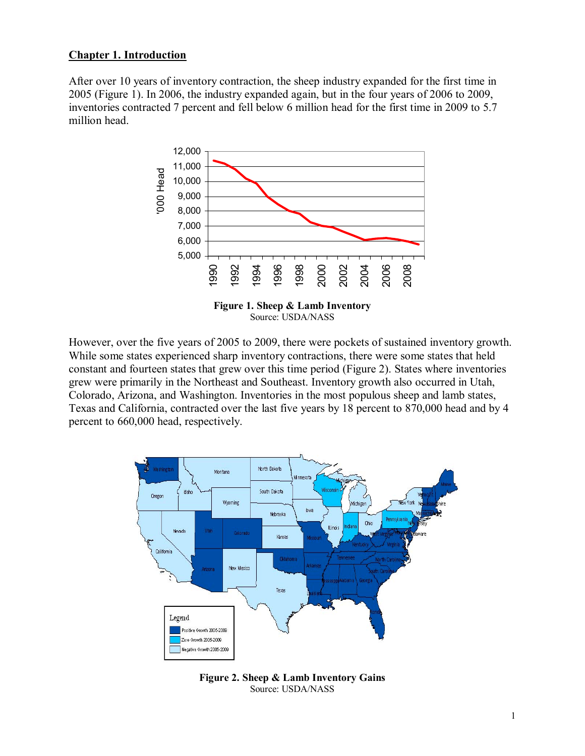## Chapter 1. Introduction

After over 10 years of inventory contraction, the sheep industry expanded for the first time in 2005 (Figure 1). In 2006, the industry expanded again, but in the four years of 2006 to 2009, inventories contracted 7 percent and fell below 6 million head for the first time in 2009 to 5.7 million head.

**Figure 1. Sheep & Lamb Inventory**
Source: USDA/NASS

However, over the five years of 2005 to 2009, there were pockets of sustained inventory growth. While some states experienced sharp inventory contractions, there were some states that held constant and fourteen states that grew over this time period (Figure 2). States where inventories grew were primarily in the Northeast and Southeast. Inventory growth also occurred in Utah, Colorado, Arizona, and Washington. Inventories in the most populous sheep and lamb states, Texas and California, contracted over the last five years by 18 percent to 870,000 head and by 4 percent to 660,000 head, respectively.

**Figure 2. Sheep & Lamb Inventory Gains**
Source: USDA/NASS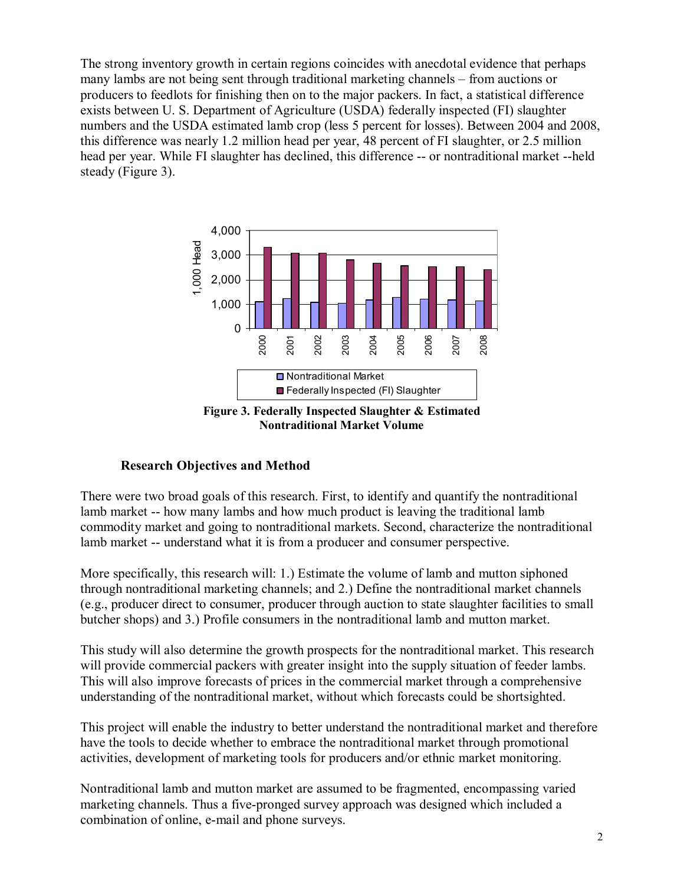The strong inventory growth in certain regions coincides with anecdotal evidence that perhaps many lambs are not being sent through traditional marketing channels – from auctions or producers to feedlots for finishing then on to the major packers. In fact, a statistical difference exists between U. S. Department of Agriculture (USDA) federally inspected (FI) slaughter numbers and the USDA estimated lamb crop (less 5 percent for losses). Between 2004 and 2008, this difference was nearly 1.2 million head per year, 48 percent of FI slaughter, or 2.5 million head per year. While FI slaughter has declined, this difference -- or nontraditional market --held steady (Figure 3).

**Figure 3. Federally Inspected Slaughter & Estimated Nontraditional Market Volume**

### Research Objectives and Method

There were two broad goals of this research. First, to identify and quantify the nontraditional lamb market -- how many lambs and how much product is leaving the traditional lamb commodity market and going to nontraditional markets. Second, characterize the nontraditional lamb market -- understand what it is from a producer and consumer perspective.

More specifically, this research will: 1.) Estimate the volume of lamb and mutton siphoned through nontraditional marketing channels; and 2.) Define the nontraditional market channels (e.g., producer direct to consumer, producer through auction to state slaughter facilities to small butcher shops) and 3.) Profile consumers in the nontraditional lamb and mutton market.

This study will also determine the growth prospects for the nontraditional market. This research will provide commercial packers with greater insight into the supply situation of feeder lambs. This will also improve forecasts of prices in the commercial market through a comprehensive understanding of the nontraditional market, without which forecasts could be shortsighted.

This project will enable the industry to better understand the nontraditional market and therefore have the tools to decide whether to embrace the nontraditional market through promotional activities, development of marketing tools for producers and/or ethnic market monitoring.

Nontraditional lamb and mutton market are assumed to be fragmented, encompassing varied marketing channels. Thus a five-pronged survey approach was designed which included a combination of online, e-mail and phone surveys.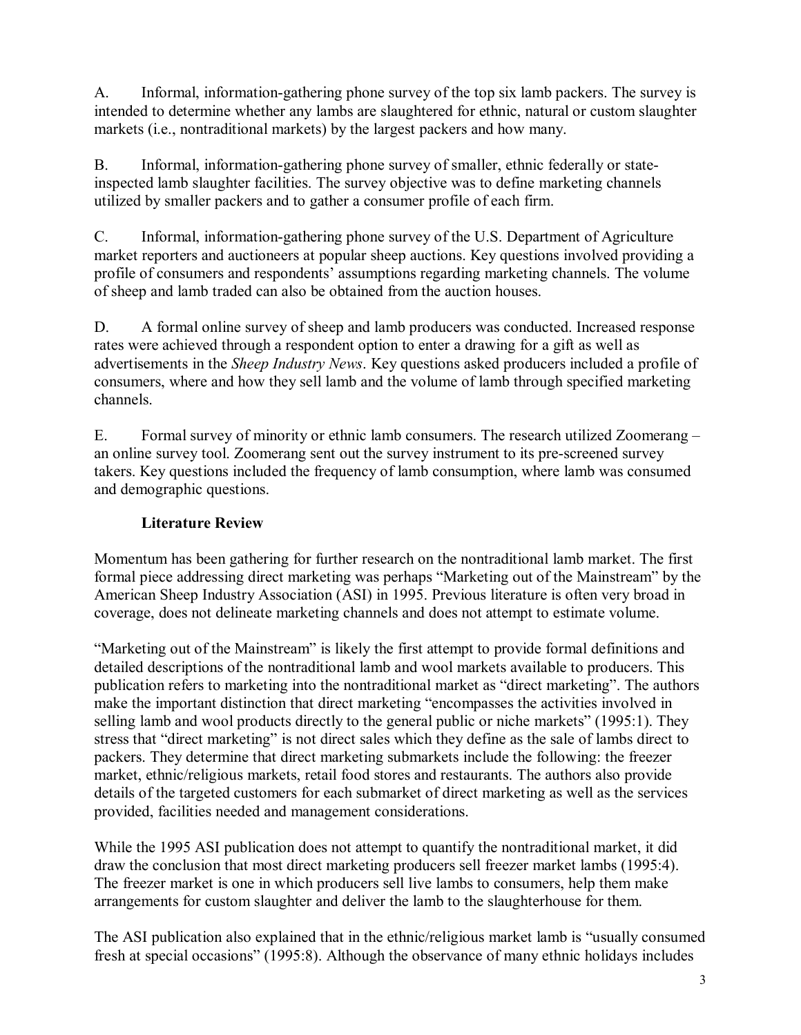A. Informal, information-gathering phone survey of the top six lamb packers. The survey is intended to determine whether any lambs are slaughtered for ethnic, natural or custom slaughter markets (i.e., nontraditional markets) by the largest packers and how many.

B. Informal, information-gathering phone survey of smaller, ethnic federally or state-inspected lamb slaughter facilities. The survey objective was to define marketing channels utilized by smaller packers and to gather a consumer profile of each firm.

C. Informal, information-gathering phone survey of the U.S. Department of Agriculture market reporters and auctioneers at popular sheep auctions. Key questions involved providing a profile of consumers and respondents' assumptions regarding marketing channels. The volume of sheep and lamb traded can also be obtained from the auction houses.

D. A formal online survey of sheep and lamb producers was conducted. Increased response rates were achieved through a respondent option to enter a drawing for a gift as well as advertisements in the *Sheep Industry News*. Key questions asked producers included a profile of consumers, where and how they sell lamb and the volume of lamb through specified marketing channels.

E. Formal survey of minority or ethnic lamb consumers. The research utilized Zoomerang – an online survey tool. Zoomerang sent out the survey instrument to its pre-screened survey takers. Key questions included the frequency of lamb consumption, where lamb was consumed and demographic questions.

## Literature Review

Momentum has been gathering for further research on the nontraditional lamb market. The first formal piece addressing direct marketing was perhaps "Marketing out of the Mainstream" by the American Sheep Industry Association (ASI) in 1995. Previous literature is often very broad in coverage, does not delineate marketing channels and does not attempt to estimate volume.

"Marketing out of the Mainstream" is likely the first attempt to provide formal definitions and detailed descriptions of the nontraditional lamb and wool markets available to producers. This publication refers to marketing into the nontraditional market as "direct marketing". The authors make the important distinction that direct marketing "encompasses the activities involved in selling lamb and wool products directly to the general public or niche markets" (1995:1). They stress that "direct marketing" is not direct sales which they define as the sale of lambs direct to packers. They determine that direct marketing submarkets include the following: the freezer market, ethnic/religious markets, retail food stores and restaurants. The authors also provide details of the targeted customers for each submarket of direct marketing as well as the services provided, facilities needed and management considerations.

While the 1995 ASI publication does not attempt to quantify the nontraditional market, it did draw the conclusion that most direct marketing producers sell freezer market lambs (1995:4). The freezer market is one in which producers sell live lambs to consumers, help them make arrangements for custom slaughter and deliver the lamb to the slaughterhouse for them.

The ASI publication also explained that in the ethnic/religious market lamb is "usually consumed fresh at special occasions" (1995:8). Although the observance of many ethnic holidays includes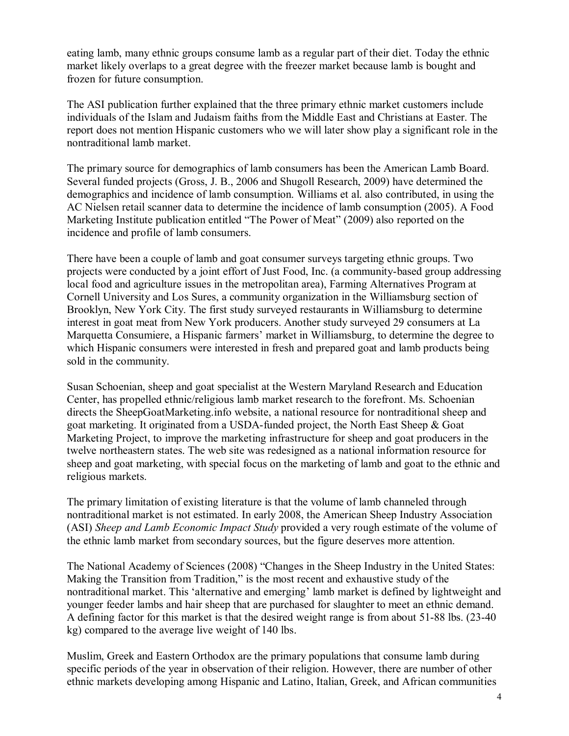eating lamb, many ethnic groups consume lamb as a regular part of their diet. Today the ethnic market likely overlaps to a great degree with the freezer market because lamb is bought and frozen for future consumption.

The ASI publication further explained that the three primary ethnic market customers include individuals of the Islam and Judaism faiths from the Middle East and Christians at Easter. The report does not mention Hispanic customers who we will later show play a significant role in the nontraditional lamb market.

The primary source for demographics of lamb consumers has been the American Lamb Board. Several funded projects (Gross, J. B., 2006 and Shugoll Research, 2009) have determined the demographics and incidence of lamb consumption. Williams et al. also contributed, in using the AC Nielsen retail scanner data to determine the incidence of lamb consumption (2005). A Food Marketing Institute publication entitled "The Power of Meat" (2009) also reported on the incidence and profile of lamb consumers.

There have been a couple of lamb and goat consumer surveys targeting ethnic groups. Two projects were conducted by a joint effort of Just Food, Inc. (a community-based group addressing local food and agriculture issues in the metropolitan area), Farming Alternatives Program at Cornell University and Los Sures, a community organization in the Williamsburg section of Brooklyn, New York City. The first study surveyed restaurants in Williamsburg to determine interest in goat meat from New York producers. Another study surveyed 29 consumers at La Marquetta Consumiere, a Hispanic farmers' market in Williamsburg, to determine the degree to which Hispanic consumers were interested in fresh and prepared goat and lamb products being sold in the community.

Susan Schoenian, sheep and goat specialist at the Western Maryland Research and Education Center, has propelled ethnic/religious lamb market research to the forefront. Ms. Schoenian directs the SheepGoatMarketing.info website, a national resource for nontraditional sheep and goat marketing. It originated from a USDA-funded project, the North East Sheep & Goat Marketing Project, to improve the marketing infrastructure for sheep and goat producers in the twelve northeastern states. The web site was redesigned as a national information resource for sheep and goat marketing, with special focus on the marketing of lamb and goat to the ethnic and religious markets.

The primary limitation of existing literature is that the volume of lamb channeled through nontraditional market is not estimated. In early 2008, the American Sheep Industry Association (ASI) *Sheep and Lamb Economic Impact Study* provided a very rough estimate of the volume of the ethnic lamb market from secondary sources, but the figure deserves more attention.

The National Academy of Sciences (2008) "Changes in the Sheep Industry in the United States: Making the Transition from Tradition," is the most recent and exhaustive study of the nontraditional market. This 'alternative and emerging' lamb market is defined by lightweight and younger feeder lambs and hair sheep that are purchased for slaughter to meet an ethnic demand. A defining factor for this market is that the desired weight range is from about 51-88 lbs. (23-40 kg) compared to the average live weight of 140 lbs.

Muslim, Greek and Eastern Orthodox are the primary populations that consume lamb during specific periods of the year in observation of their religion. However, there are number of other ethnic markets developing among Hispanic and Latino, Italian, Greek, and African communities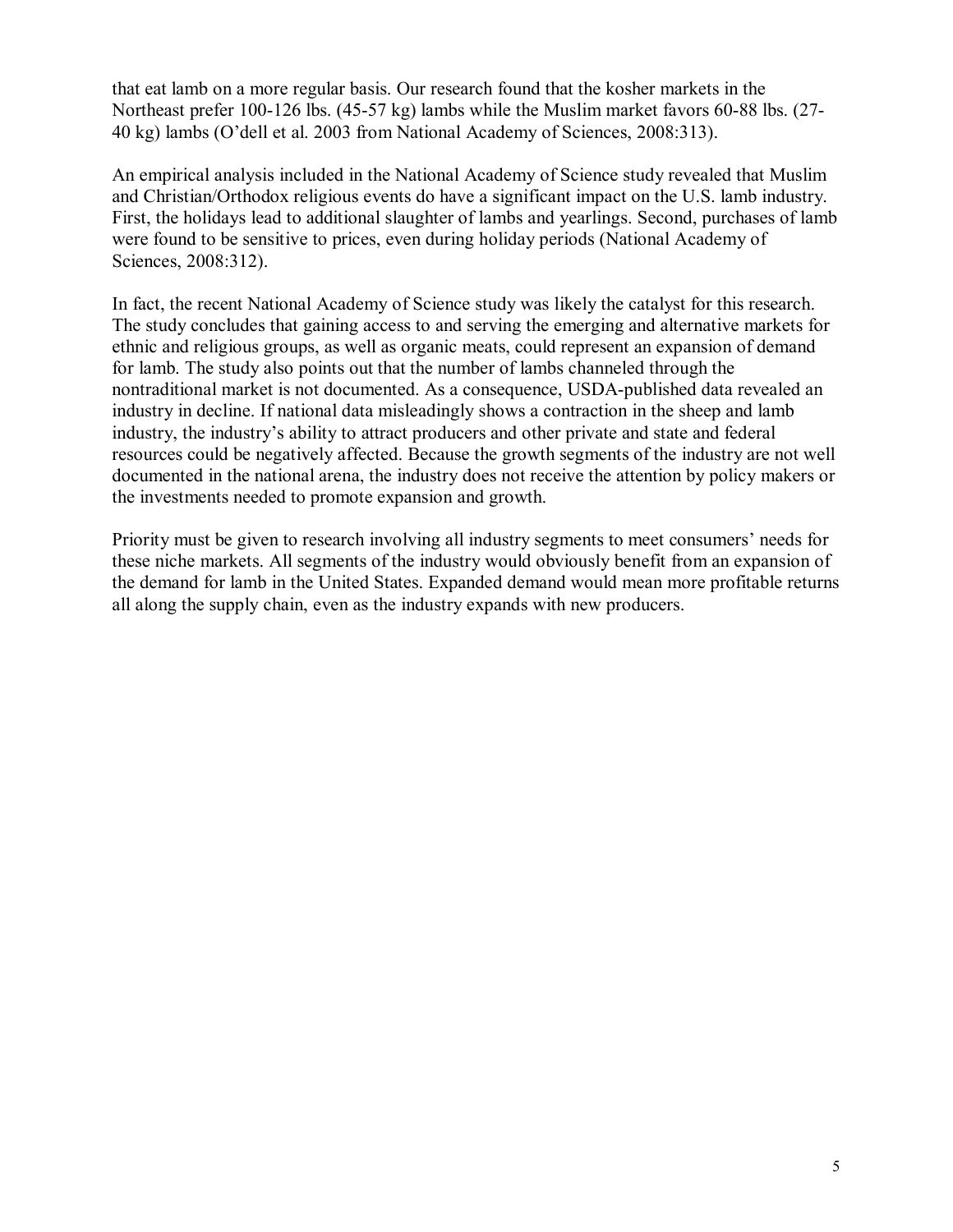that eat lamb on a more regular basis. Our research found that the kosher markets in the Northeast prefer 100-126 lbs. (45-57 kg) lambs while the Muslim market favors 60-88 lbs. (27-40 kg) lambs (O'dell et al. 2003 from National Academy of Sciences, 2008:313).

An empirical analysis included in the National Academy of Science study revealed that Muslim and Christian/Orthodox religious events do have a significant impact on the U.S. lamb industry. First, the holidays lead to additional slaughter of lambs and yearlings. Second, purchases of lamb were found to be sensitive to prices, even during holiday periods (National Academy of Sciences, 2008:312).

In fact, the recent National Academy of Science study was likely the catalyst for this research. The study concludes that gaining access to and serving the emerging and alternative markets for ethnic and religious groups, as well as organic meats, could represent an expansion of demand for lamb. The study also points out that the number of lambs channeled through the nontraditional market is not documented. As a consequence, USDA-published data revealed an industry in decline. If national data misleadingly shows a contraction in the sheep and lamb industry, the industry's ability to attract producers and other private and state and federal resources could be negatively affected. Because the growth segments of the industry are not well documented in the national arena, the industry does not receive the attention by policy makers or the investments needed to promote expansion and growth.

Priority must be given to research involving all industry segments to meet consumers' needs for these niche markets. All segments of the industry would obviously benefit from an expansion of the demand for lamb in the United States. Expanded demand would mean more profitable returns all along the supply chain, even as the industry expands with new producers.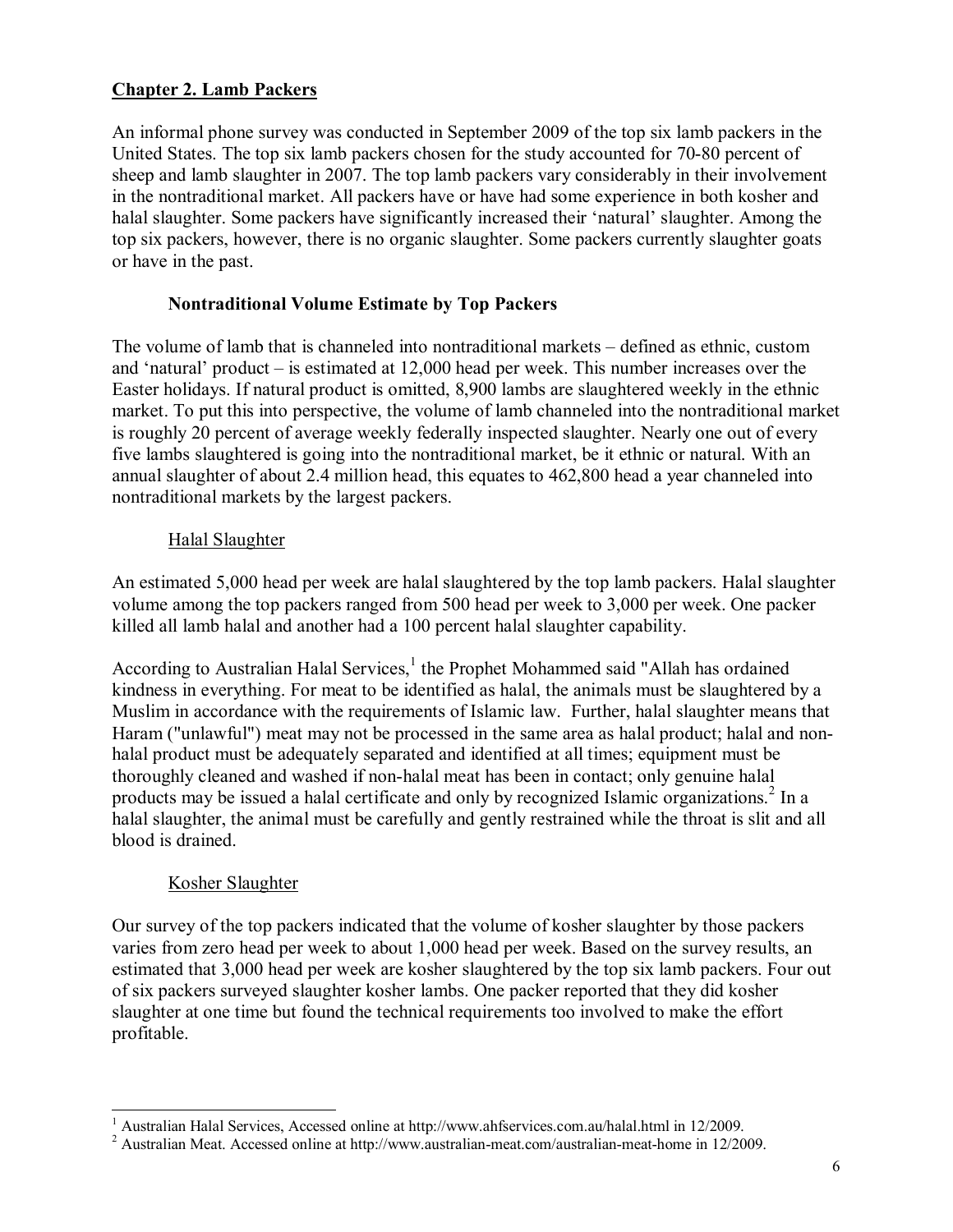## Chapter 2. Lamb Packers

An informal phone survey was conducted in September 2009 of the top six lamb packers in the United States. The top six lamb packers chosen for the study accounted for 70-80 percent of sheep and lamb slaughter in 2007. The top lamb packers vary considerably in their involvement in the nontraditional market. All packers have or have had some experience in both kosher and halal slaughter. Some packers have significantly increased their 'natural' slaughter. Among the top six packers, however, there is no organic slaughter. Some packers currently slaughter goats or have in the past.

### Nontraditional Volume Estimate by Top Packers

The volume of lamb that is channeled into nontraditional markets – defined as ethnic, custom and 'natural' product – is estimated at 12,000 head per week. This number increases over the Easter holidays. If natural product is omitted, 8,900 lambs are slaughtered weekly in the ethnic market. To put this into perspective, the volume of lamb channeled into the nontraditional market is roughly 20 percent of average weekly federally inspected slaughter. Nearly one out of every five lambs slaughtered is going into the nontraditional market, be it ethnic or natural. With an annual slaughter of about 2.4 million head, this equates to 462,800 head a year channeled into nontraditional markets by the largest packers.

#### Halal Slaughter

An estimated 5,000 head per week are halal slaughtered by the top lamb packers. Halal slaughter volume among the top packers ranged from 500 head per week to 3,000 per week. One packer killed all lamb halal and another had a 100 percent halal slaughter capability.

According to Australian Halal Services,[1] the Prophet Mohammed said "Allah has ordained kindness in everything. For meat to be identified as halal, the animals must be slaughtered by a Muslim in accordance with the requirements of Islamic law. Further, halal slaughter means that Haram ("unlawful") meat may not be processed in the same area as halal product; halal and non-halal product must be adequately separated and identified at all times; equipment must be thoroughly cleaned and washed if non-halal meat has been in contact; only genuine halal products may be issued a halal certificate and only by recognized Islamic organizations.[2] In a halal slaughter, the animal must be carefully and gently restrained while the throat is slit and all blood is drained.

#### Kosher Slaughter

Our survey of the top packers indicated that the volume of kosher slaughter by those packers varies from zero head per week to about 1,000 head per week. Based on the survey results, an estimated that 3,000 head per week are kosher slaughtered by the top six lamb packers. Four out of six packers surveyed slaughter kosher lambs. One packer reported that they did kosher slaughter at one time but found the technical requirements too involved to make the effort profitable.

---

[1] Australian Halal Services, Accessed online at http://www.ahfservices.com.au/halal.html in 12/2009.

[2] Australian Meat. Accessed online at http://www.australian-meat.com/australian-meat-home in 12/2009.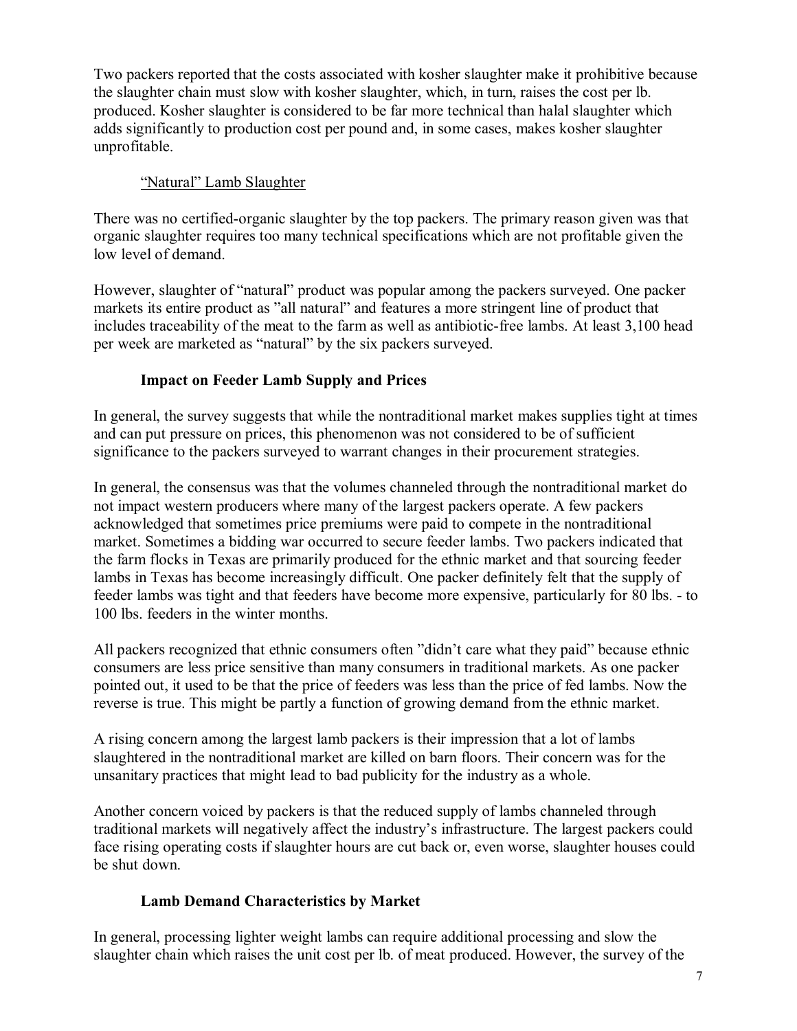Two packers reported that the costs associated with kosher slaughter make it prohibitive because the slaughter chain must slow with kosher slaughter, which, in turn, raises the cost per lb. produced. Kosher slaughter is considered to be far more technical than halal slaughter which adds significantly to production cost per pound and, in some cases, makes kosher slaughter unprofitable.

"Natural" Lamb Slaughter

There was no certified-organic slaughter by the top packers. The primary reason given was that organic slaughter requires too many technical specifications which are not profitable given the low level of demand.

However, slaughter of "natural" product was popular among the packers surveyed. One packer markets its entire product as "all natural" and features a more stringent line of product that includes traceability of the meat to the farm as well as antibiotic-free lambs. At least 3,100 head per week are marketed as "natural" by the six packers surveyed.

### Impact on Feeder Lamb Supply and Prices

In general, the survey suggests that while the nontraditional market makes supplies tight at times and can put pressure on prices, this phenomenon was not considered to be of sufficient significance to the packers surveyed to warrant changes in their procurement strategies.

In general, the consensus was that the volumes channeled through the nontraditional market do not impact western producers where many of the largest packers operate. A few packers acknowledged that sometimes price premiums were paid to compete in the nontraditional market. Sometimes a bidding war occurred to secure feeder lambs. Two packers indicated that the farm flocks in Texas are primarily produced for the ethnic market and that sourcing feeder lambs in Texas has become increasingly difficult. One packer definitely felt that the supply of feeder lambs was tight and that feeders have become more expensive, particularly for 80 lbs. - to 100 lbs. feeders in the winter months.

All packers recognized that ethnic consumers often "didn't care what they paid" because ethnic consumers are less price sensitive than many consumers in traditional markets. As one packer pointed out, it used to be that the price of feeders was less than the price of fed lambs. Now the reverse is true. This might be partly a function of growing demand from the ethnic market.

A rising concern among the largest lamb packers is their impression that a lot of lambs slaughtered in the nontraditional market are killed on barn floors. Their concern was for the unsanitary practices that might lead to bad publicity for the industry as a whole.

Another concern voiced by packers is that the reduced supply of lambs channeled through traditional markets will negatively affect the industry's infrastructure. The largest packers could face rising operating costs if slaughter hours are cut back or, even worse, slaughter houses could be shut down.

### Lamb Demand Characteristics by Market

In general, processing lighter weight lambs can require additional processing and slow the slaughter chain which raises the unit cost per lb. of meat produced. However, the survey of the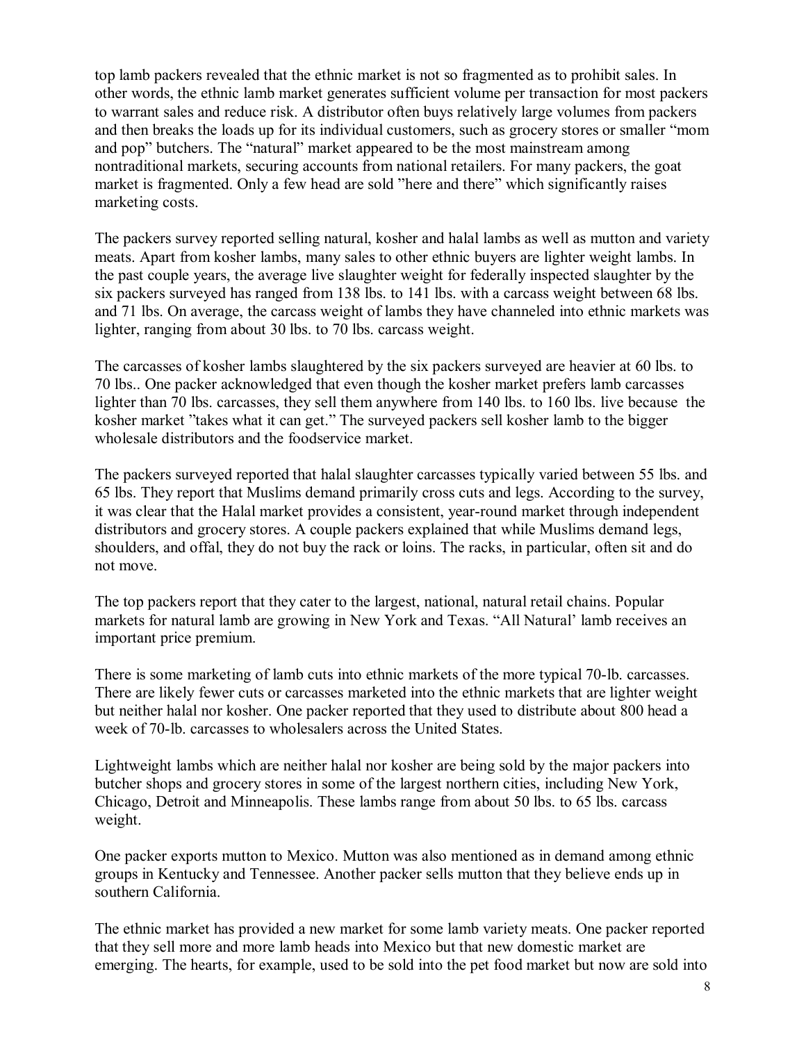top lamb packers revealed that the ethnic market is not so fragmented as to prohibit sales. In other words, the ethnic lamb market generates sufficient volume per transaction for most packers to warrant sales and reduce risk. A distributor often buys relatively large volumes from packers and then breaks the loads up for its individual customers, such as grocery stores or smaller "mom and pop" butchers. The "natural" market appeared to be the most mainstream among nontraditional markets, securing accounts from national retailers. For many packers, the goat market is fragmented. Only a few head are sold "here and there" which significantly raises marketing costs.

The packers survey reported selling natural, kosher and halal lambs as well as mutton and variety meats. Apart from kosher lambs, many sales to other ethnic buyers are lighter weight lambs. In the past couple years, the average live slaughter weight for federally inspected slaughter by the six packers surveyed has ranged from 138 lbs. to 141 lbs. with a carcass weight between 68 lbs. and 71 lbs. On average, the carcass weight of lambs they have channeled into ethnic markets was lighter, ranging from about 30 lbs. to 70 lbs. carcass weight.

The carcasses of kosher lambs slaughtered by the six packers surveyed are heavier at 60 lbs. to 70 lbs.. One packer acknowledged that even though the kosher market prefers lamb carcasses lighter than 70 lbs. carcasses, they sell them anywhere from 140 lbs. to 160 lbs. live because the kosher market "takes what it can get." The surveyed packers sell kosher lamb to the bigger wholesale distributors and the foodservice market.

The packers surveyed reported that halal slaughter carcasses typically varied between 55 lbs. and 65 lbs. They report that Muslims demand primarily cross cuts and legs. According to the survey, it was clear that the Halal market provides a consistent, year-round market through independent distributors and grocery stores. A couple packers explained that while Muslims demand legs, shoulders, and offal, they do not buy the rack or loins. The racks, in particular, often sit and do not move.

The top packers report that they cater to the largest, national, natural retail chains. Popular markets for natural lamb are growing in New York and Texas. "All Natural' lamb receives an important price premium.

There is some marketing of lamb cuts into ethnic markets of the more typical 70-lb. carcasses. There are likely fewer cuts or carcasses marketed into the ethnic markets that are lighter weight but neither halal nor kosher. One packer reported that they used to distribute about 800 head a week of 70-lb. carcasses to wholesalers across the United States.

Lightweight lambs which are neither halal nor kosher are being sold by the major packers into butcher shops and grocery stores in some of the largest northern cities, including New York, Chicago, Detroit and Minneapolis. These lambs range from about 50 lbs. to 65 lbs. carcass weight.

One packer exports mutton to Mexico. Mutton was also mentioned as in demand among ethnic groups in Kentucky and Tennessee. Another packer sells mutton that they believe ends up in southern California.

The ethnic market has provided a new market for some lamb variety meats. One packer reported that they sell more and more lamb heads into Mexico but that new domestic market are emerging. The hearts, for example, used to be sold into the pet food market but now are sold into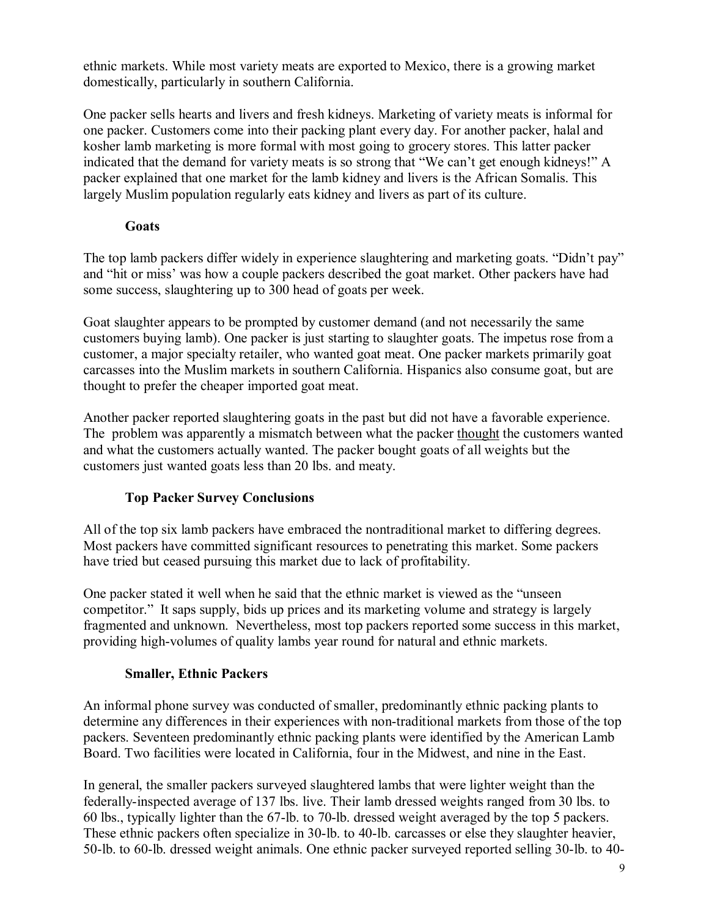ethnic markets. While most variety meats are exported to Mexico, there is a growing market domestically, particularly in southern California.

One packer sells hearts and livers and fresh kidneys. Marketing of variety meats is informal for one packer. Customers come into their packing plant every day. For another packer, halal and kosher lamb marketing is more formal with most going to grocery stores. This latter packer indicated that the demand for variety meats is so strong that "We can't get enough kidneys!" A packer explained that one market for the lamb kidney and livers is the African Somalis. This largely Muslim population regularly eats kidney and livers as part of its culture.

### Goats

The top lamb packers differ widely in experience slaughtering and marketing goats. "Didn't pay" and "hit or miss' was how a couple packers described the goat market. Other packers have had some success, slaughtering up to 300 head of goats per week.

Goat slaughter appears to be prompted by customer demand (and not necessarily the same customers buying lamb). One packer is just starting to slaughter goats. The impetus rose from a customer, a major specialty retailer, who wanted goat meat. One packer markets primarily goat carcasses into the Muslim markets in southern California. Hispanics also consume goat, but are thought to prefer the cheaper imported goat meat.

Another packer reported slaughtering goats in the past but did not have a favorable experience. The problem was apparently a mismatch between what the packer thought the customers wanted and what the customers actually wanted. The packer bought goats of all weights but the customers just wanted goats less than 20 lbs. and meaty.

### Top Packer Survey Conclusions

All of the top six lamb packers have embraced the nontraditional market to differing degrees. Most packers have committed significant resources to penetrating this market. Some packers have tried but ceased pursuing this market due to lack of profitability.

One packer stated it well when he said that the ethnic market is viewed as the "unseen competitor." It saps supply, bids up prices and its marketing volume and strategy is largely fragmented and unknown. Nevertheless, most top packers reported some success in this market, providing high-volumes of quality lambs year round for natural and ethnic markets.

### Smaller, Ethnic Packers

An informal phone survey was conducted of smaller, predominantly ethnic packing plants to determine any differences in their experiences with non-traditional markets from those of the top packers. Seventeen predominantly ethnic packing plants were identified by the American Lamb Board. Two facilities were located in California, four in the Midwest, and nine in the East.

In general, the smaller packers surveyed slaughtered lambs that were lighter weight than the federally-inspected average of 137 lbs. live. Their lamb dressed weights ranged from 30 lbs. to 60 lbs., typically lighter than the 67-lb. to 70-lb. dressed weight averaged by the top 5 packers. These ethnic packers often specialize in 30-lb. to 40-lb. carcasses or else they slaughter heavier, 50-lb. to 60-lb. dressed weight animals. One ethnic packer surveyed reported selling 30-lb. to 40-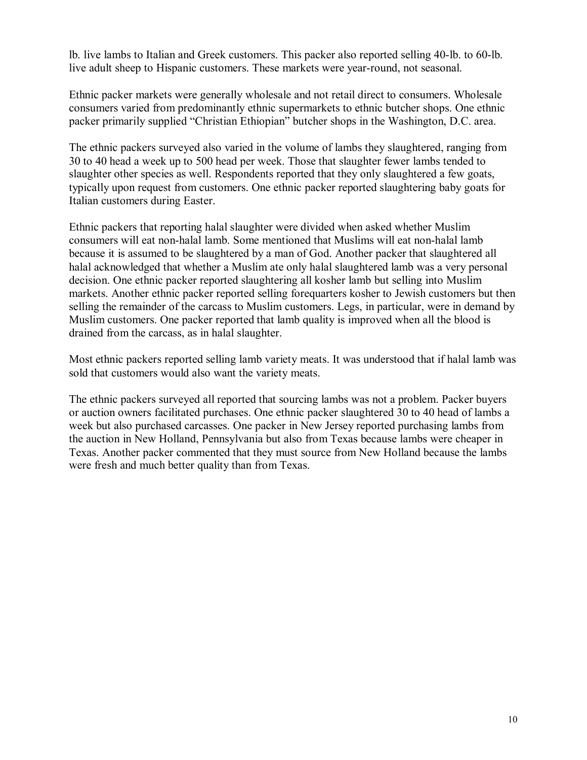lb. live lambs to Italian and Greek customers. This packer also reported selling 40-lb. to 60-lb. live adult sheep to Hispanic customers. These markets were year-round, not seasonal.

Ethnic packer markets were generally wholesale and not retail direct to consumers. Wholesale consumers varied from predominantly ethnic supermarkets to ethnic butcher shops. One ethnic packer primarily supplied "Christian Ethiopian" butcher shops in the Washington, D.C. area.

The ethnic packers surveyed also varied in the volume of lambs they slaughtered, ranging from 30 to 40 head a week up to 500 head per week. Those that slaughter fewer lambs tended to slaughter other species as well. Respondents reported that they only slaughtered a few goats, typically upon request from customers. One ethnic packer reported slaughtering baby goats for Italian customers during Easter.

Ethnic packers that reporting halal slaughter were divided when asked whether Muslim consumers will eat non-halal lamb. Some mentioned that Muslims will eat non-halal lamb because it is assumed to be slaughtered by a man of God. Another packer that slaughtered all halal acknowledged that whether a Muslim ate only halal slaughtered lamb was a very personal decision. One ethnic packer reported slaughtering all kosher lamb but selling into Muslim markets. Another ethnic packer reported selling forequarters kosher to Jewish customers but then selling the remainder of the carcass to Muslim customers. Legs, in particular, were in demand by Muslim customers. One packer reported that lamb quality is improved when all the blood is drained from the carcass, as in halal slaughter.

Most ethnic packers reported selling lamb variety meats. It was understood that if halal lamb was sold that customers would also want the variety meats.

The ethnic packers surveyed all reported that sourcing lambs was not a problem. Packer buyers or auction owners facilitated purchases. One ethnic packer slaughtered 30 to 40 head of lambs a week but also purchased carcasses. One packer in New Jersey reported purchasing lambs from the auction in New Holland, Pennsylvania but also from Texas because lambs were cheaper in Texas. Another packer commented that they must source from New Holland because the lambs were fresh and much better quality than from Texas.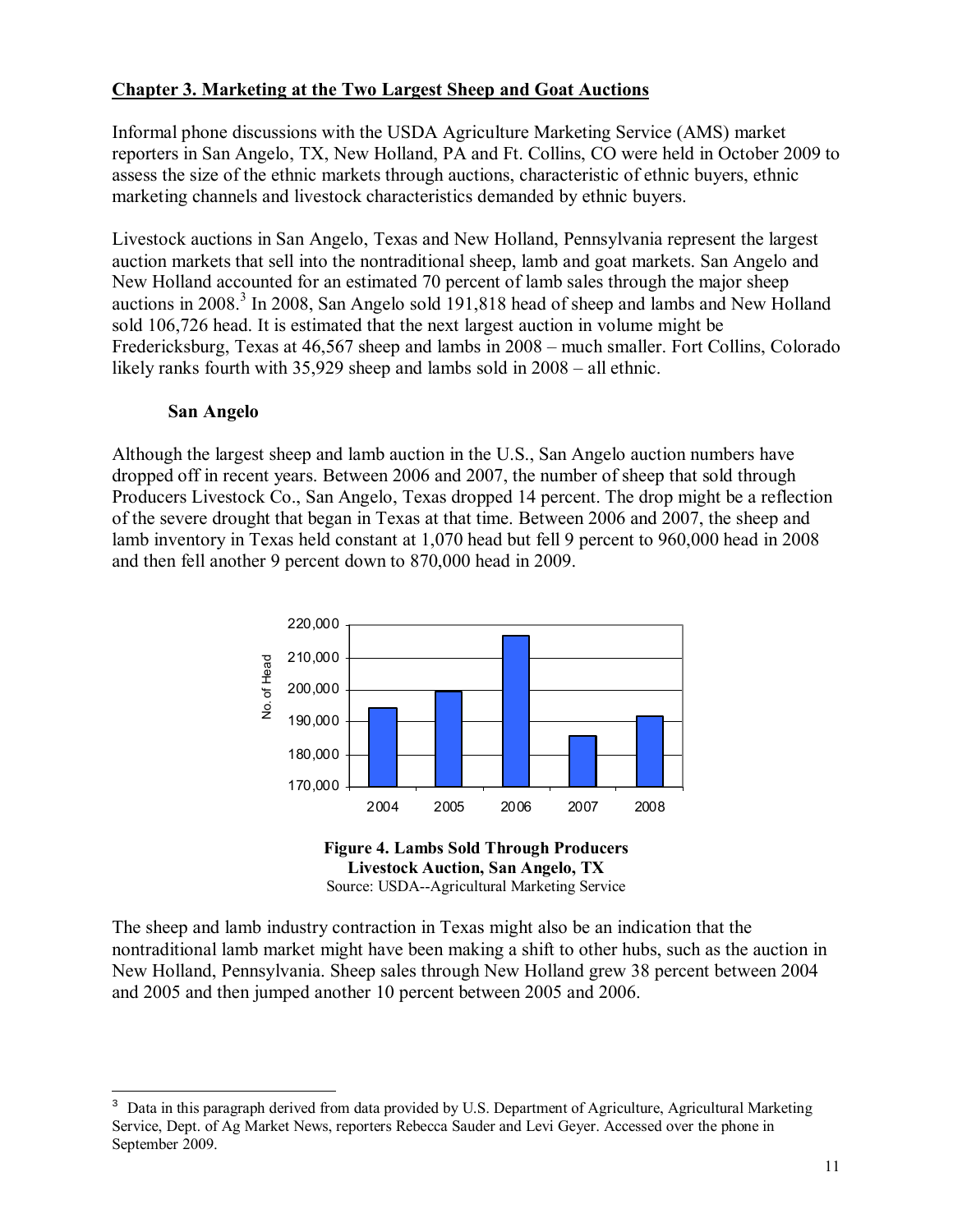## Chapter 3. Marketing at the Two Largest Sheep and Goat Auctions

Informal phone discussions with the USDA Agriculture Marketing Service (AMS) market reporters in San Angelo, TX, New Holland, PA and Ft. Collins, CO were held in October 2009 to assess the size of the ethnic markets through auctions, characteristic of ethnic buyers, ethnic marketing channels and livestock characteristics demanded by ethnic buyers.

Livestock auctions in San Angelo, Texas and New Holland, Pennsylvania represent the largest auction markets that sell into the nontraditional sheep, lamb and goat markets. San Angelo and New Holland accounted for an estimated 70 percent of lamb sales through the major sheep auctions in 2008.[3] In 2008, San Angelo sold 191,818 head of sheep and lambs and New Holland sold 106,726 head. It is estimated that the next largest auction in volume might be Fredericksburg, Texas at 46,567 sheep and lambs in 2008 – much smaller. Fort Collins, Colorado likely ranks fourth with 35,929 sheep and lambs sold in 2008 – all ethnic.

### San Angelo

Although the largest sheep and lamb auction in the U.S., San Angelo auction numbers have dropped off in recent years. Between 2006 and 2007, the number of sheep that sold through Producers Livestock Co., San Angelo, Texas dropped 14 percent. The drop might be a reflection of the severe drought that began in Texas at that time. Between 2006 and 2007, the sheep and lamb inventory in Texas held constant at 1,070 head but fell 9 percent to 960,000 head in 2008 and then fell another 9 percent down to 870,000 head in 2009.

**Figure 4. Lambs Sold Through Producers Livestock Auction, San Angelo, TX**
Source: USDA--Agricultural Marketing Service

The sheep and lamb industry contraction in Texas might also be an indication that the nontraditional lamb market might have been making a shift to other hubs, such as the auction in New Holland, Pennsylvania. Sheep sales through New Holland grew 38 percent between 2004 and 2005 and then jumped another 10 percent between 2005 and 2006.

---

[3] Data in this paragraph derived from data provided by U.S. Department of Agriculture, Agricultural Marketing Service, Dept. of Ag Market News, reporters Rebecca Sauder and Levi Geyer. Accessed over the phone in September 2009.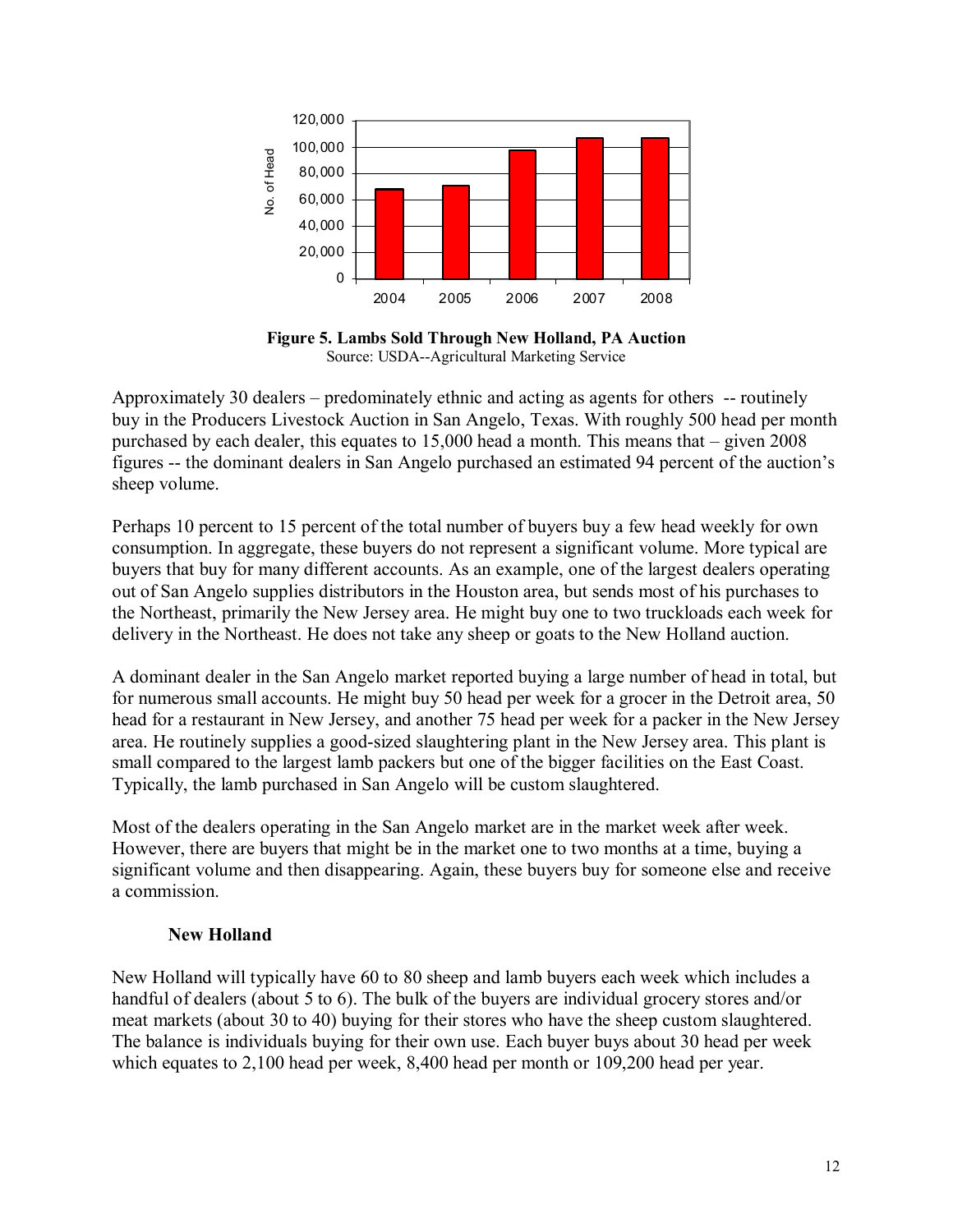**Figure 5. Lambs Sold Through New Holland, PA Auction**
Source: USDA--Agricultural Marketing Service

Approximately 30 dealers – predominately ethnic and acting as agents for others -- routinely buy in the Producers Livestock Auction in San Angelo, Texas. With roughly 500 head per month purchased by each dealer, this equates to 15,000 head a month. This means that – given 2008 figures -- the dominant dealers in San Angelo purchased an estimated 94 percent of the auction's sheep volume.

Perhaps 10 percent to 15 percent of the total number of buyers buy a few head weekly for own consumption. In aggregate, these buyers do not represent a significant volume. More typical are buyers that buy for many different accounts. As an example, one of the largest dealers operating out of San Angelo supplies distributors in the Houston area, but sends most of his purchases to the Northeast, primarily the New Jersey area. He might buy one to two truckloads each week for delivery in the Northeast. He does not take any sheep or goats to the New Holland auction.

A dominant dealer in the San Angelo market reported buying a large number of head in total, but for numerous small accounts. He might buy 50 head per week for a grocer in the Detroit area, 50 head for a restaurant in New Jersey, and another 75 head per week for a packer in the New Jersey area. He routinely supplies a good-sized slaughtering plant in the New Jersey area. This plant is small compared to the largest lamb packers but one of the bigger facilities on the East Coast. Typically, the lamb purchased in San Angelo will be custom slaughtered.

Most of the dealers operating in the San Angelo market are in the market week after week. However, there are buyers that might be in the market one to two months at a time, buying a significant volume and then disappearing. Again, these buyers buy for someone else and receive a commission.

### New Holland

New Holland will typically have 60 to 80 sheep and lamb buyers each week which includes a handful of dealers (about 5 to 6). The bulk of the buyers are individual grocery stores and/or meat markets (about 30 to 40) buying for their stores who have the sheep custom slaughtered. The balance is individuals buying for their own use. Each buyer buys about 30 head per week which equates to 2,100 head per week, 8,400 head per month or 109,200 head per year.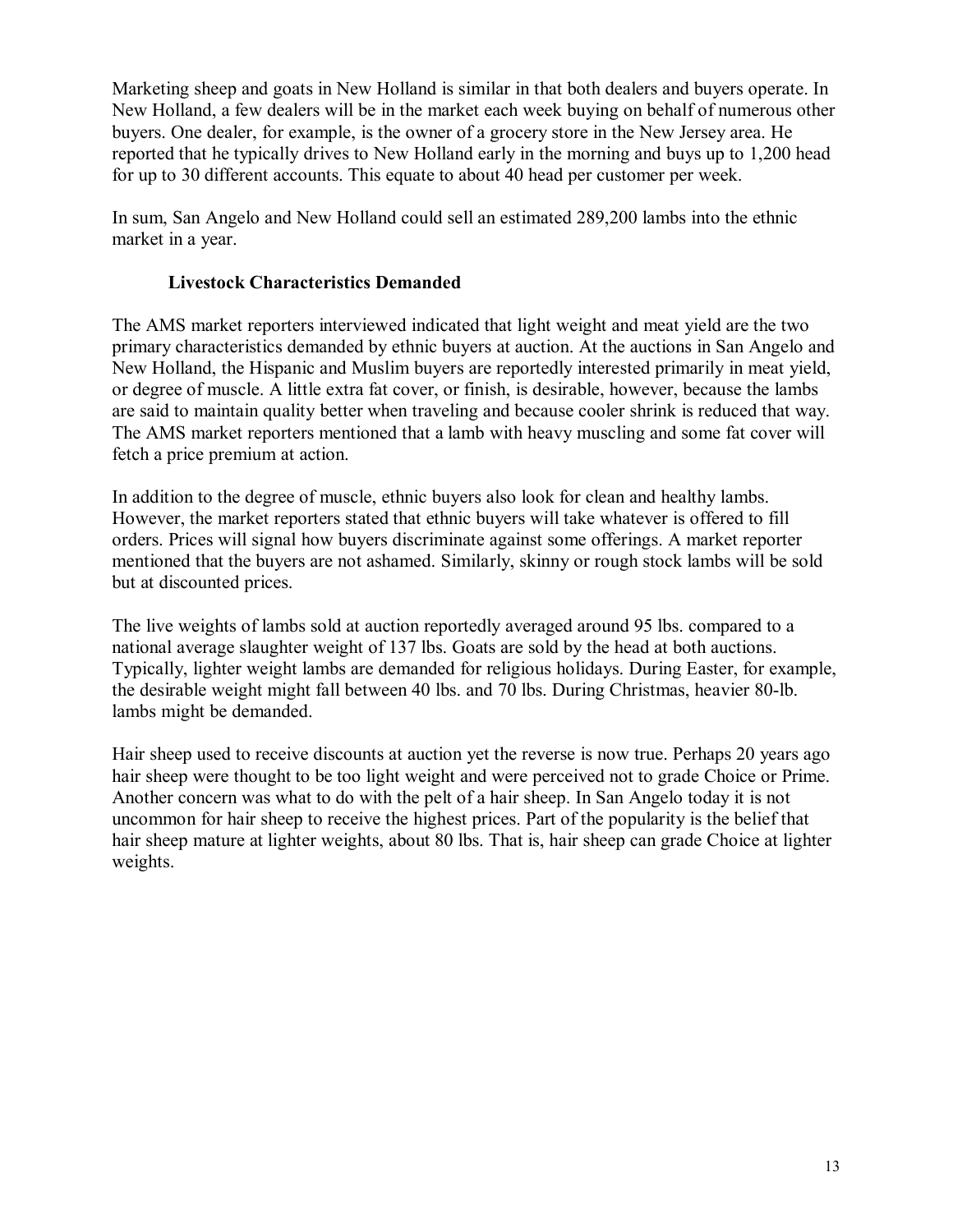Marketing sheep and goats in New Holland is similar in that both dealers and buyers operate. In New Holland, a few dealers will be in the market each week buying on behalf of numerous other buyers. One dealer, for example, is the owner of a grocery store in the New Jersey area. He reported that he typically drives to New Holland early in the morning and buys up to 1,200 head for up to 30 different accounts. This equate to about 40 head per customer per week.

In sum, San Angelo and New Holland could sell an estimated 289,200 lambs into the ethnic market in a year.

### Livestock Characteristics Demanded

The AMS market reporters interviewed indicated that light weight and meat yield are the two primary characteristics demanded by ethnic buyers at auction. At the auctions in San Angelo and New Holland, the Hispanic and Muslim buyers are reportedly interested primarily in meat yield, or degree of muscle. A little extra fat cover, or finish, is desirable, however, because the lambs are said to maintain quality better when traveling and because cooler shrink is reduced that way. The AMS market reporters mentioned that a lamb with heavy muscling and some fat cover will fetch a price premium at action.

In addition to the degree of muscle, ethnic buyers also look for clean and healthy lambs. However, the market reporters stated that ethnic buyers will take whatever is offered to fill orders. Prices will signal how buyers discriminate against some offerings. A market reporter mentioned that the buyers are not ashamed. Similarly, skinny or rough stock lambs will be sold but at discounted prices.

The live weights of lambs sold at auction reportedly averaged around 95 lbs. compared to a national average slaughter weight of 137 lbs. Goats are sold by the head at both auctions. Typically, lighter weight lambs are demanded for religious holidays. During Easter, for example, the desirable weight might fall between 40 lbs. and 70 lbs. During Christmas, heavier 80-lb. lambs might be demanded.

Hair sheep used to receive discounts at auction yet the reverse is now true. Perhaps 20 years ago hair sheep were thought to be too light weight and were perceived not to grade Choice or Prime. Another concern was what to do with the pelt of a hair sheep. In San Angelo today it is not uncommon for hair sheep to receive the highest prices. Part of the popularity is the belief that hair sheep mature at lighter weights, about 80 lbs. That is, hair sheep can grade Choice at lighter weights.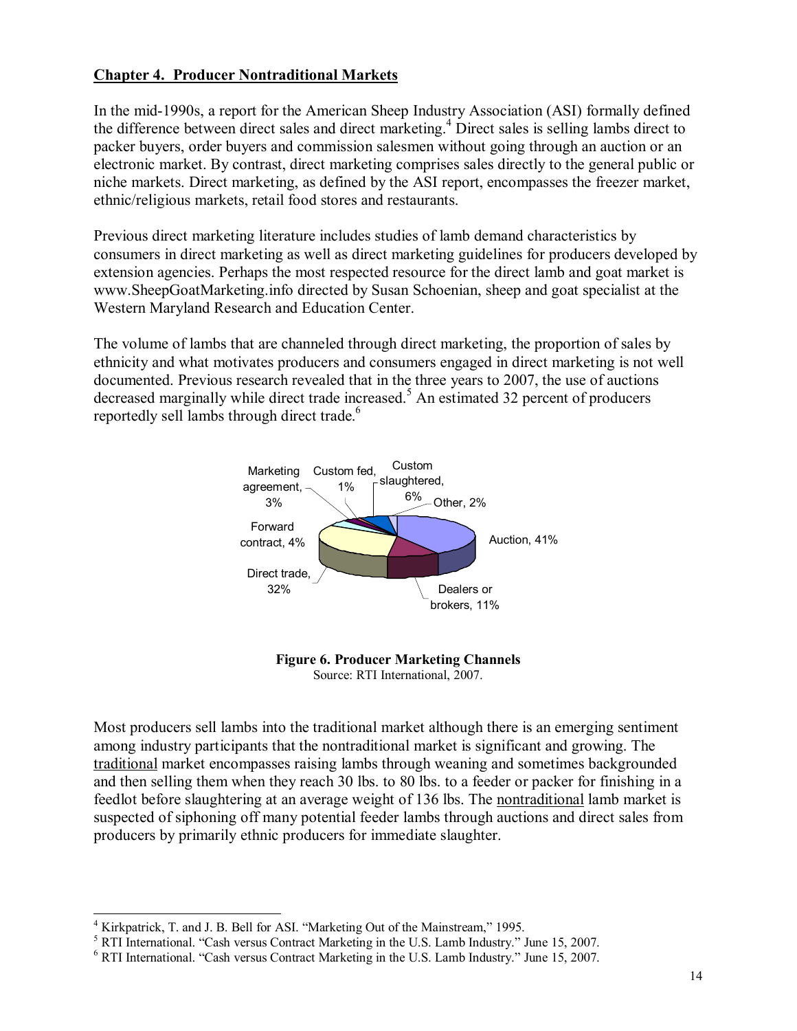## Chapter 4. Producer Nontraditional Markets

In the mid-1990s, a report for the American Sheep Industry Association (ASI) formally defined the difference between direct sales and direct marketing.[4] Direct sales is selling lambs direct to packer buyers, order buyers and commission salesmen without going through an auction or an electronic market. By contrast, direct marketing comprises sales directly to the general public or niche markets. Direct marketing, as defined by the ASI report, encompasses the freezer market, ethnic/religious markets, retail food stores and restaurants.

Previous direct marketing literature includes studies of lamb demand characteristics by consumers in direct marketing as well as direct marketing guidelines for producers developed by extension agencies. Perhaps the most respected resource for the direct lamb and goat market is www.SheepGoatMarketing.info directed by Susan Schoenian, sheep and goat specialist at the Western Maryland Research and Education Center.

The volume of lambs that are channeled through direct marketing, the proportion of sales by ethnicity and what motivates producers and consumers engaged in direct marketing is not well documented. Previous research revealed that in the three years to 2007, the use of auctions decreased marginally while direct trade increased.[5] An estimated 32 percent of producers reportedly sell lambs through direct trade.[6]

Marketing agreement, 3%; Custom fed, 1%; Custom slaughtered, 6%; Other, 2%; Auction, 41%; Dealers or brokers, 11%; Direct trade, 32%; Forward contract, 4%

**Figure 6. Producer Marketing Channels**
Source: RTI International, 2007.

Most producers sell lambs into the traditional market although there is an emerging sentiment among industry participants that the nontraditional market is significant and growing. The traditional market encompasses raising lambs through weaning and sometimes backgrounded and then selling them when they reach 30 lbs. to 80 lbs. to a feeder or packer for finishing in a feedlot before slaughtering at an average weight of 136 lbs. The nontraditional lamb market is suspected of siphoning off many potential feeder lambs through auctions and direct sales from producers by primarily ethnic producers for immediate slaughter.

---

[4] Kirkpatrick, T. and J. B. Bell for ASI. "Marketing Out of the Mainstream," 1995.

[5] RTI International. "Cash versus Contract Marketing in the U.S. Lamb Industry." June 15, 2007.

[6] RTI International. "Cash versus Contract Marketing in the U.S. Lamb Industry." June 15, 2007.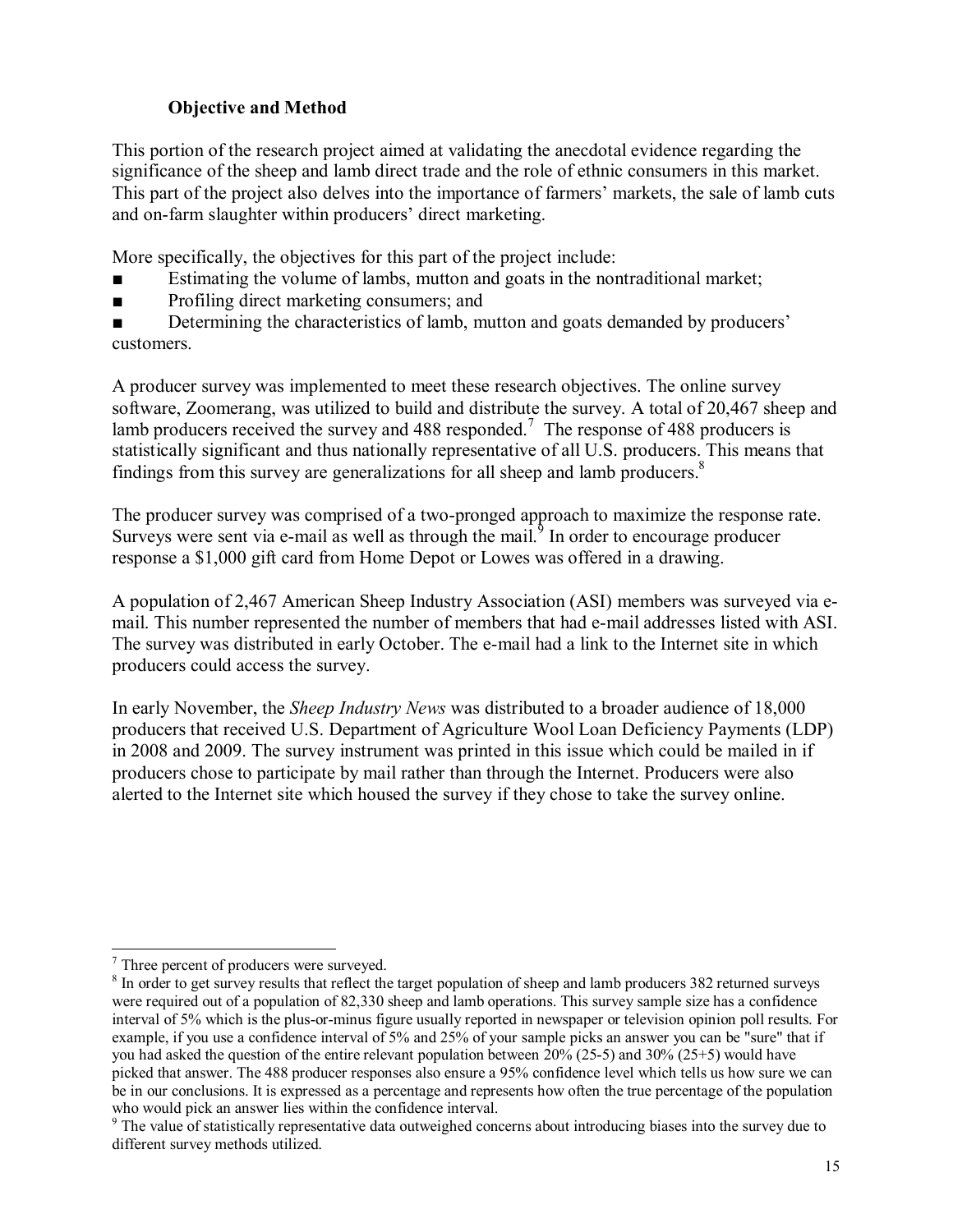### Objective and Method

This portion of the research project aimed at validating the anecdotal evidence regarding the significance of the sheep and lamb direct trade and the role of ethnic consumers in this market. This part of the project also delves into the importance of farmers' markets, the sale of lamb cuts and on-farm slaughter within producers' direct marketing.

More specifically, the objectives for this part of the project include:

- Estimating the volume of lambs, mutton and goats in the nontraditional market;
- Profiling direct marketing consumers; and
- Determining the characteristics of lamb, mutton and goats demanded by producers' customers.

A producer survey was implemented to meet these research objectives. The online survey software, Zoomerang, was utilized to build and distribute the survey. A total of 20,467 sheep and lamb producers received the survey and 488 responded.[7] The response of 488 producers is statistically significant and thus nationally representative of all U.S. producers. This means that findings from this survey are generalizations for all sheep and lamb producers.[8]

The producer survey was comprised of a two-pronged approach to maximize the response rate. Surveys were sent via e-mail as well as through the mail.[9] In order to encourage producer response a $1,000 gift card from Home Depot or Lowes was offered in a drawing.

A population of 2,467 American Sheep Industry Association (ASI) members was surveyed via e-mail. This number represented the number of members that had e-mail addresses listed with ASI. The survey was distributed in early October. The e-mail had a link to the Internet site in which producers could access the survey.

In early November, the *Sheep Industry News* was distributed to a broader audience of 18,000 producers that received U.S. Department of Agriculture Wool Loan Deficiency Payments (LDP) in 2008 and 2009. The survey instrument was printed in this issue which could be mailed in if producers chose to participate by mail rather than through the Internet. Producers were also alerted to the Internet site which housed the survey if they chose to take the survey online.

---

[7] Three percent of producers were surveyed.

[8] In order to get survey results that reflect the target population of sheep and lamb producers 382 returned surveys were required out of a population of 82,330 sheep and lamb operations. This survey sample size has a confidence interval of 5% which is the plus-or-minus figure usually reported in newspaper or television opinion poll results. For example, if you use a confidence interval of 5% and 25% of your sample picks an answer you can be "sure" that if you had asked the question of the entire relevant population between 20% (25-5) and 30% (25+5) would have picked that answer. The 488 producer responses also ensure a 95% confidence level which tells us how sure we can be in our conclusions. It is expressed as a percentage and represents how often the true percentage of the population who would pick an answer lies within the confidence interval.

[9] The value of statistically representative data outweighed concerns about introducing biases into the survey due to different survey methods utilized.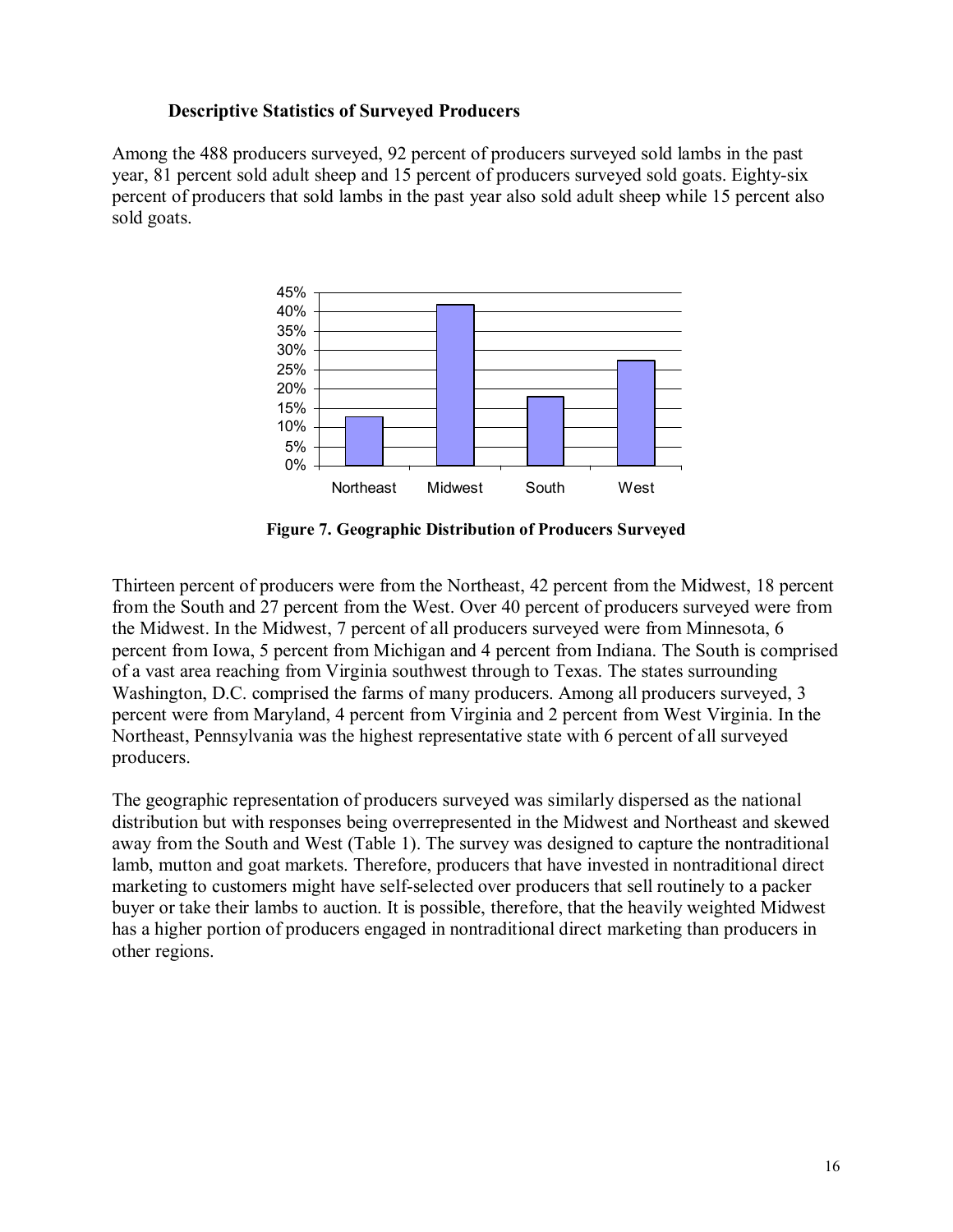### Descriptive Statistics of Surveyed Producers

Among the 488 producers surveyed, 92 percent of producers surveyed sold lambs in the past year, 81 percent sold adult sheep and 15 percent of producers surveyed sold goats. Eighty-six percent of producers that sold lambs in the past year also sold adult sheep while 15 percent also sold goats.

**Figure 7. Geographic Distribution of Producers Surveyed**

Thirteen percent of producers were from the Northeast, 42 percent from the Midwest, 18 percent from the South and 27 percent from the West. Over 40 percent of producers surveyed were from the Midwest. In the Midwest, 7 percent of all producers surveyed were from Minnesota, 6 percent from Iowa, 5 percent from Michigan and 4 percent from Indiana. The South is comprised of a vast area reaching from Virginia southwest through to Texas. The states surrounding Washington, D.C. comprised the farms of many producers. Among all producers surveyed, 3 percent were from Maryland, 4 percent from Virginia and 2 percent from West Virginia. In the Northeast, Pennsylvania was the highest representative state with 6 percent of all surveyed producers.

The geographic representation of producers surveyed was similarly dispersed as the national distribution but with responses being overrepresented in the Midwest and Northeast and skewed away from the South and West (Table 1). The survey was designed to capture the nontraditional lamb, mutton and goat markets. Therefore, producers that have invested in nontraditional direct marketing to customers might have self-selected over producers that sell routinely to a packer buyer or take their lambs to auction. It is possible, therefore, that the heavily weighted Midwest has a higher portion of producers engaged in nontraditional direct marketing than producers in other regions.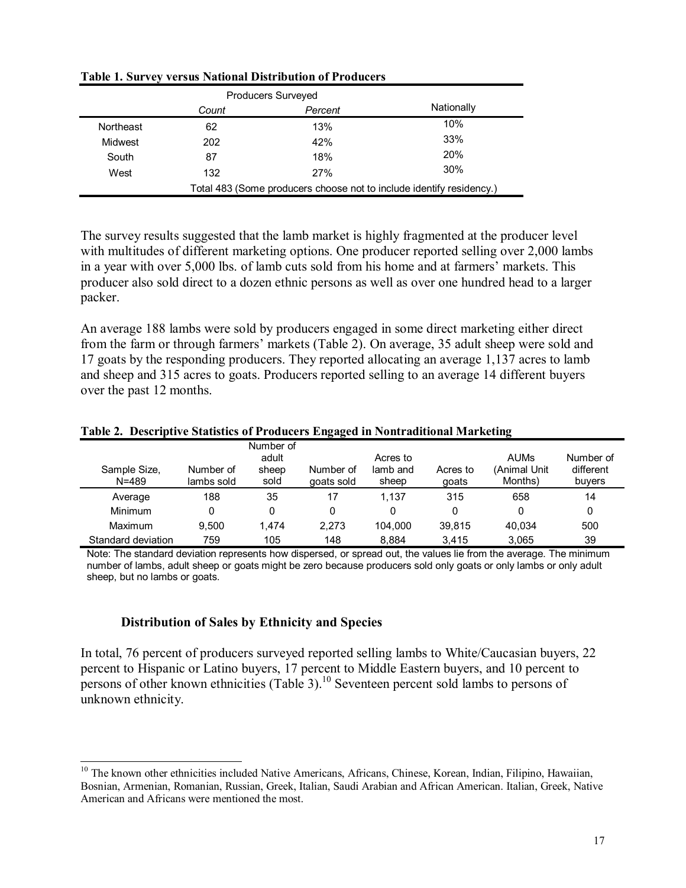**Table 1. Survey versus National Distribution of Producers**

| | Producers Surveyed | | Nationally |
|---|---|---|---|
| | Count | Percent | |
| Northeast | 62 | 13% | 10% |
| Midwest | 202 | 42% | 33% |
| South | 87 | 18% | 20% |
| West | 132 | 27% | 30% |
| | Total 483 (Some producers choose not to include identify residency.) | | |

The survey results suggested that the lamb market is highly fragmented at the producer level with multitudes of different marketing options. One producer reported selling over 2,000 lambs in a year with over 5,000 lbs. of lamb cuts sold from his home and at farmers' markets. This producer also sold direct to a dozen ethnic persons as well as over one hundred head to a larger packer.

An average 188 lambs were sold by producers engaged in some direct marketing either direct from the farm or through farmers' markets (Table 2). On average, 35 adult sheep were sold and 17 goats by the responding producers. They reported allocating an average 1,137 acres to lamb and sheep and 315 acres to goats. Producers reported selling to an average 14 different buyers over the past 12 months.

**Table 2. Descriptive Statistics of Producers Engaged in Nontraditional Marketing**

| Sample Size, N=489 | Number of lambs sold | Number of adult sheep sold | Number of goats sold | Acres to lamb and sheep | Acres to goats | AUMs (Animal Unit Months) | Number of different buyers |
|---|---|---|---|---|---|---|---|
| Average | 188 | 35 | 17 | 1,137 | 315 | 658 | 14 |
| Minimum | 0 | 0 | 0 | 0 | 0 | 0 | 0 |
| Maximum | 9,500 | 1,474 | 2,273 | 104,000 | 39,815 | 40,034 | 500 |
| Standard deviation | 759 | 105 | 148 | 8,884 | 3,415 | 3,065 | 39 |

Note: The standard deviation represents how dispersed, or spread out, the values lie from the average. The minimum number of lambs, adult sheep or goats might be zero because producers sold only goats or only lambs or only adult sheep, but no lambs or goats.

### Distribution of Sales by Ethnicity and Species

In total, 76 percent of producers surveyed reported selling lambs to White/Caucasian buyers, 22 percent to Hispanic or Latino buyers, 17 percent to Middle Eastern buyers, and 10 percent to persons of other known ethnicities (Table 3).[10] Seventeen percent sold lambs to persons of unknown ethnicity.

[10] The known other ethnicities included Native Americans, Africans, Chinese, Korean, Indian, Filipino, Hawaiian, Bosnian, Armenian, Romanian, Russian, Greek, Italian, Saudi Arabian and African American. Italian, Greek, Native American and Africans were mentioned the most.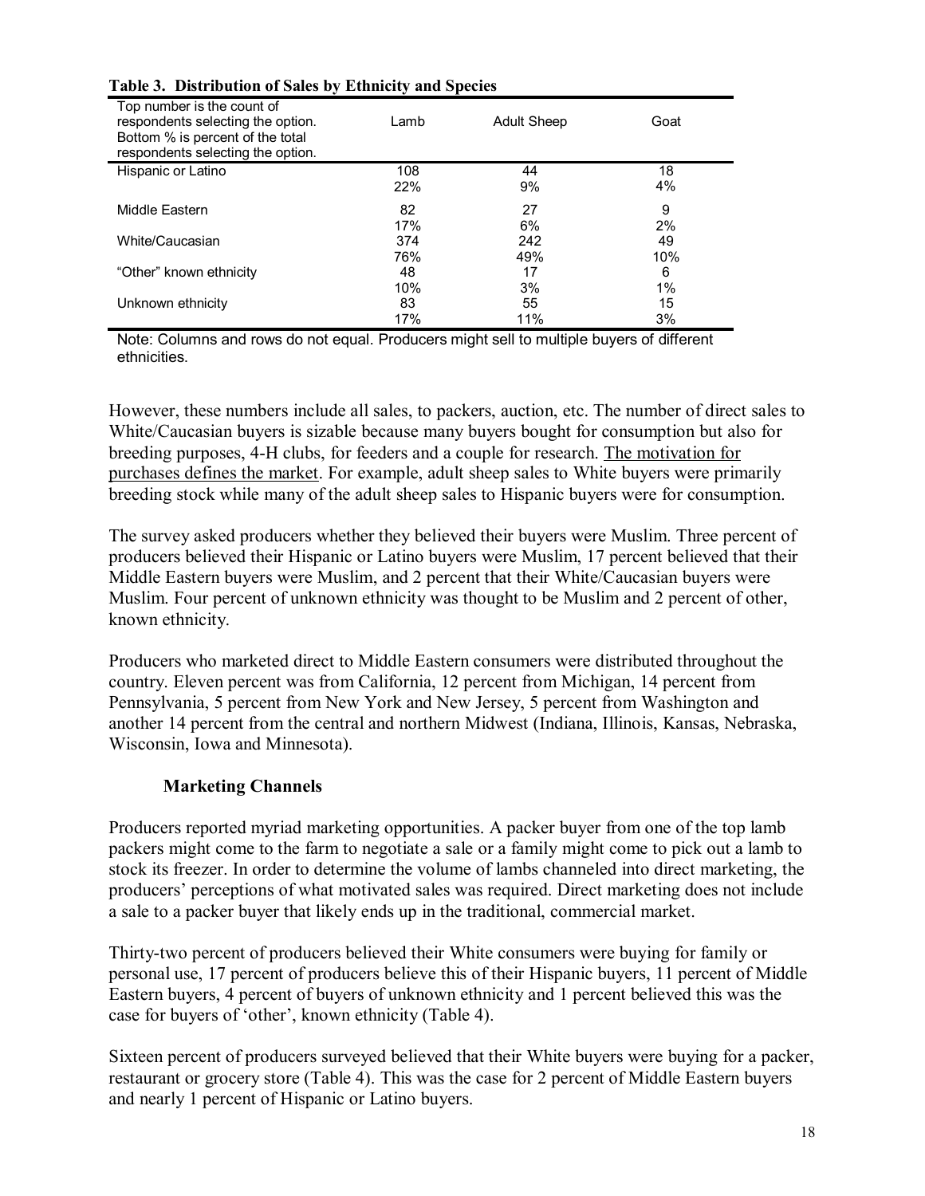**Table 3. Distribution of Sales by Ethnicity and Species**

| Top number is the count of respondents selecting the option. Bottom % is percent of the total respondents selecting the option. | Lamb | Adult Sheep | Goat |
|---|---|---|---|
| Hispanic or Latino | 108<br>22% | 44<br>9% | 18<br>4% |
| Middle Eastern | 82<br>17% | 27<br>6% | 9<br>2% |
| White/Caucasian | 374<br>76% | 242<br>49% | 49<br>10% |
| "Other" known ethnicity | 48<br>10% | 17<br>3% | 6<br>1% |
| Unknown ethnicity | 83<br>17% | 55<br>11% | 15<br>3% |

Note: Columns and rows do not equal. Producers might sell to multiple buyers of different ethnicities.

However, these numbers include all sales, to packers, auction, etc. The number of direct sales to White/Caucasian buyers is sizable because many buyers bought for consumption but also for breeding purposes, 4-H clubs, for feeders and a couple for research. The motivation for purchases defines the market. For example, adult sheep sales to White buyers were primarily breeding stock while many of the adult sheep sales to Hispanic buyers were for consumption.

The survey asked producers whether they believed their buyers were Muslim. Three percent of producers believed their Hispanic or Latino buyers were Muslim, 17 percent believed that their Middle Eastern buyers were Muslim, and 2 percent that their White/Caucasian buyers were Muslim. Four percent of unknown ethnicity was thought to be Muslim and 2 percent of other, known ethnicity.

Producers who marketed direct to Middle Eastern consumers were distributed throughout the country. Eleven percent was from California, 12 percent from Michigan, 14 percent from Pennsylvania, 5 percent from New York and New Jersey, 5 percent from Washington and another 14 percent from the central and northern Midwest (Indiana, Illinois, Kansas, Nebraska, Wisconsin, Iowa and Minnesota).

### Marketing Channels

Producers reported myriad marketing opportunities. A packer buyer from one of the top lamb packers might come to the farm to negotiate a sale or a family might come to pick out a lamb to stock its freezer. In order to determine the volume of lambs channeled into direct marketing, the producers' perceptions of what motivated sales was required. Direct marketing does not include a sale to a packer buyer that likely ends up in the traditional, commercial market.

Thirty-two percent of producers believed their White consumers were buying for family or personal use, 17 percent of producers believe this of their Hispanic buyers, 11 percent of Middle Eastern buyers, 4 percent of buyers of unknown ethnicity and 1 percent believed this was the case for buyers of 'other', known ethnicity (Table 4).

Sixteen percent of producers surveyed believed that their White buyers were buying for a packer, restaurant or grocery store (Table 4). This was the case for 2 percent of Middle Eastern buyers and nearly 1 percent of Hispanic or Latino buyers.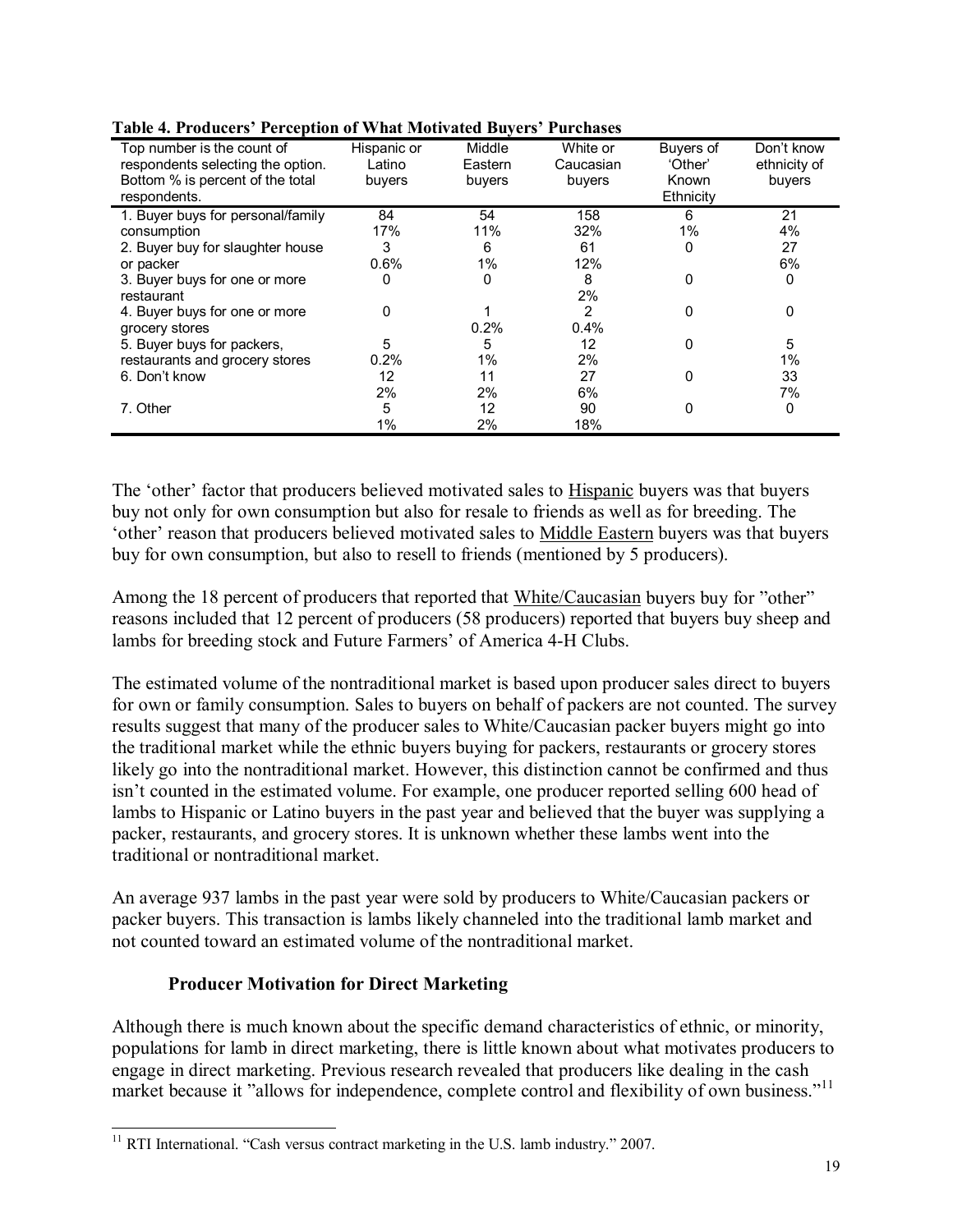**Table 4. Producers' Perception of What Motivated Buyers' Purchases**

| Top number is the count of respondents selecting the option. Bottom % is percent of the total respondents. | Hispanic or Latino buyers | Middle Eastern buyers | White or Caucasian buyers | Buyers of 'Other' Known Ethnicity | Don't know ethnicity of buyers |
|---|---|---|---|---|---|
| 1. Buyer buys for personal/family consumption | 84<br>17% | 54<br>11% | 158<br>32% | 6<br>1% | 21<br>4% |
| 2. Buyer buy for slaughter house or packer | 3<br>0.6% | 6<br>1% | 61<br>12% | 0 | 27<br>6% |
| 3. Buyer buys for one or more restaurant | 0 | 0 | 8<br>2% | 0 | 0 |
| 4. Buyer buys for one or more grocery stores | 0 | 1<br>0.2% | 2<br>0.4% | 0 | 0 |
| 5. Buyer buys for packers, restaurants and grocery stores | 5<br>0.2% | 5<br>1% | 12<br>2% | 0 | 5<br>1% |
| 6. Don't know | 12<br>2% | 11<br>2% | 27<br>6% | 0 | 33<br>7% |
| 7. Other | 5<br>1% | 12<br>2% | 90<br>18% | 0 | 0 |

The 'other' factor that producers believed motivated sales to Hispanic buyers was that buyers buy not only for own consumption but also for resale to friends as well as for breeding. The 'other' reason that producers believed motivated sales to Middle Eastern buyers was that buyers buy for own consumption, but also to resell to friends (mentioned by 5 producers).

Among the 18 percent of producers that reported that White/Caucasian buyers buy for "other" reasons included that 12 percent of producers (58 producers) reported that buyers buy sheep and lambs for breeding stock and Future Farmers' of America 4-H Clubs.

The estimated volume of the nontraditional market is based upon producer sales direct to buyers for own or family consumption. Sales to buyers on behalf of packers are not counted. The survey results suggest that many of the producer sales to White/Caucasian packer buyers might go into the traditional market while the ethnic buyers buying for packers, restaurants or grocery stores likely go into the nontraditional market. However, this distinction cannot be confirmed and thus isn't counted in the estimated volume. For example, one producer reported selling 600 head of lambs to Hispanic or Latino buyers in the past year and believed that the buyer was supplying a packer, restaurants, and grocery stores. It is unknown whether these lambs went into the traditional or nontraditional market.

An average 937 lambs in the past year were sold by producers to White/Caucasian packers or packer buyers. This transaction is lambs likely channeled into the traditional lamb market and not counted toward an estimated volume of the nontraditional market.

### Producer Motivation for Direct Marketing

Although there is much known about the specific demand characteristics of ethnic, or minority, populations for lamb in direct marketing, there is little known about what motivates producers to engage in direct marketing. Previous research revealed that producers like dealing in the cash market because it "allows for independence, complete control and flexibility of own business."[11]

[11] RTI International. "Cash versus contract marketing in the U.S. lamb industry." 2007.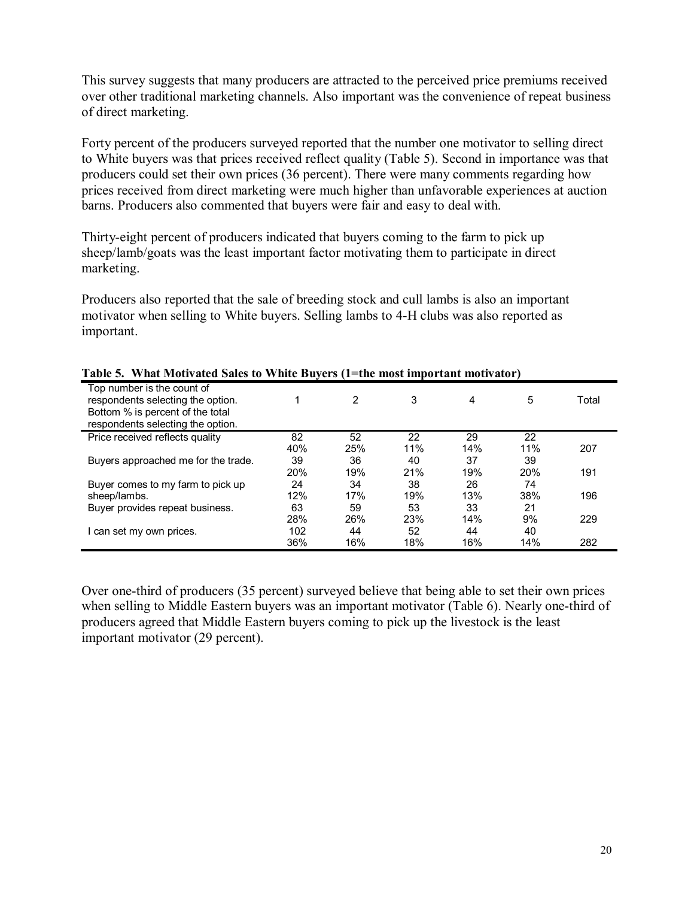This survey suggests that many producers are attracted to the perceived price premiums received over other traditional marketing channels. Also important was the convenience of repeat business of direct marketing.

Forty percent of the producers surveyed reported that the number one motivator to selling direct to White buyers was that prices received reflect quality (Table 5). Second in importance was that producers could set their own prices (36 percent). There were many comments regarding how prices received from direct marketing were much higher than unfavorable experiences at auction barns. Producers also commented that buyers were fair and easy to deal with.

Thirty-eight percent of producers indicated that buyers coming to the farm to pick up sheep/lamb/goats was the least important factor motivating them to participate in direct marketing.

Producers also reported that the sale of breeding stock and cull lambs is also an important motivator when selling to White buyers. Selling lambs to 4-H clubs was also reported as important.

**Table 5. What Motivated Sales to White Buyers (1=the most important motivator)**

| Top number is the count of respondents selecting the option. Bottom % is percent of the total respondents selecting the option. | 1 | 2 | 3 | 4 | 5 | Total |
|---|---|---|---|---|---|---|
| Price received reflects quality | 82<br>40% | 52<br>25% | 22<br>11% | 29<br>14% | 22<br>11% | 207 |
| Buyers approached me for the trade. | 39<br>20% | 36<br>19% | 40<br>21% | 37<br>19% | 39<br>20% | 191 |
| Buyer comes to my farm to pick up sheep/lambs. | 24<br>12% | 34<br>17% | 38<br>19% | 26<br>13% | 74<br>38% | 196 |
| Buyer provides repeat business. | 63<br>28% | 59<br>26% | 53<br>23% | 33<br>14% | 21<br>9% | 229 |
| I can set my own prices. | 102<br>36% | 44<br>16% | 52<br>18% | 44<br>16% | 40<br>14% | 282 |

Over one-third of producers (35 percent) surveyed believe that being able to set their own prices when selling to Middle Eastern buyers was an important motivator (Table 6). Nearly one-third of producers agreed that Middle Eastern buyers coming to pick up the livestock is the least important motivator (29 percent).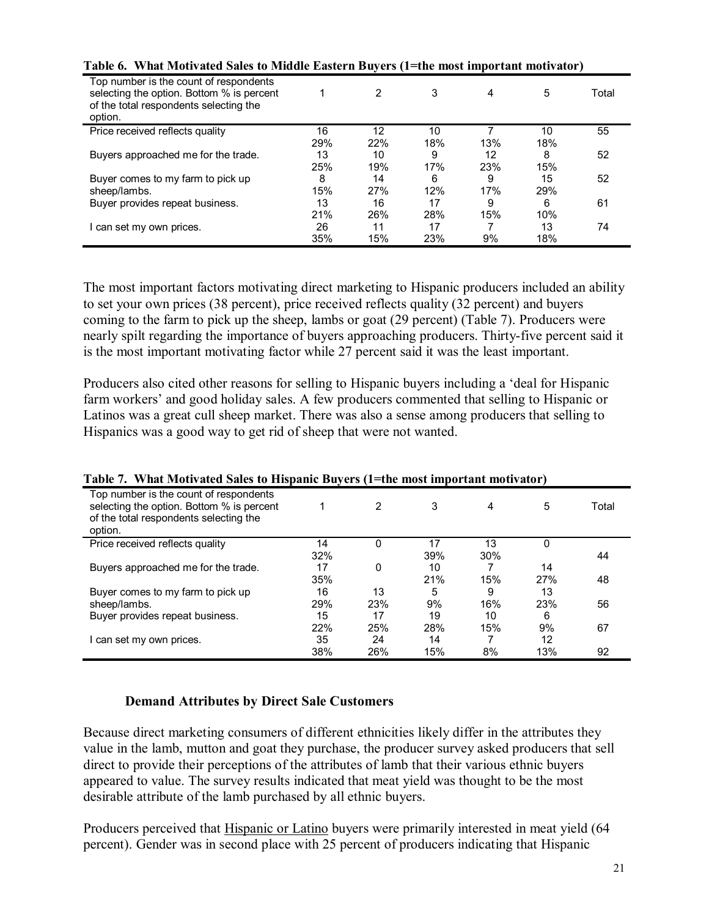**Table 6. What Motivated Sales to Middle Eastern Buyers (1=the most important motivator)**

| Top number is the count of respondents selecting the option. Bottom % is percent of the total respondents selecting the option. | 1 | 2 | 3 | 4 | 5 | Total |
|---|---|---|---|---|---|---|
| Price received reflects quality | 16 | 12 | 10 | 7 | 10 | 55 |
| | 29% | 22% | 18% | 13% | 18% | |
| Buyers approached me for the trade. | 13 | 10 | 9 | 12 | 8 | 52 |
| | 25% | 19% | 17% | 23% | 15% | |
| Buyer comes to my farm to pick up sheep/lambs. | 8 | 14 | 6 | 9 | 15 | 52 |
| | 15% | 27% | 12% | 17% | 29% | |
| Buyer provides repeat business. | 13 | 16 | 17 | 9 | 6 | 61 |
| | 21% | 26% | 28% | 15% | 10% | |
| I can set my own prices. | 26 | 11 | 17 | 7 | 13 | 74 |
| | 35% | 15% | 23% | 9% | 18% | |

The most important factors motivating direct marketing to Hispanic producers included an ability to set your own prices (38 percent), price received reflects quality (32 percent) and buyers coming to the farm to pick up the sheep, lambs or goat (29 percent) (Table 7). Producers were nearly spilt regarding the importance of buyers approaching producers. Thirty-five percent said it is the most important motivating factor while 27 percent said it was the least important.

Producers also cited other reasons for selling to Hispanic buyers including a 'deal for Hispanic farm workers' and good holiday sales. A few producers commented that selling to Hispanic or Latinos was a great cull sheep market. There was also a sense among producers that selling to Hispanics was a good way to get rid of sheep that were not wanted.

**Table 7. What Motivated Sales to Hispanic Buyers (1=the most important motivator)**

| Top number is the count of respondents selecting the option. Bottom % is percent of the total respondents selecting the option. | 1 | 2 | 3 | 4 | 5 | Total |
|---|---|---|---|---|---|---|
| Price received reflects quality | 14 | 0 | 17 | 13 | 0 | |
| | 32% | | 39% | 30% | | 44 |
| Buyers approached me for the trade. | 17 | 0 | 10 | 7 | 14 | |
| | 35% | | 21% | 15% | 27% | 48 |
| Buyer comes to my farm to pick up sheep/lambs. | 16 | 13 | 5 | 9 | 13 | |
| | 29% | 23% | 9% | 16% | 23% | 56 |
| Buyer provides repeat business. | 15 | 17 | 19 | 10 | 6 | |
| | 22% | 25% | 28% | 15% | 9% | 67 |
| I can set my own prices. | 35 | 24 | 14 | 7 | 12 | |
| | 38% | 26% | 15% | 8% | 13% | 92 |

### Demand Attributes by Direct Sale Customers

Because direct marketing consumers of different ethnicities likely differ in the attributes they value in the lamb, mutton and goat they purchase, the producer survey asked producers that sell direct to provide their perceptions of the attributes of lamb that their various ethnic buyers appeared to value. The survey results indicated that meat yield was thought to be the most desirable attribute of the lamb purchased by all ethnic buyers.

Producers perceived that Hispanic or Latino buyers were primarily interested in meat yield (64 percent). Gender was in second place with 25 percent of producers indicating that Hispanic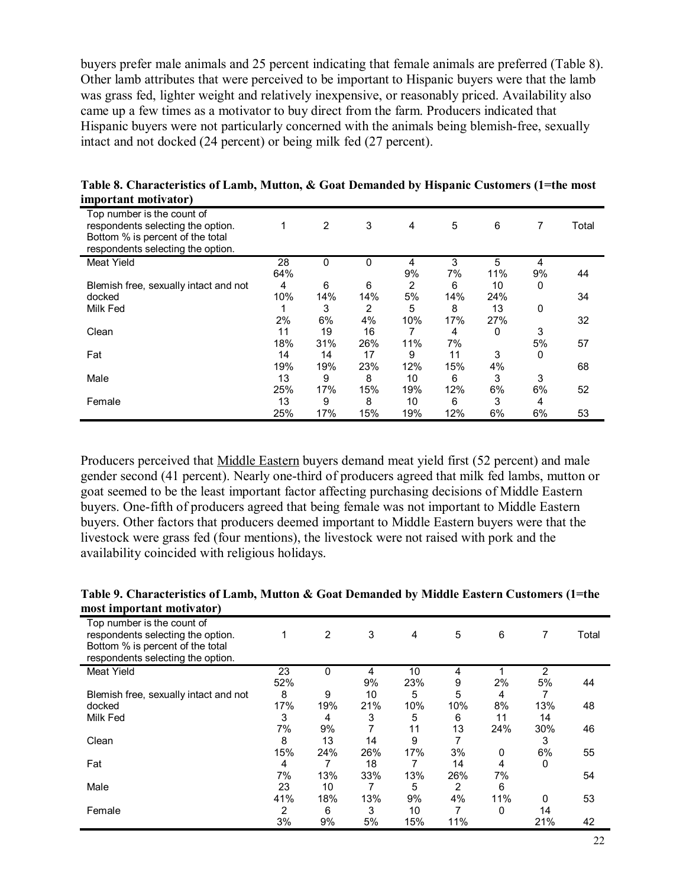buyers prefer male animals and 25 percent indicating that female animals are preferred (Table 8). Other lamb attributes that were perceived to be important to Hispanic buyers were that the lamb was grass fed, lighter weight and relatively inexpensive, or reasonably priced. Availability also came up a few times as a motivator to buy direct from the farm. Producers indicated that Hispanic buyers were not particularly concerned with the animals being blemish-free, sexually intact and not docked (24 percent) or being milk fed (27 percent).

**Table 8. Characteristics of Lamb, Mutton, & Goat Demanded by Hispanic Customers (1=the most important motivator)**

| Top number is the count of respondents selecting the option. Bottom % is percent of the total respondents selecting the option. | 1 | 2 | 3 | 4 | 5 | 6 | 7 | Total |
|---|---|---|---|---|---|---|---|---|
| Meat Yield | 28 | 0 | 0 | 4 | 3 | 5 | 4 | |
| | 64% | | | 9% | 7% | 11% | 9% | 44 |
| Blemish free, sexually intact and not | 4 | 6 | 6 | 2 | 6 | 10 | 0 | |
| docked | 10% | 14% | 14% | 5% | 14% | 24% | | 34 |
| Milk Fed | 1 | 3 | 2 | 5 | 8 | 13 | 0 | |
| | 2% | 6% | 4% | 10% | 17% | 27% | | 32 |
| Clean | 11 | 19 | 16 | 7 | 4 | 0 | 3 | |
| | 18% | 31% | 26% | 11% | 7% | | 5% | 57 |
| Fat | 14 | 14 | 17 | 9 | 11 | 3 | 0 | |
| | 19% | 19% | 23% | 12% | 15% | 4% | | 68 |
| Male | 13 | 9 | 8 | 10 | 6 | 3 | 3 | |
| | 25% | 17% | 15% | 19% | 12% | 6% | 6% | 52 |
| Female | 13 | 9 | 8 | 10 | 6 | 3 | 4 | |
| | 25% | 17% | 15% | 19% | 12% | 6% | 6% | 53 |

Producers perceived that Middle Eastern buyers demand meat yield first (52 percent) and male gender second (41 percent). Nearly one-third of producers agreed that milk fed lambs, mutton or goat seemed to be the least important factor affecting purchasing decisions of Middle Eastern buyers. One-fifth of producers agreed that being female was not important to Middle Eastern buyers. Other factors that producers deemed important to Middle Eastern buyers were that the livestock were grass fed (four mentions), the livestock were not raised with pork and the availability coincided with religious holidays.

**Table 9. Characteristics of Lamb, Mutton & Goat Demanded by Middle Eastern Customers (1=the most important motivator)**

| Top number is the count of respondents selecting the option. Bottom % is percent of the total respondents selecting the option. | 1 | 2 | 3 | 4 | 5 | 6 | 7 | Total |
|---|---|---|---|---|---|---|---|---|
| Meat Yield | 23 | 0 | 4 | 10 | 4 | 1 | 2 | |
| | 52% | | 9% | 23% | 9 | 2% | 5% | 44 |
| Blemish free, sexually intact and not | 8 | 9 | 10 | 5 | 5 | 4 | 7 | |
| docked | 17% | 19% | 21% | 10% | 10% | 8% | 13% | 48 |
| Milk Fed | 3 | 4 | 3 | 5 | 6 | 11 | 14 | |
| | 7% | 9% | 7 | 11 | 13 | 24% | 30% | 46 |
| Clean | 8 | 13 | 14 | 9 | 7 | | 3 | |
| | 15% | 24% | 26% | 17% | 3% | 0 | 6% | 55 |
| Fat | 4 | 7 | 18 | 7 | 14 | 4 | 0 | |
| | 7% | 13% | 33% | 13% | 26% | 7% | | 54 |
| Male | 23 | 10 | 7 | 5 | 2 | 6 | | |
| | 41% | 18% | 13% | 9% | 4% | 11% | 0 | 53 |
| Female | 2 | 6 | 3 | 10 | 7 | 0 | 14 | |
| | 3% | 9% | 5% | 15% | 11% | | 21% | 42 |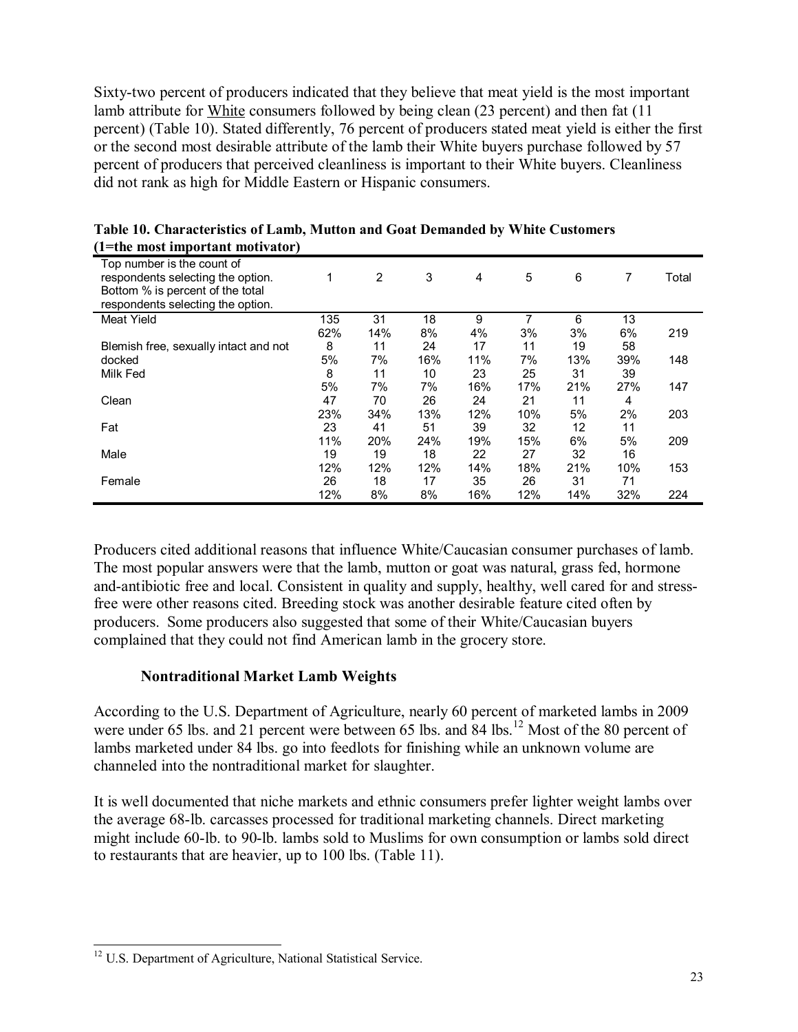Sixty-two percent of producers indicated that they believe that meat yield is the most important lamb attribute for White consumers followed by being clean (23 percent) and then fat (11 percent) (Table 10). Stated differently, 76 percent of producers stated meat yield is either the first or the second most desirable attribute of the lamb their White buyers purchase followed by 57 percent of producers that perceived cleanliness is important to their White buyers. Cleanliness did not rank as high for Middle Eastern or Hispanic consumers.

**Table 10. Characteristics of Lamb, Mutton and Goat Demanded by White Customers (1=the most important motivator)**

| Top number is the count of respondents selecting the option. Bottom % is percent of the total respondents selecting the option. | 1 | 2 | 3 | 4 | 5 | 6 | 7 | Total |
|---|---|---|---|---|---|---|---|---|
| Meat Yield | 135 | 31 | 18 | 9 | 7 | 6 | 13 | |
| | 62% | 14% | 8% | 4% | 3% | 3% | 6% | 219 |
| Blemish free, sexually intact and not | 8 | 11 | 24 | 17 | 11 | 19 | 58 | |
| docked | 5% | 7% | 16% | 11% | 7% | 13% | 39% | 148 |
| Milk Fed | 8 | 11 | 10 | 23 | 25 | 31 | 39 | |
| | 5% | 7% | 7% | 16% | 17% | 21% | 27% | 147 |
| Clean | 47 | 70 | 26 | 24 | 21 | 11 | 4 | |
| | 23% | 34% | 13% | 12% | 10% | 5% | 2% | 203 |
| Fat | 23 | 41 | 51 | 39 | 32 | 12 | 11 | |
| | 11% | 20% | 24% | 19% | 15% | 6% | 5% | 209 |
| Male | 19 | 19 | 18 | 22 | 27 | 32 | 16 | |
| | 12% | 12% | 12% | 14% | 18% | 21% | 10% | 153 |
| Female | 26 | 18 | 17 | 35 | 26 | 31 | 71 | |
| | 12% | 8% | 8% | 16% | 12% | 14% | 32% | 224 |

Producers cited additional reasons that influence White/Caucasian consumer purchases of lamb. The most popular answers were that the lamb, mutton or goat was natural, grass fed, hormone and-antibiotic free and local. Consistent in quality and supply, healthy, well cared for and stress-free were other reasons cited. Breeding stock was another desirable feature cited often by producers. Some producers also suggested that some of their White/Caucasian buyers complained that they could not find American lamb in the grocery store.

### Nontraditional Market Lamb Weights

According to the U.S. Department of Agriculture, nearly 60 percent of marketed lambs in 2009 were under 65 lbs. and 21 percent were between 65 lbs. and 84 lbs.[12] Most of the 80 percent of lambs marketed under 84 lbs. go into feedlots for finishing while an unknown volume are channeled into the nontraditional market for slaughter.

It is well documented that niche markets and ethnic consumers prefer lighter weight lambs over the average 68-lb. carcasses processed for traditional marketing channels. Direct marketing might include 60-lb. to 90-lb. lambs sold to Muslims for own consumption or lambs sold direct to restaurants that are heavier, up to 100 lbs. (Table 11).

[12] U.S. Department of Agriculture, National Statistical Service.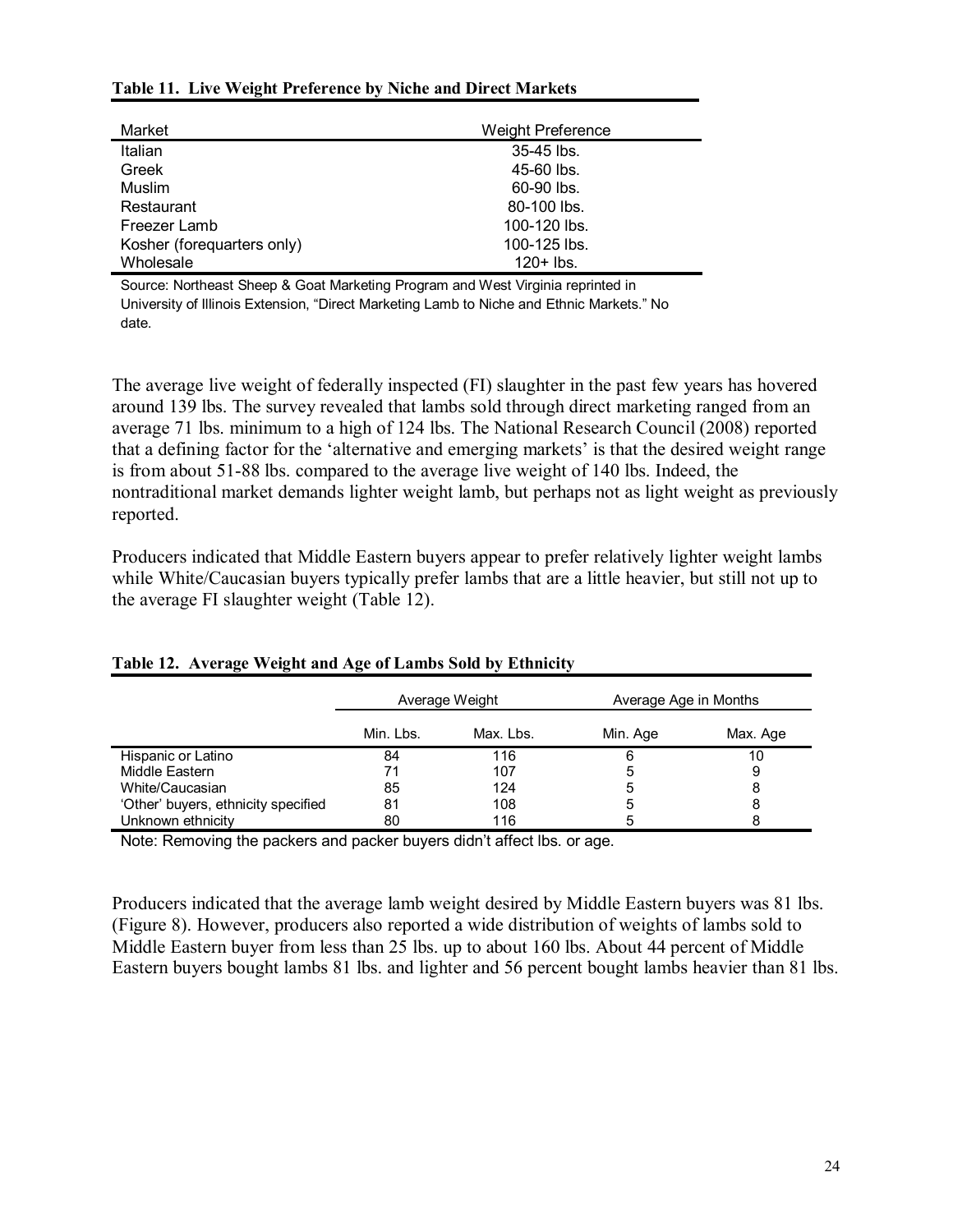**Table 11. Live Weight Preference by Niche and Direct Markets**

| Market | Weight Preference |
|---|---|
| Italian | 35-45 lbs. |
| Greek | 45-60 lbs. |
| Muslim | 60-90 lbs. |
| Restaurant | 80-100 lbs. |
| Freezer Lamb | 100-120 lbs. |
| Kosher (forequarters only) | 100-125 lbs. |
| Wholesale | 120+ lbs. |

Source: Northeast Sheep & Goat Marketing Program and West Virginia reprinted in University of Illinois Extension, "Direct Marketing Lamb to Niche and Ethnic Markets." No date.

The average live weight of federally inspected (FI) slaughter in the past few years has hovered around 139 lbs. The survey revealed that lambs sold through direct marketing ranged from an average 71 lbs. minimum to a high of 124 lbs. The National Research Council (2008) reported that a defining factor for the 'alternative and emerging markets' is that the desired weight range is from about 51-88 lbs. compared to the average live weight of 140 lbs. Indeed, the nontraditional market demands lighter weight lamb, but perhaps not as light weight as previously reported.

Producers indicated that Middle Eastern buyers appear to prefer relatively lighter weight lambs while White/Caucasian buyers typically prefer lambs that are a little heavier, but still not up to the average FI slaughter weight (Table 12).

**Table 12. Average Weight and Age of Lambs Sold by Ethnicity**

| | Average Weight | | Average Age in Months | |
|---|---|---|---|---|
| | Min. Lbs. | Max. Lbs. | Min. Age | Max. Age |
| Hispanic or Latino | 84 | 116 | 6 | 10 |
| Middle Eastern | 71 | 107 | 5 | 9 |
| White/Caucasian | 85 | 124 | 5 | 8 |
| 'Other' buyers, ethnicity specified | 81 | 108 | 5 | 8 |
| Unknown ethnicity | 80 | 116 | 5 | 8 |

Note: Removing the packers and packer buyers didn't affect lbs. or age.

Producers indicated that the average lamb weight desired by Middle Eastern buyers was 81 lbs. (Figure 8). However, producers also reported a wide distribution of weights of lambs sold to Middle Eastern buyer from less than 25 lbs. up to about 160 lbs. About 44 percent of Middle Eastern buyers bought lambs 81 lbs. and lighter and 56 percent bought lambs heavier than 81 lbs.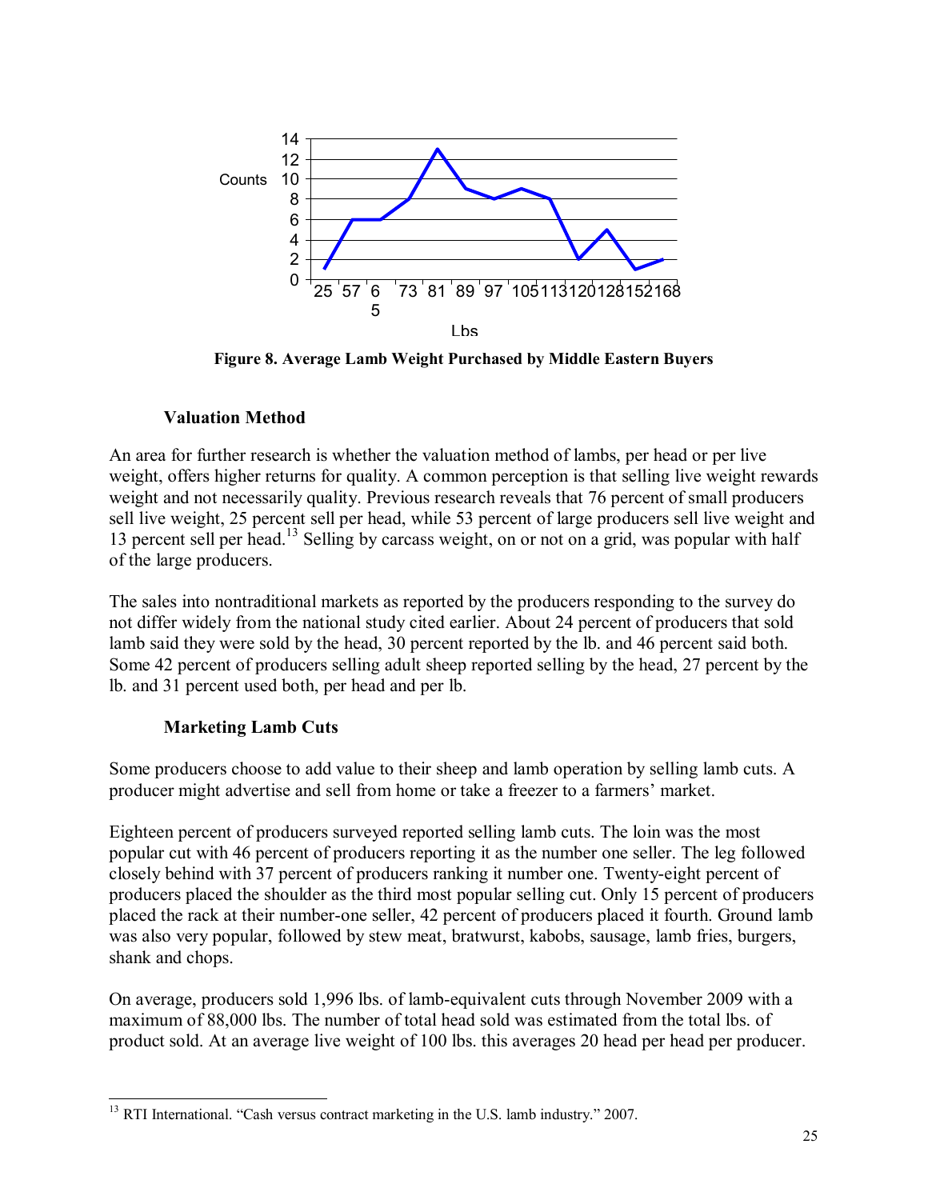**Figure 8. Average Lamb Weight Purchased by Middle Eastern Buyers**

### Valuation Method

An area for further research is whether the valuation method of lambs, per head or per live weight, offers higher returns for quality. A common perception is that selling live weight rewards weight and not necessarily quality. Previous research reveals that 76 percent of small producers sell live weight, 25 percent sell per head, while 53 percent of large producers sell live weight and 13 percent sell per head.[13] Selling by carcass weight, on or not on a grid, was popular with half of the large producers.

The sales into nontraditional markets as reported by the producers responding to the survey do not differ widely from the national study cited earlier. About 24 percent of producers that sold lamb said they were sold by the head, 30 percent reported by the lb. and 46 percent said both. Some 42 percent of producers selling adult sheep reported selling by the head, 27 percent by the lb. and 31 percent used both, per head and per lb.

### Marketing Lamb Cuts

Some producers choose to add value to their sheep and lamb operation by selling lamb cuts. A producer might advertise and sell from home or take a freezer to a farmers' market.

Eighteen percent of producers surveyed reported selling lamb cuts. The loin was the most popular cut with 46 percent of producers reporting it as the number one seller. The leg followed closely behind with 37 percent of producers ranking it number one. Twenty-eight percent of producers placed the shoulder as the third most popular selling cut. Only 15 percent of producers placed the rack at their number-one seller, 42 percent of producers placed it fourth. Ground lamb was also very popular, followed by stew meat, bratwurst, kabobs, sausage, lamb fries, burgers, shank and chops.

On average, producers sold 1,996 lbs. of lamb-equivalent cuts through November 2009 with a maximum of 88,000 lbs. The number of total head sold was estimated from the total lbs. of product sold. At an average live weight of 100 lbs. this averages 20 head per head per producer.

---

[13] RTI International. "Cash versus contract marketing in the U.S. lamb industry." 2007.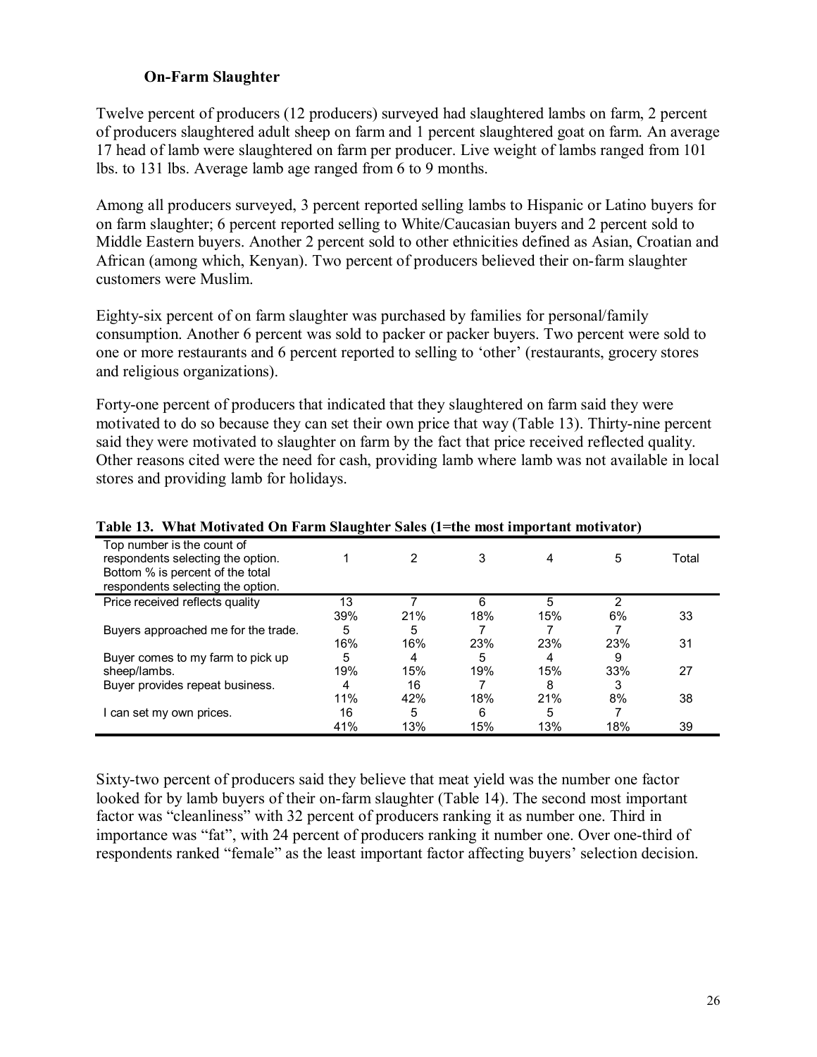### On-Farm Slaughter

Twelve percent of producers (12 producers) surveyed had slaughtered lambs on farm, 2 percent of producers slaughtered adult sheep on farm and 1 percent slaughtered goat on farm. An average 17 head of lamb were slaughtered on farm per producer. Live weight of lambs ranged from 101 lbs. to 131 lbs. Average lamb age ranged from 6 to 9 months.

Among all producers surveyed, 3 percent reported selling lambs to Hispanic or Latino buyers for on farm slaughter; 6 percent reported selling to White/Caucasian buyers and 2 percent sold to Middle Eastern buyers. Another 2 percent sold to other ethnicities defined as Asian, Croatian and African (among which, Kenyan). Two percent of producers believed their on-farm slaughter customers were Muslim.

Eighty-six percent of on farm slaughter was purchased by families for personal/family consumption. Another 6 percent was sold to packer or packer buyers. Two percent were sold to one or more restaurants and 6 percent reported to selling to 'other' (restaurants, grocery stores and religious organizations).

Forty-one percent of producers that indicated that they slaughtered on farm said they were motivated to do so because they can set their own price that way (Table 13). Thirty-nine percent said they were motivated to slaughter on farm by the fact that price received reflected quality. Other reasons cited were the need for cash, providing lamb where lamb was not available in local stores and providing lamb for holidays.

**Table 13. What Motivated On Farm Slaughter Sales (1=the most important motivator)**

| Top number is the count of respondents selecting the option. Bottom % is percent of the total respondents selecting the option. | 1 | 2 | 3 | 4 | 5 | Total |
|---|---|---|---|---|---|---|
| Price received reflects quality | 13 | 7 | 6 | 5 | 2 | |
| | 39% | 21% | 18% | 15% | 6% | 33 |
| Buyers approached me for the trade. | 5 | 5 | 7 | 7 | 7 | |
| | 16% | 16% | 23% | 23% | 23% | 31 |
| Buyer comes to my farm to pick up | 5 | 4 | 5 | 4 | 9 | |
| sheep/lambs. | 19% | 15% | 19% | 15% | 33% | 27 |
| Buyer provides repeat business. | 4 | 16 | 7 | 8 | 3 | |
| | 11% | 42% | 18% | 21% | 8% | 38 |
| I can set my own prices. | 16 | 5 | 6 | 5 | 7 | |
| | 41% | 13% | 15% | 13% | 18% | 39 |

Sixty-two percent of producers said they believe that meat yield was the number one factor looked for by lamb buyers of their on-farm slaughter (Table 14). The second most important factor was "cleanliness" with 32 percent of producers ranking it as number one. Third in importance was "fat", with 24 percent of producers ranking it number one. Over one-third of respondents ranked "female" as the least important factor affecting buyers' selection decision.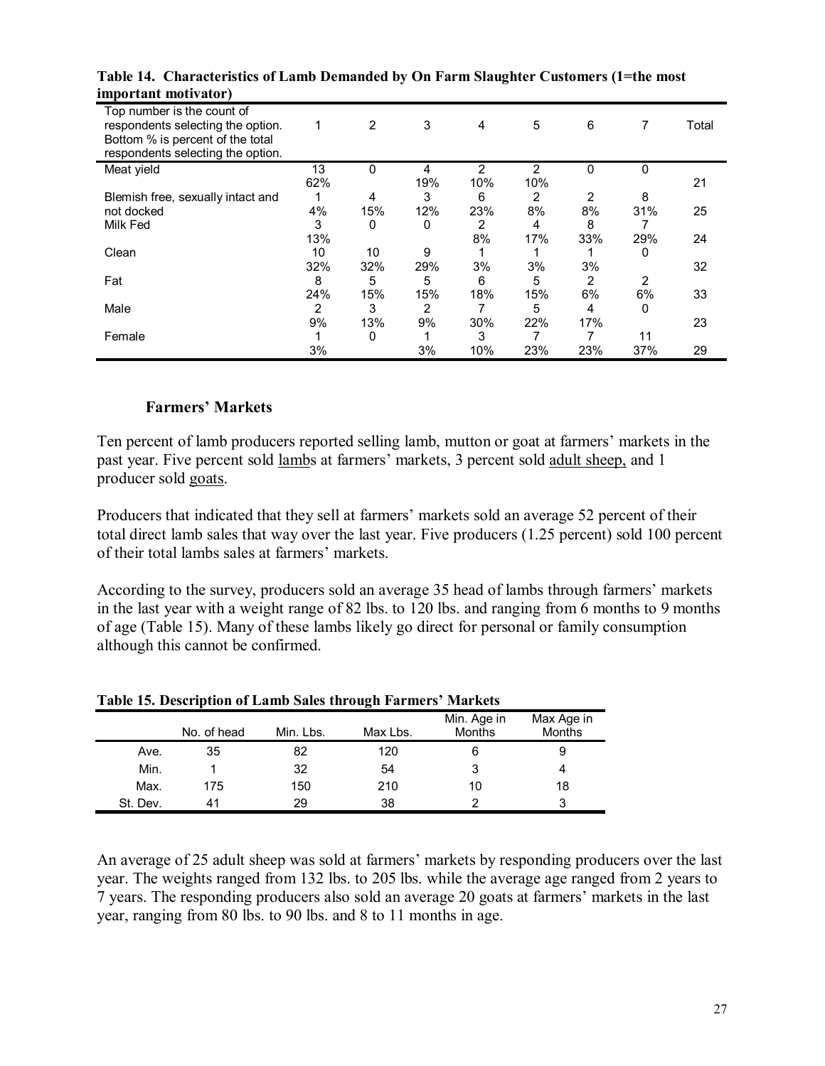**Table 14. Characteristics of Lamb Demanded by On Farm Slaughter Customers (1=the most important motivator)**

| Top number is the count of respondents selecting the option. Bottom % is percent of the total respondents selecting the option. | 1 | 2 | 3 | 4 | 5 | 6 | 7 | Total |
|---|---|---|---|---|---|---|---|---|
| Meat yield | 13 | 0 | 4 | 2 | 2 | 0 | 0 | |
| | 62% | | 19% | 10% | 10% | | | 21 |
| Blemish free, sexually intact and | 1 | 4 | 3 | 6 | 2 | 2 | 8 | |
| not docked | 4% | 15% | 12% | 23% | 8% | 8% | 31% | 25 |
| Milk Fed | 3 | 0 | 0 | 2 | 4 | 8 | 7 | |
| | 13% | | | 8% | 17% | 33% | 29% | 24 |
| Clean | 10 | 10 | 9 | 1 | 1 | 1 | 0 | |
| | 32% | 32% | 29% | 3% | 3% | 3% | | 32 |
| Fat | 8 | 5 | 5 | 6 | 5 | 2 | 2 | |
| | 24% | 15% | 15% | 18% | 15% | 6% | 6% | 33 |
| Male | 2 | 3 | 2 | 7 | 5 | 4 | 0 | |
| | 9% | 13% | 9% | 30% | 22% | 17% | | 23 |
| Female | 1 | 0 | 1 | 3 | 7 | 7 | 11 | |
| | 3% | | 3% | 10% | 23% | 23% | 37% | 29 |

### Farmers' Markets

Ten percent of lamb producers reported selling lamb, mutton or goat at farmers' markets in the past year. Five percent sold lambs at farmers' markets, 3 percent sold adult sheep, and 1 producer sold goats.

Producers that indicated that they sell at farmers' markets sold an average 52 percent of their total direct lamb sales that way over the last year. Five producers (1.25 percent) sold 100 percent of their total lambs sales at farmers' markets.

According to the survey, producers sold an average 35 head of lambs through farmers' markets in the last year with a weight range of 82 lbs. to 120 lbs. and ranging from 6 months to 9 months of age (Table 15). Many of these lambs likely go direct for personal or family consumption although this cannot be confirmed.

**Table 15. Description of Lamb Sales through Farmers' Markets**

| | No. of head | Min. Lbs. | Max Lbs. | Min. Age in Months | Max Age in Months |
|---|---|---|---|---|---|
| Ave. | 35 | 82 | 120 | 6 | 9 |
| Min. | 1 | 32 | 54 | 3 | 4 |
| Max. | 175 | 150 | 210 | 10 | 18 |
| St. Dev. | 41 | 29 | 38 | 2 | 3 |

An average of 25 adult sheep was sold at farmers' markets by responding producers over the last year. The weights ranged from 132 lbs. to 205 lbs. while the average age ranged from 2 years to 7 years. The responding producers also sold an average 20 goats at farmers' markets in the last year, ranging from 80 lbs. to 90 lbs. and 8 to 11 months in age.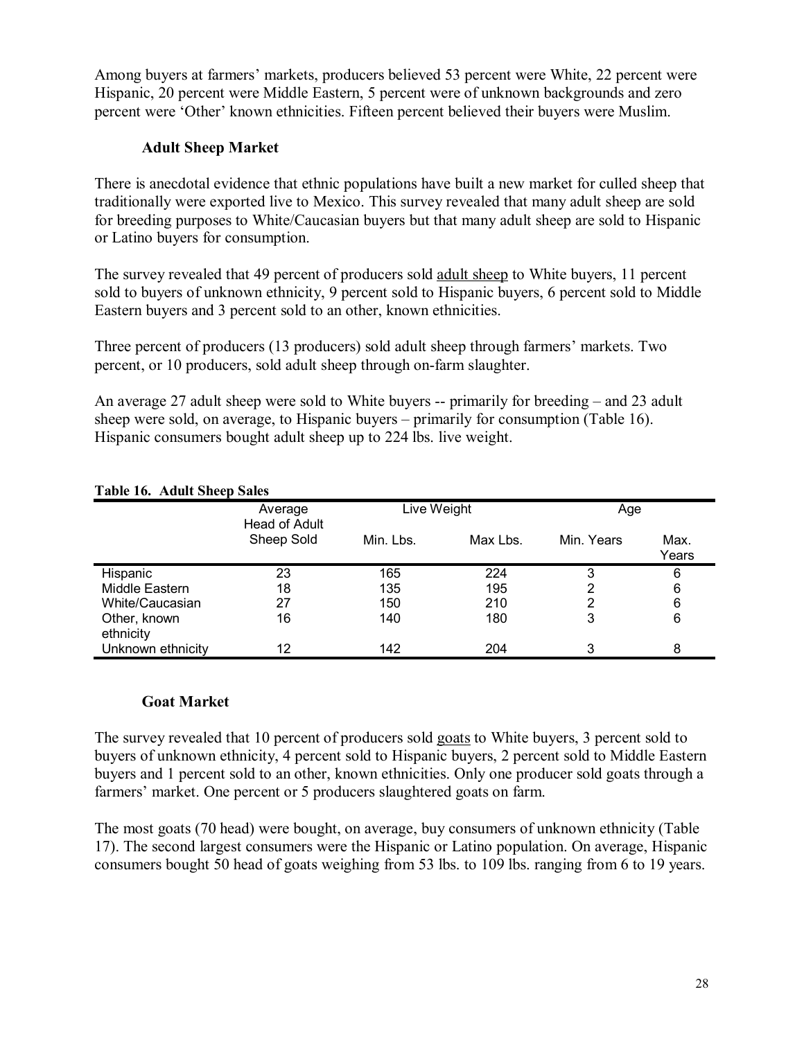Among buyers at farmers' markets, producers believed 53 percent were White, 22 percent were Hispanic, 20 percent were Middle Eastern, 5 percent were of unknown backgrounds and zero percent were 'Other' known ethnicities. Fifteen percent believed their buyers were Muslim.

### Adult Sheep Market

There is anecdotal evidence that ethnic populations have built a new market for culled sheep that traditionally were exported live to Mexico. This survey revealed that many adult sheep are sold for breeding purposes to White/Caucasian buyers but that many adult sheep are sold to Hispanic or Latino buyers for consumption.

The survey revealed that 49 percent of producers sold adult sheep to White buyers, 11 percent sold to buyers of unknown ethnicity, 9 percent sold to Hispanic buyers, 6 percent sold to Middle Eastern buyers and 3 percent sold to an other, known ethnicities.

Three percent of producers (13 producers) sold adult sheep through farmers' markets. Two percent, or 10 producers, sold adult sheep through on-farm slaughter.

An average 27 adult sheep were sold to White buyers -- primarily for breeding – and 23 adult sheep were sold, on average, to Hispanic buyers – primarily for consumption (Table 16). Hispanic consumers bought adult sheep up to 224 lbs. live weight.

**Table 16. Adult Sheep Sales**

| | Average Head of Adult Sheep Sold | Live Weight | | Age | |
|---|---|---|---|---|---|
| | | Min. Lbs. | Max Lbs. | Min. Years | Max. Years |
| Hispanic | 23 | 165 | 224 | 3 | 6 |
| Middle Eastern | 18 | 135 | 195 | 2 | 6 |
| White/Caucasian | 27 | 150 | 210 | 2 | 6 |
| Other, known ethnicity | 16 | 140 | 180 | 3 | 6 |
| Unknown ethnicity | 12 | 142 | 204 | 3 | 8 |

### Goat Market

The survey revealed that 10 percent of producers sold goats to White buyers, 3 percent sold to buyers of unknown ethnicity, 4 percent sold to Hispanic buyers, 2 percent sold to Middle Eastern buyers and 1 percent sold to an other, known ethnicities. Only one producer sold goats through a farmers' market. One percent or 5 producers slaughtered goats on farm.

The most goats (70 head) were bought, on average, buy consumers of unknown ethnicity (Table 17). The second largest consumers were the Hispanic or Latino population. On average, Hispanic consumers bought 50 head of goats weighing from 53 lbs. to 109 lbs. ranging from 6 to 19 years.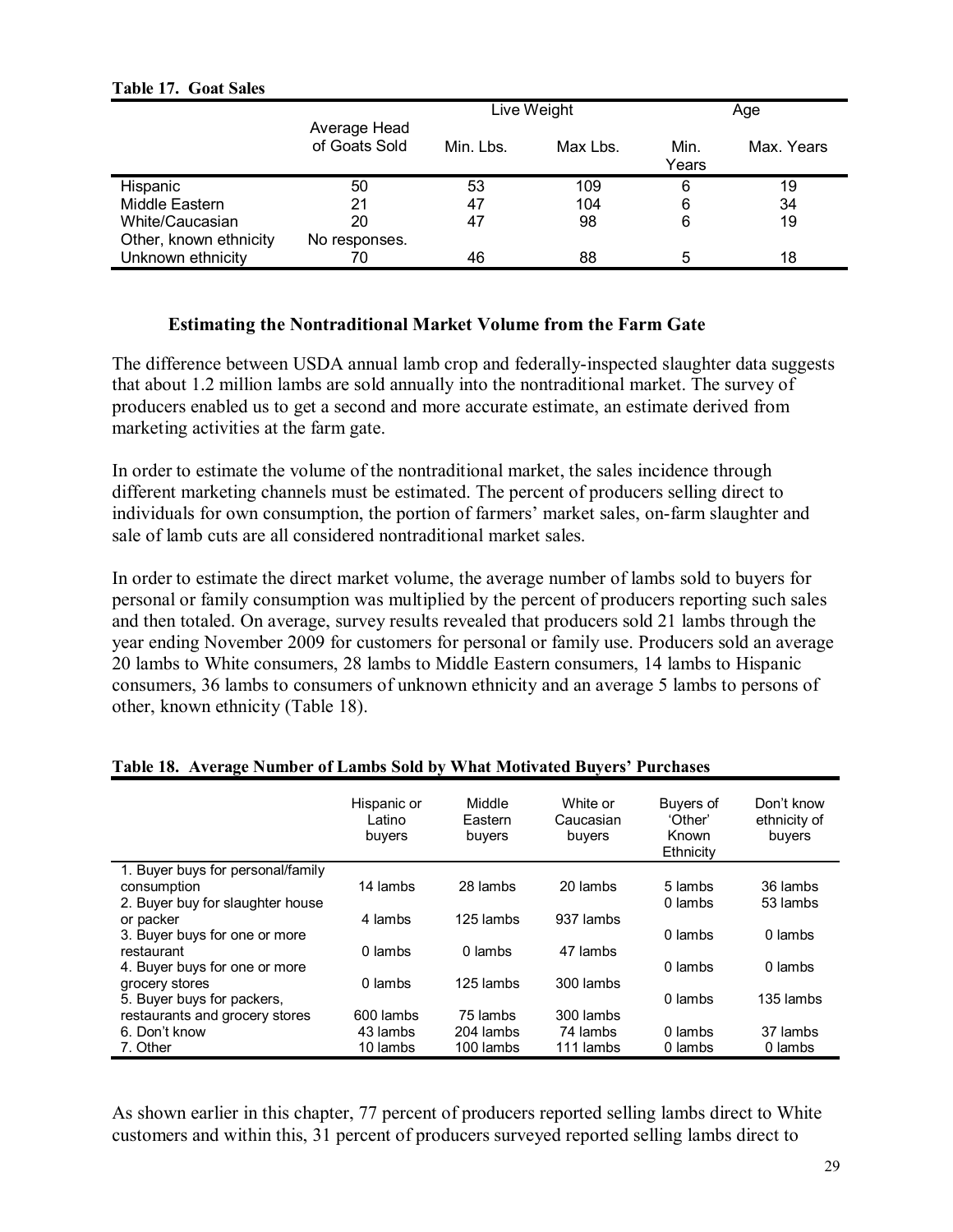**Table 17. Goat Sales**

| | Average Head of Goats Sold | Live Weight | | Age | |
|---|---|---|---|---|---|
| | | Min. Lbs. | Max Lbs. | Min. Years | Max. Years |
| Hispanic | 50 | 53 | 109 | 6 | 19 |
| Middle Eastern | 21 | 47 | 104 | 6 | 34 |
| White/Caucasian | 20 | 47 | 98 | 6 | 19 |
| Other, known ethnicity | No responses. | | | | |
| Unknown ethnicity | 70 | 46 | 88 | 5 | 18 |

### Estimating the Nontraditional Market Volume from the Farm Gate

The difference between USDA annual lamb crop and federally-inspected slaughter data suggests that about 1.2 million lambs are sold annually into the nontraditional market. The survey of producers enabled us to get a second and more accurate estimate, an estimate derived from marketing activities at the farm gate.

In order to estimate the volume of the nontraditional market, the sales incidence through different marketing channels must be estimated. The percent of producers selling direct to individuals for own consumption, the portion of farmers' market sales, on-farm slaughter and sale of lamb cuts are all considered nontraditional market sales.

In order to estimate the direct market volume, the average number of lambs sold to buyers for personal or family consumption was multiplied by the percent of producers reporting such sales and then totaled. On average, survey results revealed that producers sold 21 lambs through the year ending November 2009 for customers for personal or family use. Producers sold an average 20 lambs to White consumers, 28 lambs to Middle Eastern consumers, 14 lambs to Hispanic consumers, 36 lambs to consumers of unknown ethnicity and an average 5 lambs to persons of other, known ethnicity (Table 18).

**Table 18. Average Number of Lambs Sold by What Motivated Buyers' Purchases**

| | Hispanic or Latino buyers | Middle Eastern buyers | White or Caucasian buyers | Buyers of 'Other' Known Ethnicity | Don't know ethnicity of buyers |
|---|---|---|---|---|---|
| 1. Buyer buys for personal/family consumption | 14 lambs | 28 lambs | 20 lambs | 5 lambs | 36 lambs |
| 2. Buyer buy for slaughter house or packer | 4 lambs | 125 lambs | 937 lambs | 0 lambs | 53 lambs |
| 3. Buyer buys for one or more restaurant | 0 lambs | 0 lambs | 47 lambs | 0 lambs | 0 lambs |
| 4. Buyer buys for one or more grocery stores | 0 lambs | 125 lambs | 300 lambs | 0 lambs | 0 lambs |
| 5. Buyer buys for packers, restaurants and grocery stores | 600 lambs | 75 lambs | 300 lambs | 0 lambs | 135 lambs |
| 6. Don't know | 43 lambs | 204 lambs | 74 lambs | 0 lambs | 37 lambs |
| 7. Other | 10 lambs | 100 lambs | 111 lambs | 0 lambs | 0 lambs |

As shown earlier in this chapter, 77 percent of producers reported selling lambs direct to White customers and within this, 31 percent of producers surveyed reported selling lambs direct to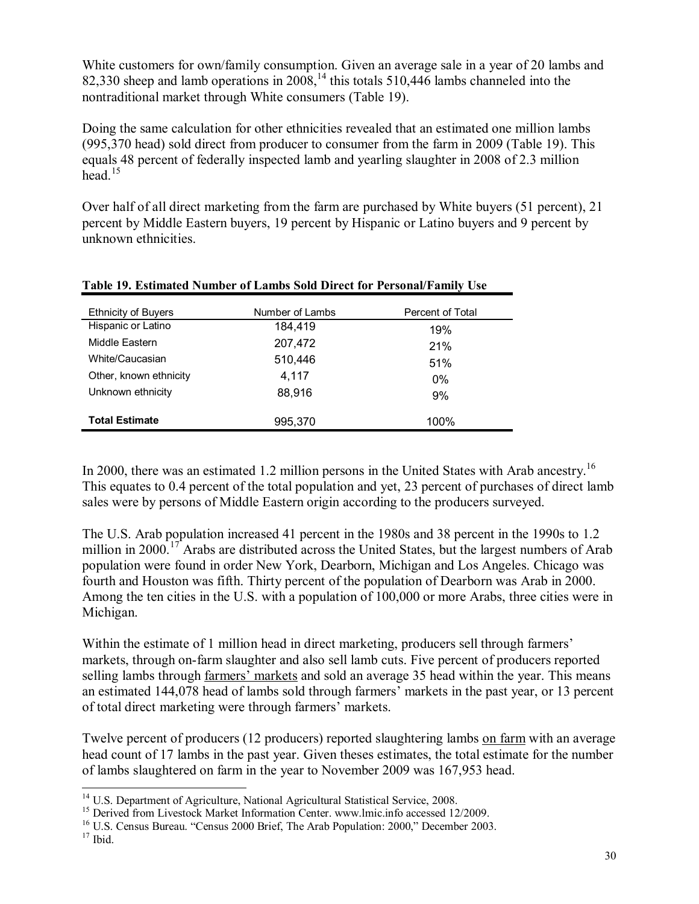White customers for own/family consumption. Given an average sale in a year of 20 lambs and 82,330 sheep and lamb operations in 2008,[14] this totals 510,446 lambs channeled into the nontraditional market through White consumers (Table 19).

Doing the same calculation for other ethnicities revealed that an estimated one million lambs (995,370 head) sold direct from producer to consumer from the farm in 2009 (Table 19). This equals 48 percent of federally inspected lamb and yearling slaughter in 2008 of 2.3 million head.[15]

Over half of all direct marketing from the farm are purchased by White buyers (51 percent), 21 percent by Middle Eastern buyers, 19 percent by Hispanic or Latino buyers and 9 percent by unknown ethnicities.

**Table 19. Estimated Number of Lambs Sold Direct for Personal/Family Use**

| Ethnicity of Buyers | Number of Lambs | Percent of Total |
|---|---|---|
| Hispanic or Latino | 184,419 | 19% |
| Middle Eastern | 207,472 | 21% |
| White/Caucasian | 510,446 | 51% |
| Other, known ethnicity | 4,117 | 0% |
| Unknown ethnicity | 88,916 | 9% |
| **Total Estimate** | 995,370 | 100% |

In 2000, there was an estimated 1.2 million persons in the United States with Arab ancestry.[16] This equates to 0.4 percent of the total population and yet, 23 percent of purchases of direct lamb sales were by persons of Middle Eastern origin according to the producers surveyed.

The U.S. Arab population increased 41 percent in the 1980s and 38 percent in the 1990s to 1.2 million in 2000.[17] Arabs are distributed across the United States, but the largest numbers of Arab population were found in order New York, Dearborn, Michigan and Los Angeles. Chicago was fourth and Houston was fifth. Thirty percent of the population of Dearborn was Arab in 2000. Among the ten cities in the U.S. with a population of 100,000 or more Arabs, three cities were in Michigan.

Within the estimate of 1 million head in direct marketing, producers sell through farmers' markets, through on-farm slaughter and also sell lamb cuts. Five percent of producers reported selling lambs through farmers' markets and sold an average 35 head within the year. This means an estimated 144,078 head of lambs sold through farmers' markets in the past year, or 13 percent of total direct marketing were through farmers' markets.

Twelve percent of producers (12 producers) reported slaughtering lambs on farm with an average head count of 17 lambs in the past year. Given theses estimates, the total estimate for the number of lambs slaughtered on farm in the year to November 2009 was 167,953 head.

[14] U.S. Department of Agriculture, National Agricultural Statistical Service, 2008.
[15] Derived from Livestock Market Information Center. www.lmic.info accessed 12/2009.
[16] U.S. Census Bureau. "Census 2000 Brief, The Arab Population: 2000," December 2003.
[17] Ibid.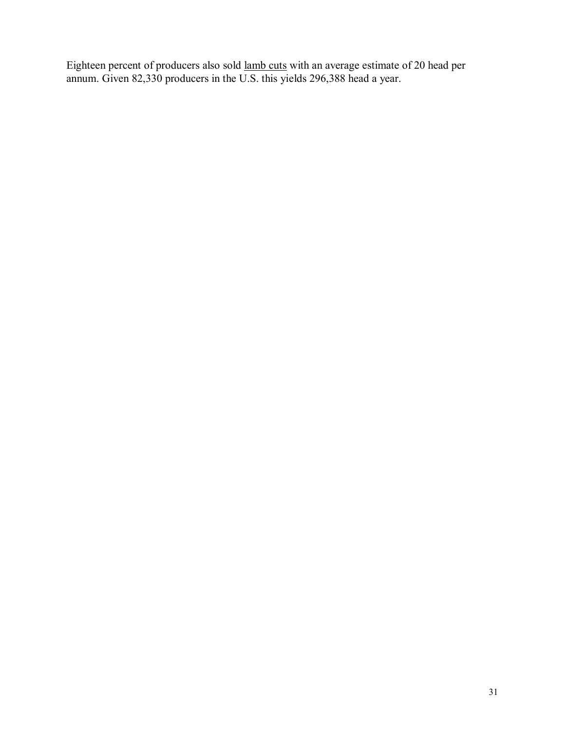Eighteen percent of producers also sold <u>lamb cuts</u> with an average estimate of 20 head per annum. Given 82,330 producers in the U.S. this yields 296,388 head a year.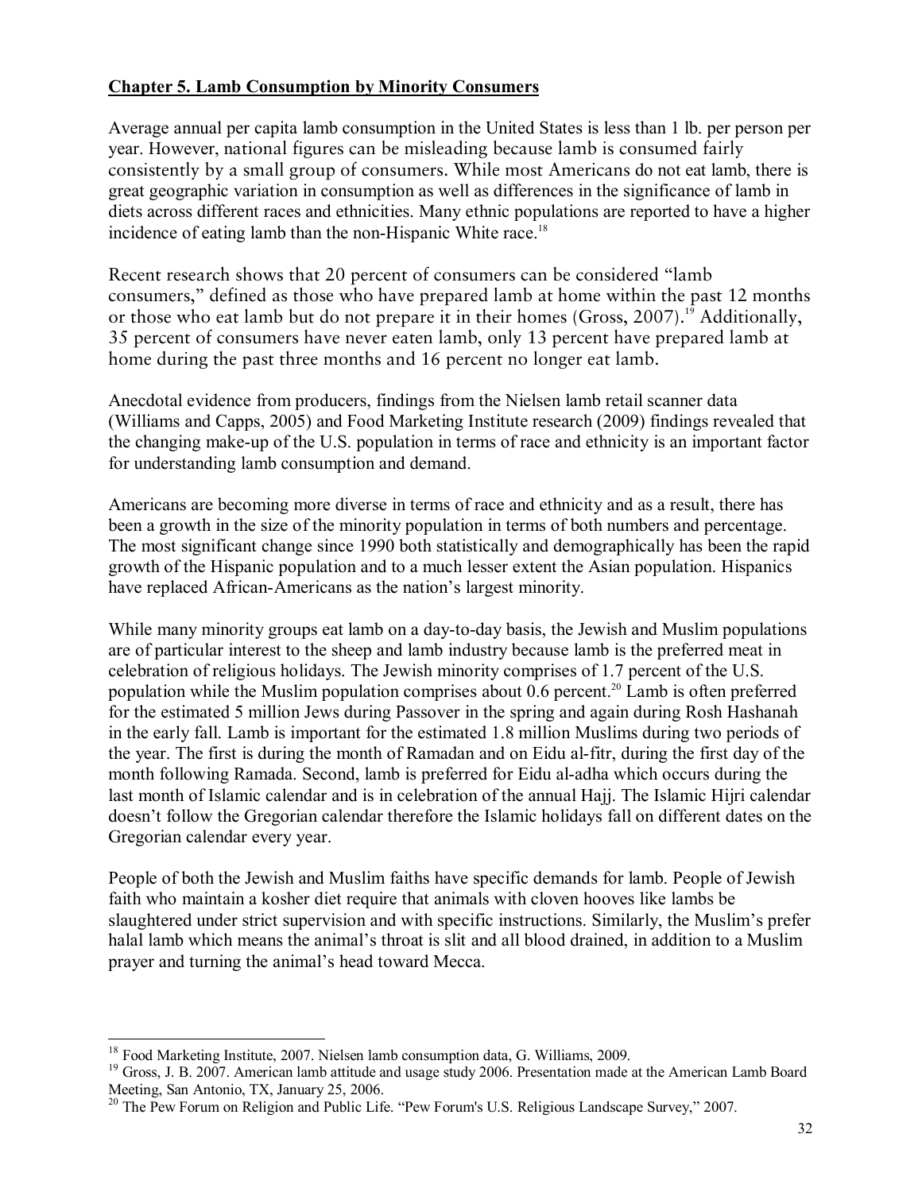**Chapter 5. Lamb Consumption by Minority Consumers**

Average annual per capita lamb consumption in the United States is less than 1 lb. per person per year. However, national figures can be misleading because lamb is consumed fairly consistently by a small group of consumers. While most Americans do not eat lamb, there is great geographic variation in consumption as well as differences in the significance of lamb in diets across different races and ethnicities. Many ethnic populations are reported to have a higher incidence of eating lamb than the non-Hispanic White race.[18]

Recent research shows that 20 percent of consumers can be considered "lamb consumers," defined as those who have prepared lamb at home within the past 12 months or those who eat lamb but do not prepare it in their homes (Gross, 2007).[19] Additionally, 35 percent of consumers have never eaten lamb, only 13 percent have prepared lamb at home during the past three months and 16 percent no longer eat lamb.

Anecdotal evidence from producers, findings from the Nielsen lamb retail scanner data (Williams and Capps, 2005) and Food Marketing Institute research (2009) findings revealed that the changing make-up of the U.S. population in terms of race and ethnicity is an important factor for understanding lamb consumption and demand.

Americans are becoming more diverse in terms of race and ethnicity and as a result, there has been a growth in the size of the minority population in terms of both numbers and percentage. The most significant change since 1990 both statistically and demographically has been the rapid growth of the Hispanic population and to a much lesser extent the Asian population. Hispanics have replaced African-Americans as the nation's largest minority.

While many minority groups eat lamb on a day-to-day basis, the Jewish and Muslim populations are of particular interest to the sheep and lamb industry because lamb is the preferred meat in celebration of religious holidays. The Jewish minority comprises of 1.7 percent of the U.S. population while the Muslim population comprises about 0.6 percent.[20] Lamb is often preferred for the estimated 5 million Jews during Passover in the spring and again during Rosh Hashanah in the early fall. Lamb is important for the estimated 1.8 million Muslims during two periods of the year. The first is during the month of Ramadan and on Eidu al-fitr, during the first day of the month following Ramada. Second, lamb is preferred for Eidu al-adha which occurs during the last month of Islamic calendar and is in celebration of the annual Hajj. The Islamic Hijri calendar doesn't follow the Gregorian calendar therefore the Islamic holidays fall on different dates on the Gregorian calendar every year.

People of both the Jewish and Muslim faiths have specific demands for lamb. People of Jewish faith who maintain a kosher diet require that animals with cloven hooves like lambs be slaughtered under strict supervision and with specific instructions. Similarly, the Muslim's prefer halal lamb which means the animal's throat is slit and all blood drained, in addition to a Muslim prayer and turning the animal's head toward Mecca.

---

[18] Food Marketing Institute, 2007. Nielsen lamb consumption data, G. Williams, 2009.

[19] Gross, J. B. 2007. American lamb attitude and usage study 2006. Presentation made at the American Lamb Board Meeting, San Antonio, TX, January 25, 2006.

[20] The Pew Forum on Religion and Public Life. "Pew Forum's U.S. Religious Landscape Survey," 2007.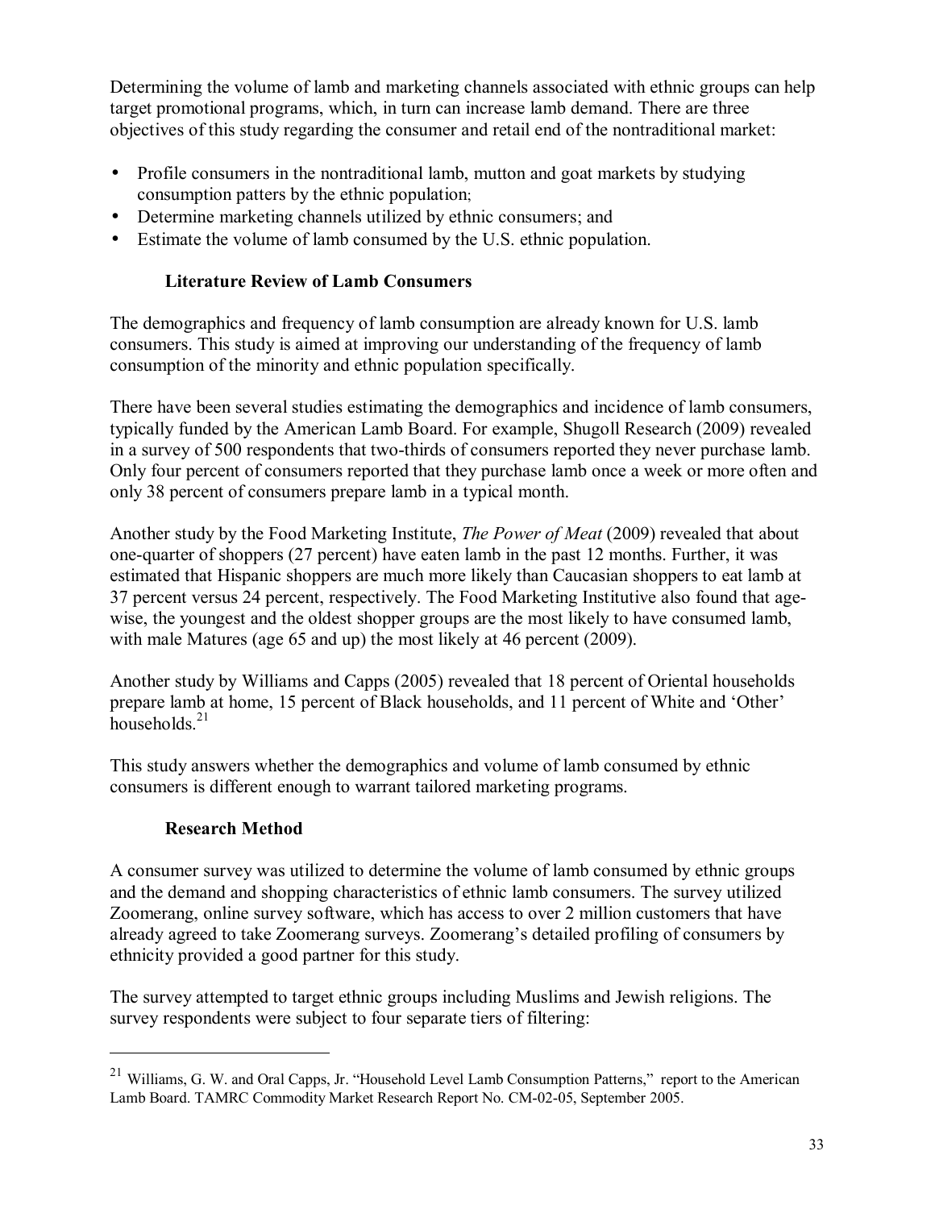Determining the volume of lamb and marketing channels associated with ethnic groups can help target promotional programs, which, in turn can increase lamb demand. There are three objectives of this study regarding the consumer and retail end of the nontraditional market:

- Profile consumers in the nontraditional lamb, mutton and goat markets by studying consumption patters by the ethnic population;
- Determine marketing channels utilized by ethnic consumers; and
- Estimate the volume of lamb consumed by the U.S. ethnic population.

### Literature Review of Lamb Consumers

The demographics and frequency of lamb consumption are already known for U.S. lamb consumers. This study is aimed at improving our understanding of the frequency of lamb consumption of the minority and ethnic population specifically.

There have been several studies estimating the demographics and incidence of lamb consumers, typically funded by the American Lamb Board. For example, Shugoll Research (2009) revealed in a survey of 500 respondents that two-thirds of consumers reported they never purchase lamb. Only four percent of consumers reported that they purchase lamb once a week or more often and only 38 percent of consumers prepare lamb in a typical month.

Another study by the Food Marketing Institute, *The Power of Meat* (2009) revealed that about one-quarter of shoppers (27 percent) have eaten lamb in the past 12 months. Further, it was estimated that Hispanic shoppers are much more likely than Caucasian shoppers to eat lamb at 37 percent versus 24 percent, respectively. The Food Marketing Institutive also found that age-wise, the youngest and the oldest shopper groups are the most likely to have consumed lamb, with male Matures (age 65 and up) the most likely at 46 percent (2009).

Another study by Williams and Capps (2005) revealed that 18 percent of Oriental households prepare lamb at home, 15 percent of Black households, and 11 percent of White and 'Other' households.[21]

This study answers whether the demographics and volume of lamb consumed by ethnic consumers is different enough to warrant tailored marketing programs.

### Research Method

A consumer survey was utilized to determine the volume of lamb consumed by ethnic groups and the demand and shopping characteristics of ethnic lamb consumers. The survey utilized Zoomerang, online survey software, which has access to over 2 million customers that have already agreed to take Zoomerang surveys. Zoomerang's detailed profiling of consumers by ethnicity provided a good partner for this study.

The survey attempted to target ethnic groups including Muslims and Jewish religions. The survey respondents were subject to four separate tiers of filtering:

---

[21] Williams, G. W. and Oral Capps, Jr. "Household Level Lamb Consumption Patterns," report to the American Lamb Board. TAMRC Commodity Market Research Report No. CM-02-05, September 2005.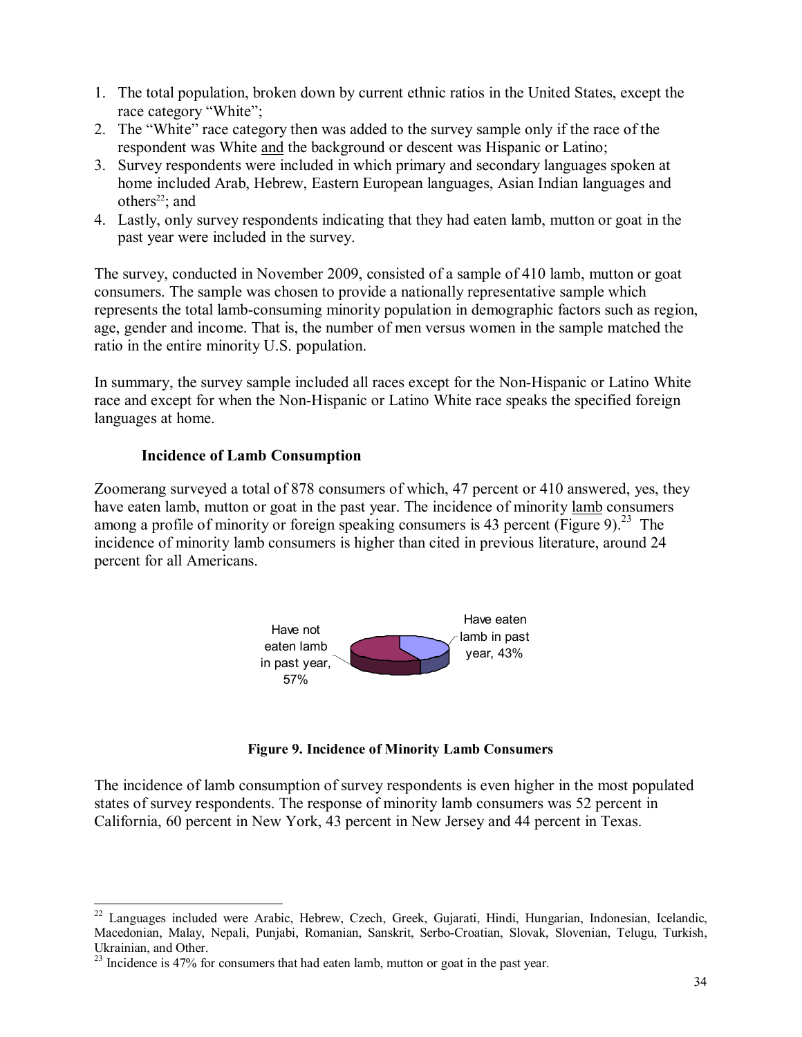1. The total population, broken down by current ethnic ratios in the United States, except the race category "White";
2. The "White" race category then was added to the survey sample only if the race of the respondent was White and the background or descent was Hispanic or Latino;
3. Survey respondents were included in which primary and secondary languages spoken at home included Arab, Hebrew, Eastern European languages, Asian Indian languages and others[22]; and
4. Lastly, only survey respondents indicating that they had eaten lamb, mutton or goat in the past year were included in the survey.

The survey, conducted in November 2009, consisted of a sample of 410 lamb, mutton or goat consumers. The sample was chosen to provide a nationally representative sample which represents the total lamb-consuming minority population in demographic factors such as region, age, gender and income. That is, the number of men versus women in the sample matched the ratio in the entire minority U.S. population.

In summary, the survey sample included all races except for the Non-Hispanic or Latino White race and except for when the Non-Hispanic or Latino White race speaks the specified foreign languages at home.

### Incidence of Lamb Consumption

Zoomerang surveyed a total of 878 consumers of which, 47 percent or 410 answered, yes, they have eaten lamb, mutton or goat in the past year. The incidence of minority lamb consumers among a profile of minority or foreign speaking consumers is 43 percent (Figure 9).[23] The incidence of minority lamb consumers is higher than cited in previous literature, around 24 percent for all Americans.

Have not eaten lamb in past year, 57%

Have eaten lamb in past year, 43%

**Figure 9. Incidence of Minority Lamb Consumers**

The incidence of lamb consumption of survey respondents is even higher in the most populated states of survey respondents. The response of minority lamb consumers was 52 percent in California, 60 percent in New York, 43 percent in New Jersey and 44 percent in Texas.

---

[22] Languages included were Arabic, Hebrew, Czech, Greek, Gujarati, Hindi, Hungarian, Indonesian, Icelandic, Macedonian, Malay, Nepali, Punjabi, Romanian, Sanskrit, Serbo-Croatian, Slovak, Slovenian, Telugu, Turkish, Ukrainian, and Other.

[23] Incidence is 47% for consumers that had eaten lamb, mutton or goat in the past year.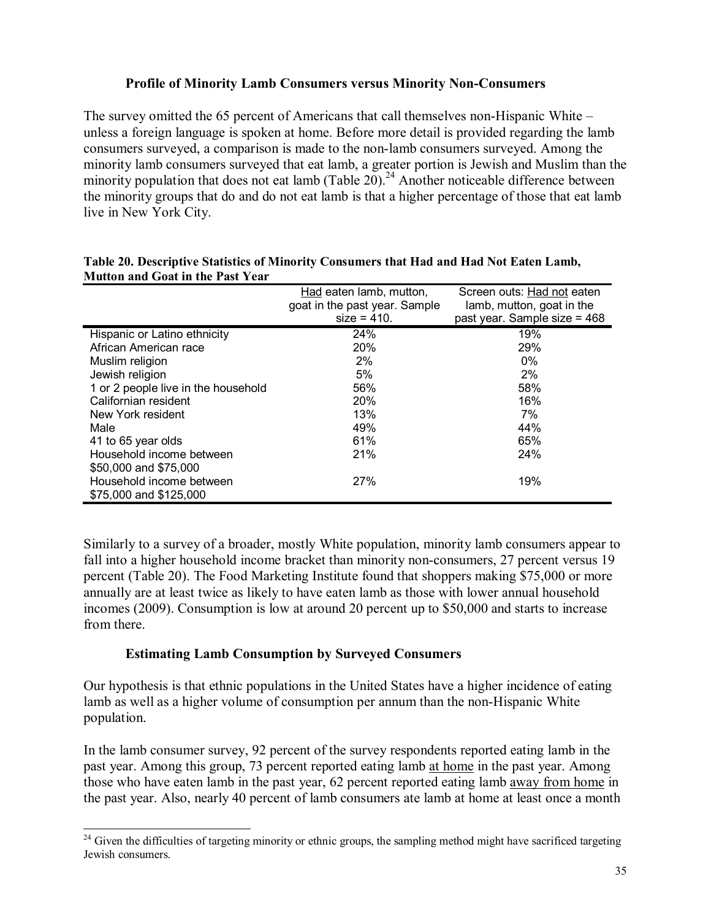### Profile of Minority Lamb Consumers versus Minority Non-Consumers

The survey omitted the 65 percent of Americans that call themselves non-Hispanic White – unless a foreign language is spoken at home. Before more detail is provided regarding the lamb consumers surveyed, a comparison is made to the non-lamb consumers surveyed. Among the minority lamb consumers surveyed that eat lamb, a greater portion is Jewish and Muslim than the minority population that does not eat lamb (Table 20).[24] Another noticeable difference between the minority groups that do and do not eat lamb is that a higher percentage of those that eat lamb live in New York City.

**Table 20. Descriptive Statistics of Minority Consumers that Had and Had Not Eaten Lamb, Mutton and Goat in the Past Year**

| | Had eaten lamb, mutton, goat in the past year. Sample size = 410. | Screen outs: Had not eaten lamb, mutton, goat in the past year. Sample size = 468 |
|---|---|---|
| Hispanic or Latino ethnicity | 24% | 19% |
| African American race | 20% | 29% |
| Muslim religion | 2% | 0% |
| Jewish religion | 5% | 2% |
| 1 or 2 people live in the household | 56% | 58% |
| Californian resident | 20% | 16% |
| New York resident | 13% | 7% |
| Male | 49% | 44% |
| 41 to 65 year olds | 61% | 65% |
| Household income between $50,000 and $75,000 | 21% | 24% |
| Household income between $75,000 and $125,000 | 27% | 19% |

Similarly to a survey of a broader, mostly White population, minority lamb consumers appear to fall into a higher household income bracket than minority non-consumers, 27 percent versus 19 percent (Table 20). The Food Marketing Institute found that shoppers making $75,000 or more annually are at least twice as likely to have eaten lamb as those with lower annual household incomes (2009). Consumption is low at around 20 percent up to $50,000 and starts to increase from there.

### Estimating Lamb Consumption by Surveyed Consumers

Our hypothesis is that ethnic populations in the United States have a higher incidence of eating lamb as well as a higher volume of consumption per annum than the non-Hispanic White population.

In the lamb consumer survey, 92 percent of the survey respondents reported eating lamb in the past year. Among this group, 73 percent reported eating lamb at home in the past year. Among those who have eaten lamb in the past year, 62 percent reported eating lamb away from home in the past year. Also, nearly 40 percent of lamb consumers ate lamb at home at least once a month

[24] Given the difficulties of targeting minority or ethnic groups, the sampling method might have sacrificed targeting Jewish consumers.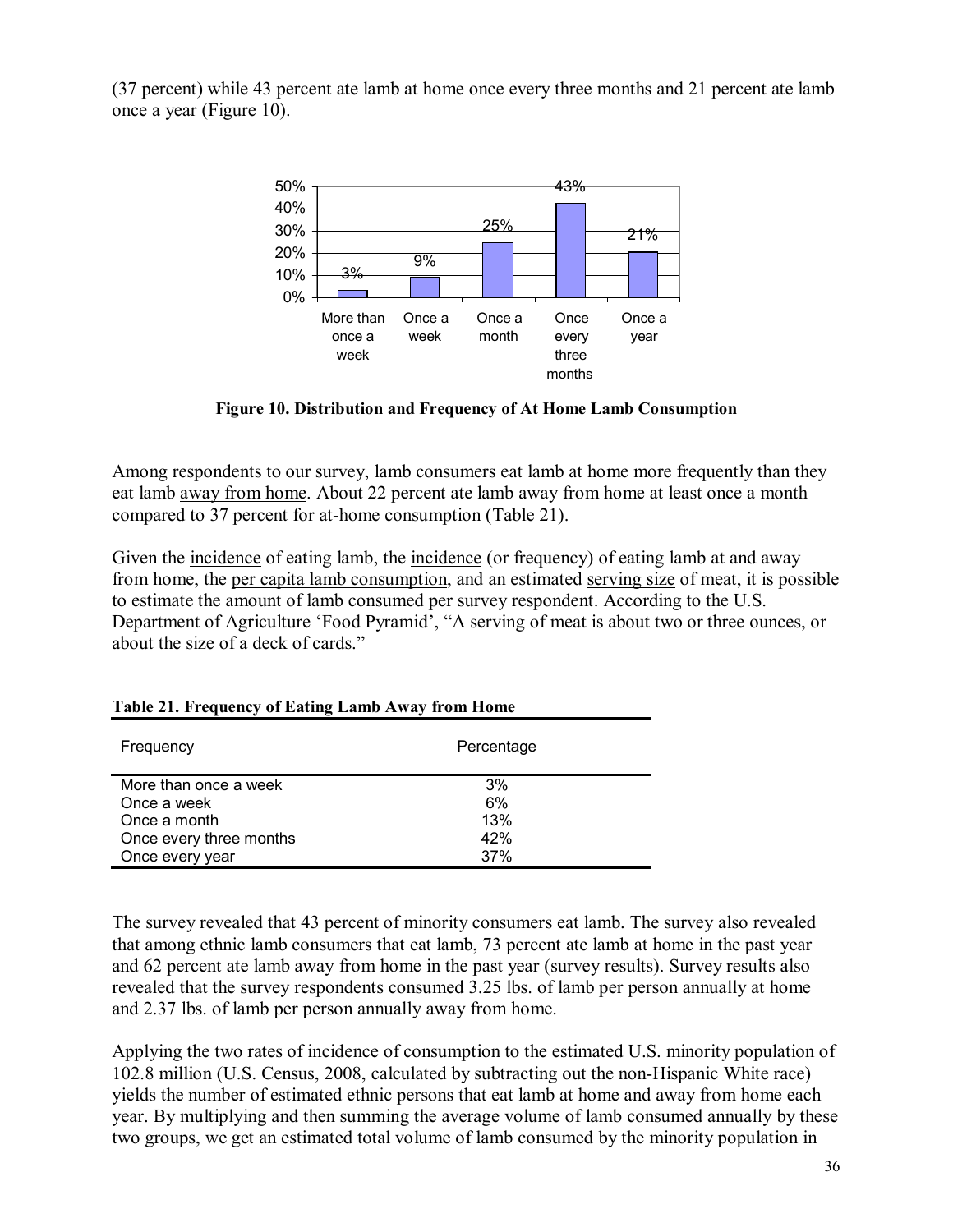(37 percent) while 43 percent ate lamb at home once every three months and 21 percent ate lamb once a year (Figure 10).

| Frequency | Percentage |
|---|---|
| More than once a week | 3% |
| Once a week | 9% |
| Once a month | 25% |
| Once every three months | 43% |
| Once a year | 21% |

**Figure 10. Distribution and Frequency of At Home Lamb Consumption**

Among respondents to our survey, lamb consumers eat lamb at home more frequently than they eat lamb away from home. About 22 percent ate lamb away from home at least once a month compared to 37 percent for at-home consumption (Table 21).

Given the incidence of eating lamb, the incidence (or frequency) of eating lamb at and away from home, the per capita lamb consumption, and an estimated serving size of meat, it is possible to estimate the amount of lamb consumed per survey respondent. According to the U.S. Department of Agriculture 'Food Pyramid', "A serving of meat is about two or three ounces, or about the size of a deck of cards."

**Table 21. Frequency of Eating Lamb Away from Home**

| Frequency | Percentage |
|---|---|
| More than once a week | 3% |
| Once a week | 6% |
| Once a month | 13% |
| Once every three months | 42% |
| Once every year | 37% |

The survey revealed that 43 percent of minority consumers eat lamb. The survey also revealed that among ethnic lamb consumers that eat lamb, 73 percent ate lamb at home in the past year and 62 percent ate lamb away from home in the past year (survey results). Survey results also revealed that the survey respondents consumed 3.25 lbs. of lamb per person annually at home and 2.37 lbs. of lamb per person annually away from home.

Applying the two rates of incidence of consumption to the estimated U.S. minority population of 102.8 million (U.S. Census, 2008, calculated by subtracting out the non-Hispanic White race) yields the number of estimated ethnic persons that eat lamb at home and away from home each year. By multiplying and then summing the average volume of lamb consumed annually by these two groups, we get an estimated total volume of lamb consumed by the minority population in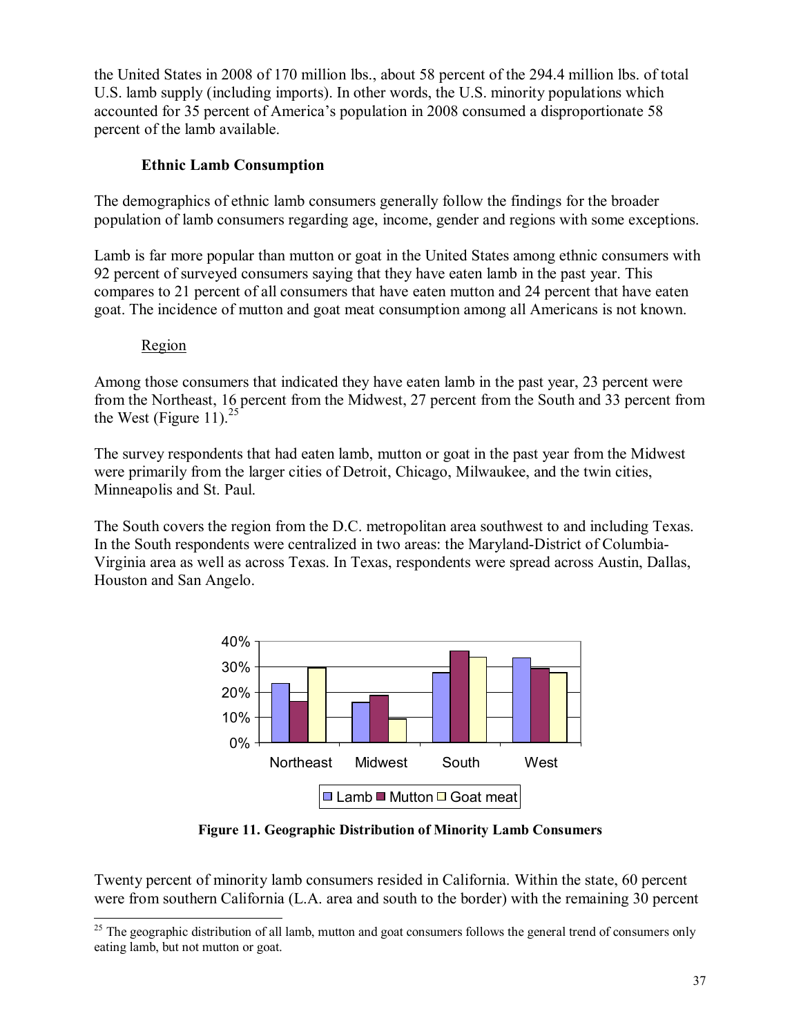the United States in 2008 of 170 million lbs., about 58 percent of the 294.4 million lbs. of total U.S. lamb supply (including imports). In other words, the U.S. minority populations which accounted for 35 percent of America's population in 2008 consumed a disproportionate 58 percent of the lamb available.

### Ethnic Lamb Consumption

The demographics of ethnic lamb consumers generally follow the findings for the broader population of lamb consumers regarding age, income, gender and regions with some exceptions.

Lamb is far more popular than mutton or goat in the United States among ethnic consumers with 92 percent of surveyed consumers saying that they have eaten lamb in the past year. This compares to 21 percent of all consumers that have eaten mutton and 24 percent that have eaten goat. The incidence of mutton and goat meat consumption among all Americans is not known.

#### Region

Among those consumers that indicated they have eaten lamb in the past year, 23 percent were from the Northeast, 16 percent from the Midwest, 27 percent from the South and 33 percent from the West (Figure 11).[25]

The survey respondents that had eaten lamb, mutton or goat in the past year from the Midwest were primarily from the larger cities of Detroit, Chicago, Milwaukee, and the twin cities, Minneapolis and St. Paul.

The South covers the region from the D.C. metropolitan area southwest to and including Texas. In the South respondents were centralized in two areas: the Maryland-District of Columbia-Virginia area as well as across Texas. In Texas, respondents were spread across Austin, Dallas, Houston and San Angelo.

**Figure 11. Geographic Distribution of Minority Lamb Consumers**

Twenty percent of minority lamb consumers resided in California. Within the state, 60 percent were from southern California (L.A. area and south to the border) with the remaining 30 percent

[25] The geographic distribution of all lamb, mutton and goat consumers follows the general trend of consumers only eating lamb, but not mutton or goat.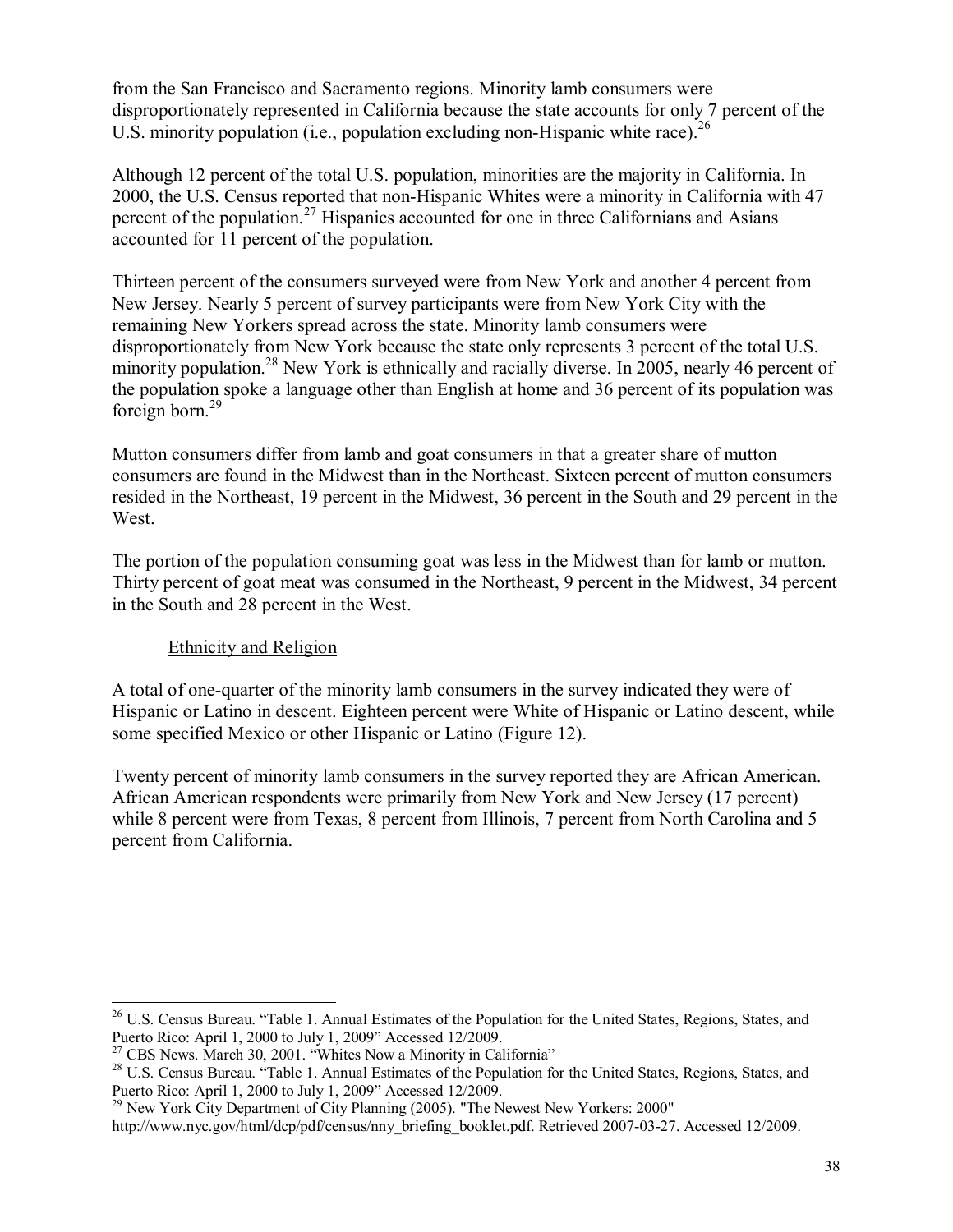from the San Francisco and Sacramento regions. Minority lamb consumers were disproportionately represented in California because the state accounts for only 7 percent of the U.S. minority population (i.e., population excluding non-Hispanic white race).[26]

Although 12 percent of the total U.S. population, minorities are the majority in California. In 2000, the U.S. Census reported that non-Hispanic Whites were a minority in California with 47 percent of the population.[27] Hispanics accounted for one in three Californians and Asians accounted for 11 percent of the population.

Thirteen percent of the consumers surveyed were from New York and another 4 percent from New Jersey. Nearly 5 percent of survey participants were from New York City with the remaining New Yorkers spread across the state. Minority lamb consumers were disproportionately from New York because the state only represents 3 percent of the total U.S. minority population.[28] New York is ethnically and racially diverse. In 2005, nearly 46 percent of the population spoke a language other than English at home and 36 percent of its population was foreign born.[29]

Mutton consumers differ from lamb and goat consumers in that a greater share of mutton consumers are found in the Midwest than in the Northeast. Sixteen percent of mutton consumers resided in the Northeast, 19 percent in the Midwest, 36 percent in the South and 29 percent in the West.

The portion of the population consuming goat was less in the Midwest than for lamb or mutton. Thirty percent of goat meat was consumed in the Northeast, 9 percent in the Midwest, 34 percent in the South and 28 percent in the West.

### Ethnicity and Religion

A total of one-quarter of the minority lamb consumers in the survey indicated they were of Hispanic or Latino in descent. Eighteen percent were White of Hispanic or Latino descent, while some specified Mexico or other Hispanic or Latino (Figure 12).

Twenty percent of minority lamb consumers in the survey reported they are African American. African American respondents were primarily from New York and New Jersey (17 percent) while 8 percent were from Texas, 8 percent from Illinois, 7 percent from North Carolina and 5 percent from California.

---

[26] U.S. Census Bureau. "Table 1. Annual Estimates of the Population for the United States, Regions, States, and Puerto Rico: April 1, 2000 to July 1, 2009" Accessed 12/2009.

[27] CBS News. March 30, 2001. "Whites Now a Minority in California"

[28] U.S. Census Bureau. "Table 1. Annual Estimates of the Population for the United States, Regions, States, and Puerto Rico: April 1, 2000 to July 1, 2009" Accessed 12/2009.

[29] New York City Department of City Planning (2005). "The Newest New Yorkers: 2000" http://www.nyc.gov/html/dcp/pdf/census/nny_briefing_booklet.pdf. Retrieved 2007-03-27. Accessed 12/2009.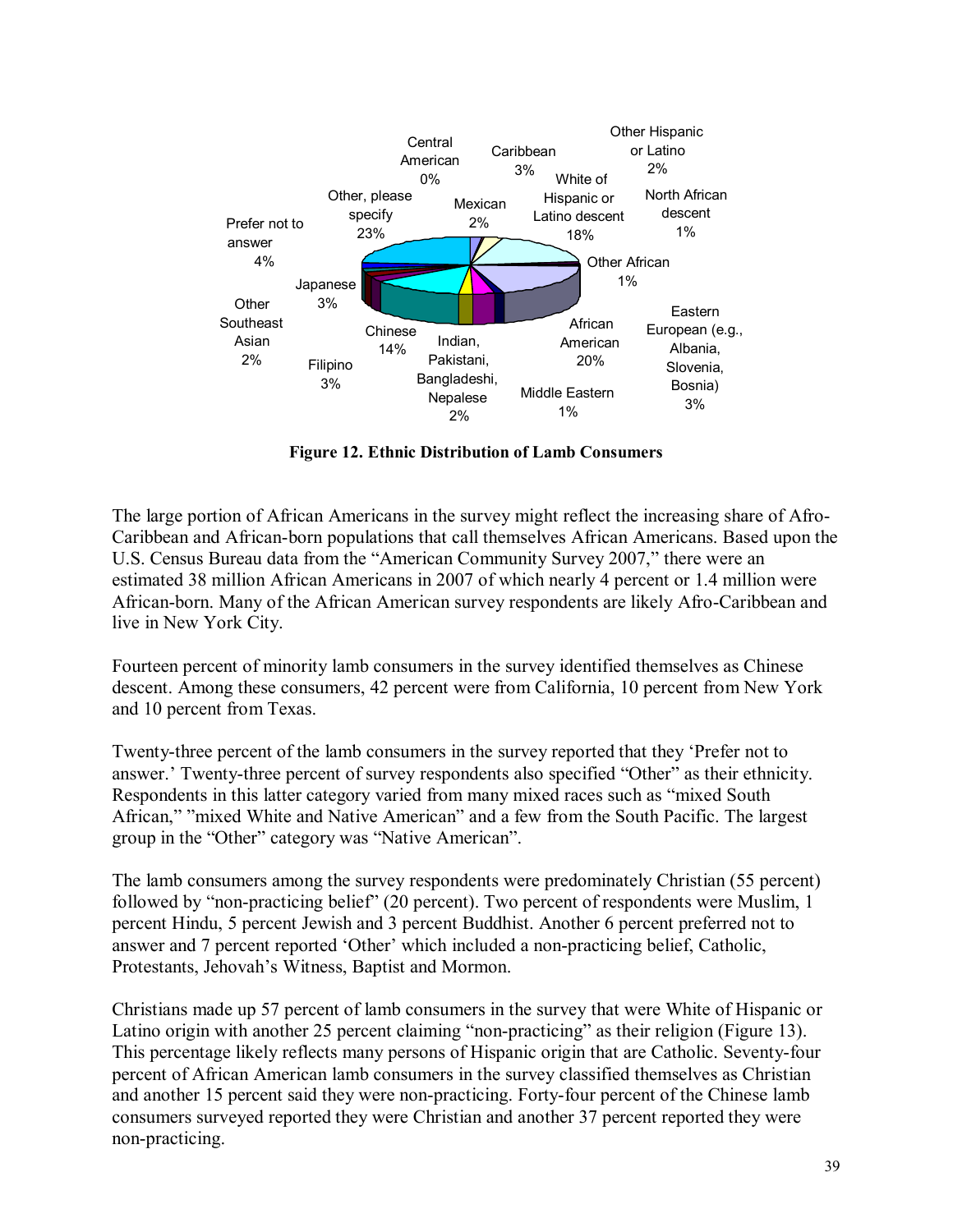Central American 0%

Caribbean 3%

Other Hispanic or Latino 2%

Other, please specify 23%

Mexican 2%

White of Hispanic or Latino descent 18%

North African descent 1%

Prefer not to answer 4%

Other African 1%

Japanese 3%

Other Southeast Asian 2%

Eastern European (e.g., Albania, Slovenia, Bosnia) 3%

Chinese 14%

African American 20%

Indian, Pakistani, Bangladeshi, Nepalese 2%

Filipino 3%

Middle Eastern 1%

**Figure 12. Ethnic Distribution of Lamb Consumers**

The large portion of African Americans in the survey might reflect the increasing share of Afro-Caribbean and African-born populations that call themselves African Americans. Based upon the U.S. Census Bureau data from the "American Community Survey 2007," there were an estimated 38 million African Americans in 2007 of which nearly 4 percent or 1.4 million were African-born. Many of the African American survey respondents are likely Afro-Caribbean and live in New York City.

Fourteen percent of minority lamb consumers in the survey identified themselves as Chinese descent. Among these consumers, 42 percent were from California, 10 percent from New York and 10 percent from Texas.

Twenty-three percent of the lamb consumers in the survey reported that they 'Prefer not to answer.' Twenty-three percent of survey respondents also specified "Other" as their ethnicity. Respondents in this latter category varied from many mixed races such as "mixed South African," "mixed White and Native American" and a few from the South Pacific. The largest group in the "Other" category was "Native American".

The lamb consumers among the survey respondents were predominately Christian (55 percent) followed by "non-practicing belief" (20 percent). Two percent of respondents were Muslim, 1 percent Hindu, 5 percent Jewish and 3 percent Buddhist. Another 6 percent preferred not to answer and 7 percent reported 'Other' which included a non-practicing belief, Catholic, Protestants, Jehovah's Witness, Baptist and Mormon.

Christians made up 57 percent of lamb consumers in the survey that were White of Hispanic or Latino origin with another 25 percent claiming "non-practicing" as their religion (Figure 13). This percentage likely reflects many persons of Hispanic origin that are Catholic. Seventy-four percent of African American lamb consumers in the survey classified themselves as Christian and another 15 percent said they were non-practicing. Forty-four percent of the Chinese lamb consumers surveyed reported they were Christian and another 37 percent reported they were non-practicing.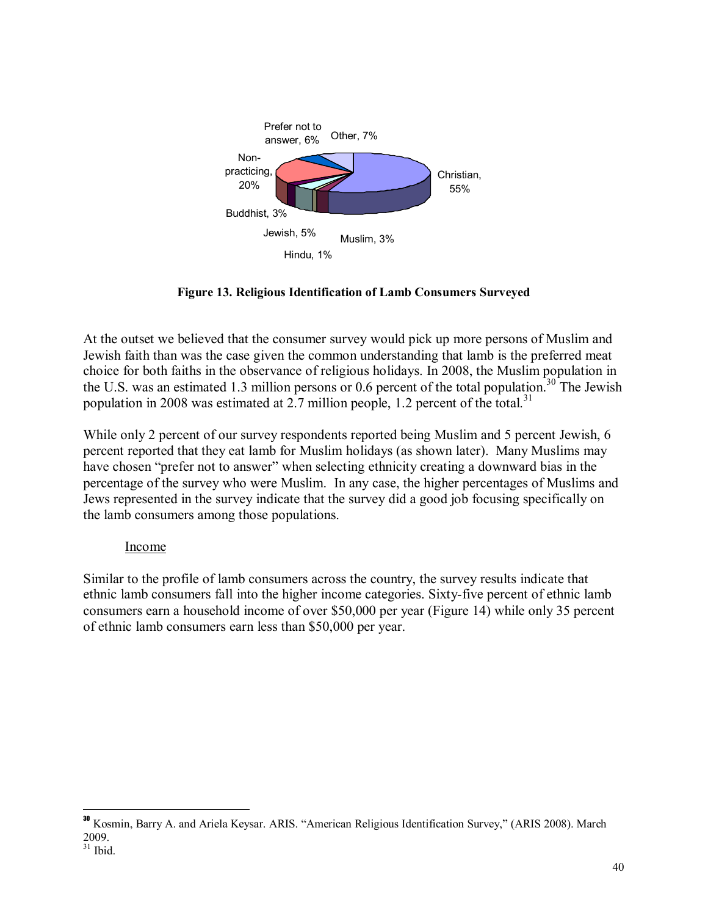Prefer not to answer, 6%

Other, 7%

Non-practicing, 20%

Christian, 55%

Buddhist, 3%

Jewish, 5%

Muslim, 3%

Hindu, 1%

**Figure 13. Religious Identification of Lamb Consumers Surveyed**

At the outset we believed that the consumer survey would pick up more persons of Muslim and Jewish faith than was the case given the common understanding that lamb is the preferred meat choice for both faiths in the observance of religious holidays. In 2008, the Muslim population in the U.S. was an estimated 1.3 million persons or 0.6 percent of the total population.[30] The Jewish population in 2008 was estimated at 2.7 million people, 1.2 percent of the total.[31]

While only 2 percent of our survey respondents reported being Muslim and 5 percent Jewish, 6 percent reported that they eat lamb for Muslim holidays (as shown later). Many Muslims may have chosen "prefer not to answer" when selecting ethnicity creating a downward bias in the percentage of the survey who were Muslim. In any case, the higher percentages of Muslims and Jews represented in the survey indicate that the survey did a good job focusing specifically on the lamb consumers among those populations.

Income

Similar to the profile of lamb consumers across the country, the survey results indicate that ethnic lamb consumers fall into the higher income categories. Sixty-five percent of ethnic lamb consumers earn a household income of over $50,000 per year (Figure 14) while only 35 percent of ethnic lamb consumers earn less than $50,000 per year.

---

[30] Kosmin, Barry A. and Ariela Keysar. ARIS. "American Religious Identification Survey," (ARIS 2008). March 2009.

[31] Ibid.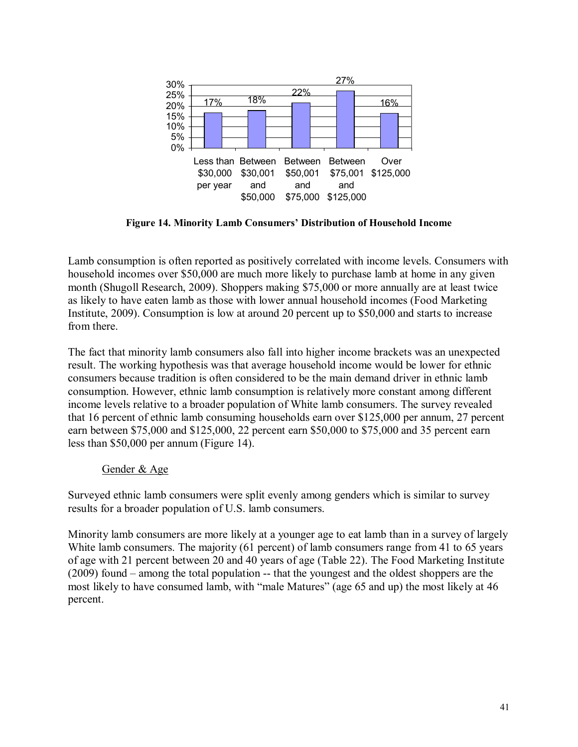| Less than $30,000 per year | Between $30,001 and $50,000 | Between $50,001 and $75,000 | Between $75,001 and $125,000 | Over $125,000 |
|---|---|---|---|---|
| 17% | 18% | 22% | 27% | 16% |

**Figure 14. Minority Lamb Consumers' Distribution of Household Income**

Lamb consumption is often reported as positively correlated with income levels. Consumers with household incomes over $50,000 are much more likely to purchase lamb at home in any given month (Shugoll Research, 2009). Shoppers making $75,000 or more annually are at least twice as likely to have eaten lamb as those with lower annual household incomes (Food Marketing Institute, 2009). Consumption is low at around 20 percent up to $50,000 and starts to increase from there.

The fact that minority lamb consumers also fall into higher income brackets was an unexpected result. The working hypothesis was that average household income would be lower for ethnic consumers because tradition is often considered to be the main demand driver in ethnic lamb consumption. However, ethnic lamb consumption is relatively more constant among different income levels relative to a broader population of White lamb consumers. The survey revealed that 16 percent of ethnic lamb consuming households earn over $125,000 per annum, 27 percent earn between $75,000 and $125,000, 22 percent earn $50,000 to $75,000 and 35 percent earn less than $50,000 per annum (Figure 14).

Gender & Age

Surveyed ethnic lamb consumers were split evenly among genders which is similar to survey results for a broader population of U.S. lamb consumers.

Minority lamb consumers are more likely at a younger age to eat lamb than in a survey of largely White lamb consumers. The majority (61 percent) of lamb consumers range from 41 to 65 years of age with 21 percent between 20 and 40 years of age (Table 22). The Food Marketing Institute (2009) found – among the total population -- that the youngest and the oldest shoppers are the most likely to have consumed lamb, with "male Matures" (age 65 and up) the most likely at 46 percent.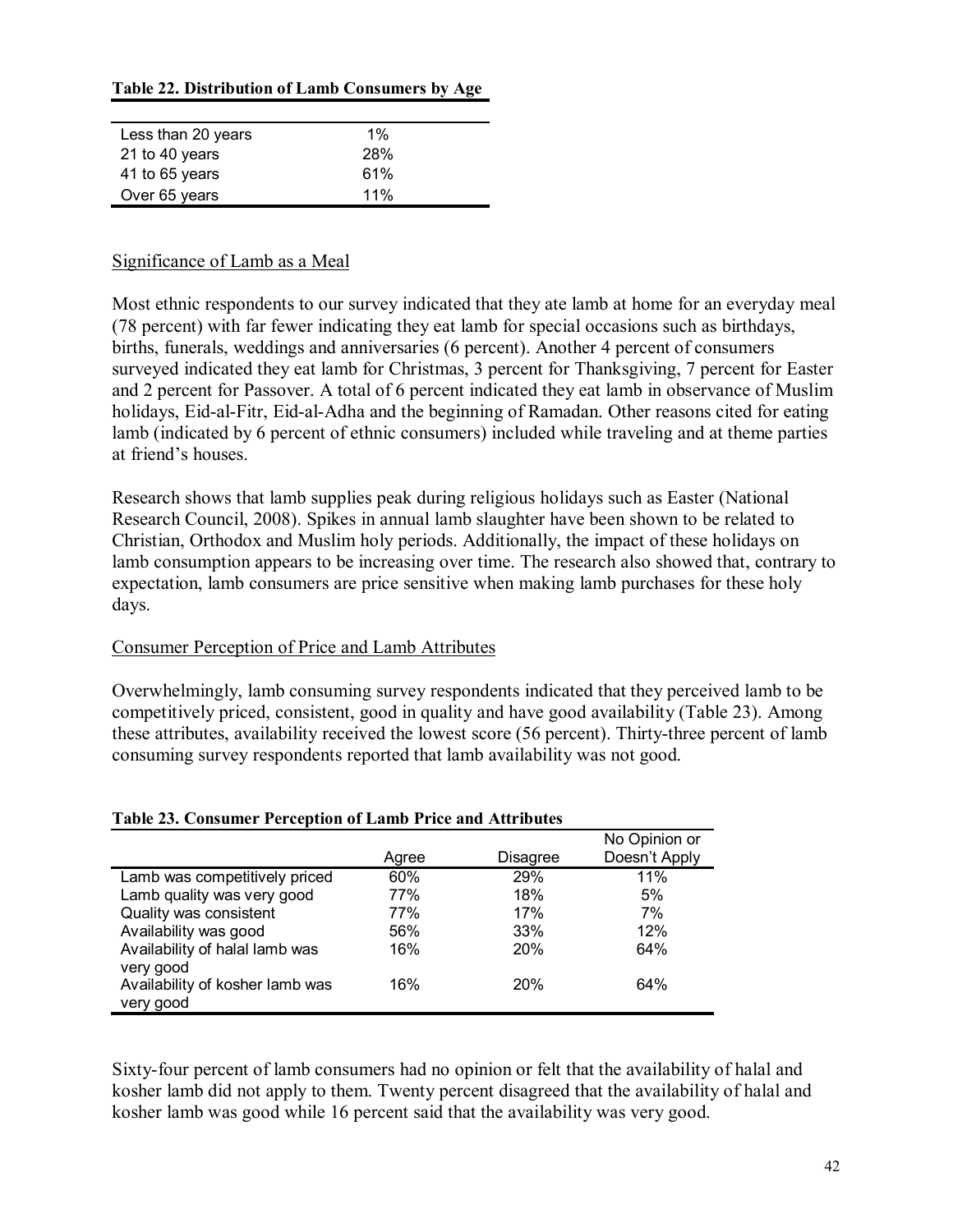**Table 22. Distribution of Lamb Consumers by Age**

| | |
|---|---|
| Less than 20 years | 1% |
| 21 to 40 years | 28% |
| 41 to 65 years | 61% |
| Over 65 years | 11% |

Significance of Lamb as a Meal

Most ethnic respondents to our survey indicated that they ate lamb at home for an everyday meal (78 percent) with far fewer indicating they eat lamb for special occasions such as birthdays, births, funerals, weddings and anniversaries (6 percent). Another 4 percent of consumers surveyed indicated they eat lamb for Christmas, 3 percent for Thanksgiving, 7 percent for Easter and 2 percent for Passover. A total of 6 percent indicated they eat lamb in observance of Muslim holidays, Eid-al-Fitr, Eid-al-Adha and the beginning of Ramadan. Other reasons cited for eating lamb (indicated by 6 percent of ethnic consumers) included while traveling and at theme parties at friend's houses.

Research shows that lamb supplies peak during religious holidays such as Easter (National Research Council, 2008). Spikes in annual lamb slaughter have been shown to be related to Christian, Orthodox and Muslim holy periods. Additionally, the impact of these holidays on lamb consumption appears to be increasing over time. The research also showed that, contrary to expectation, lamb consumers are price sensitive when making lamb purchases for these holy days.

Consumer Perception of Price and Lamb Attributes

Overwhelmingly, lamb consuming survey respondents indicated that they perceived lamb to be competitively priced, consistent, good in quality and have good availability (Table 23). Among these attributes, availability received the lowest score (56 percent). Thirty-three percent of lamb consuming survey respondents reported that lamb availability was not good.

**Table 23. Consumer Perception of Lamb Price and Attributes**

| | Agree | Disagree | No Opinion or Doesn't Apply |
|---|---|---|---|
| Lamb was competitively priced | 60% | 29% | 11% |
| Lamb quality was very good | 77% | 18% | 5% |
| Quality was consistent | 77% | 17% | 7% |
| Availability was good | 56% | 33% | 12% |
| Availability of halal lamb was very good | 16% | 20% | 64% |
| Availability of kosher lamb was very good | 16% | 20% | 64% |

Sixty-four percent of lamb consumers had no opinion or felt that the availability of halal and kosher lamb did not apply to them. Twenty percent disagreed that the availability of halal and kosher lamb was good while 16 percent said that the availability was very good.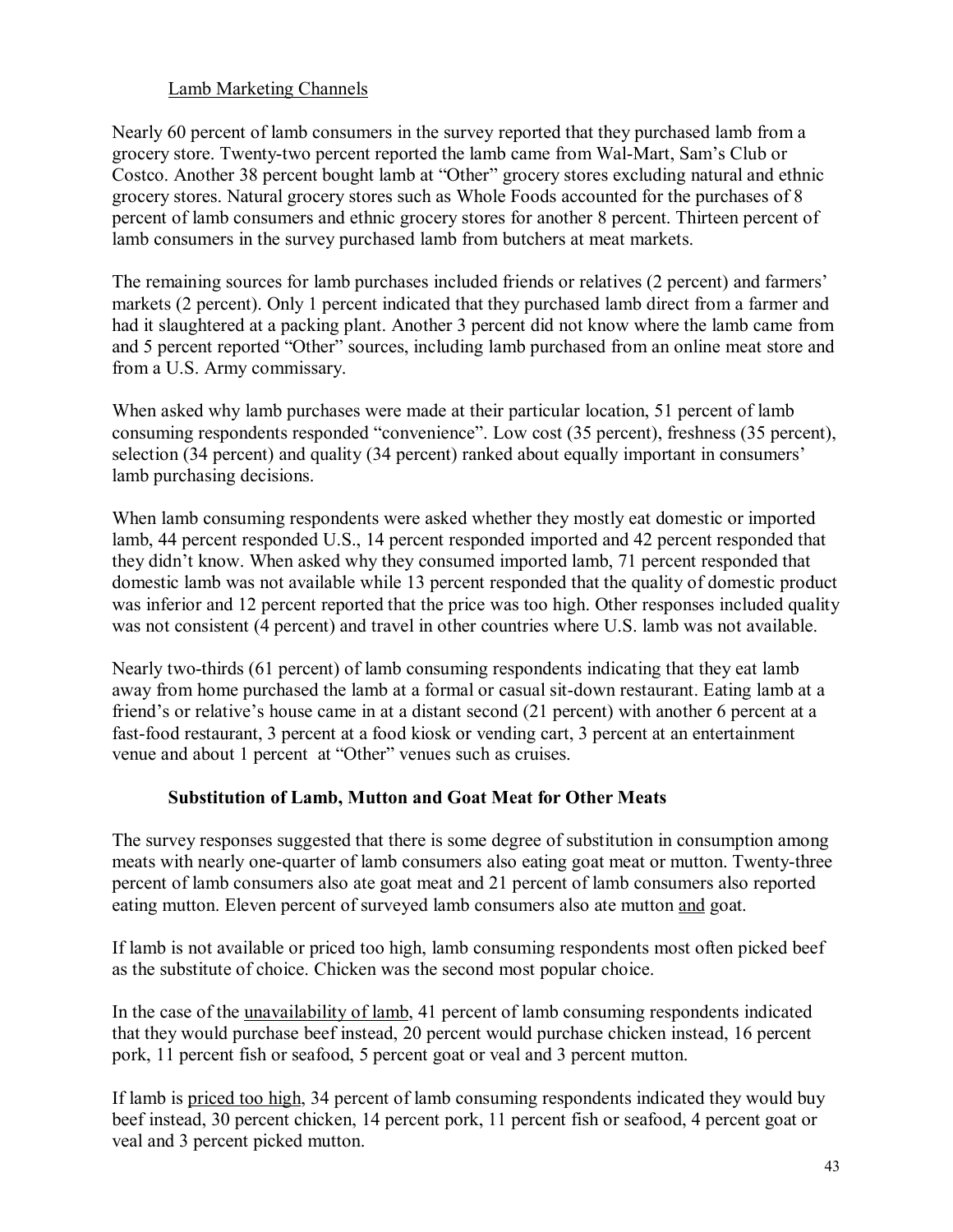## Lamb Marketing Channels

Nearly 60 percent of lamb consumers in the survey reported that they purchased lamb from a grocery store. Twenty-two percent reported the lamb came from Wal-Mart, Sam's Club or Costco. Another 38 percent bought lamb at "Other" grocery stores excluding natural and ethnic grocery stores. Natural grocery stores such as Whole Foods accounted for the purchases of 8 percent of lamb consumers and ethnic grocery stores for another 8 percent. Thirteen percent of lamb consumers in the survey purchased lamb from butchers at meat markets.

The remaining sources for lamb purchases included friends or relatives (2 percent) and farmers' markets (2 percent). Only 1 percent indicated that they purchased lamb direct from a farmer and had it slaughtered at a packing plant. Another 3 percent did not know where the lamb came from and 5 percent reported "Other" sources, including lamb purchased from an online meat store and from a U.S. Army commissary.

When asked why lamb purchases were made at their particular location, 51 percent of lamb consuming respondents responded "convenience". Low cost (35 percent), freshness (35 percent), selection (34 percent) and quality (34 percent) ranked about equally important in consumers' lamb purchasing decisions.

When lamb consuming respondents were asked whether they mostly eat domestic or imported lamb, 44 percent responded U.S., 14 percent responded imported and 42 percent responded that they didn't know. When asked why they consumed imported lamb, 71 percent responded that domestic lamb was not available while 13 percent responded that the quality of domestic product was inferior and 12 percent reported that the price was too high. Other responses included quality was not consistent (4 percent) and travel in other countries where U.S. lamb was not available.

Nearly two-thirds (61 percent) of lamb consuming respondents indicating that they eat lamb away from home purchased the lamb at a formal or casual sit-down restaurant. Eating lamb at a friend's or relative's house came in at a distant second (21 percent) with another 6 percent at a fast-food restaurant, 3 percent at a food kiosk or vending cart, 3 percent at an entertainment venue and about 1 percent at "Other" venues such as cruises.

## Substitution of Lamb, Mutton and Goat Meat for Other Meats

The survey responses suggested that there is some degree of substitution in consumption among meats with nearly one-quarter of lamb consumers also eating goat meat or mutton. Twenty-three percent of lamb consumers also ate goat meat and 21 percent of lamb consumers also reported eating mutton. Eleven percent of surveyed lamb consumers also ate mutton and goat.

If lamb is not available or priced too high, lamb consuming respondents most often picked beef as the substitute of choice. Chicken was the second most popular choice.

In the case of the unavailability of lamb, 41 percent of lamb consuming respondents indicated that they would purchase beef instead, 20 percent would purchase chicken instead, 16 percent pork, 11 percent fish or seafood, 5 percent goat or veal and 3 percent mutton.

If lamb is priced too high, 34 percent of lamb consuming respondents indicated they would buy beef instead, 30 percent chicken, 14 percent pork, 11 percent fish or seafood, 4 percent goat or veal and 3 percent picked mutton.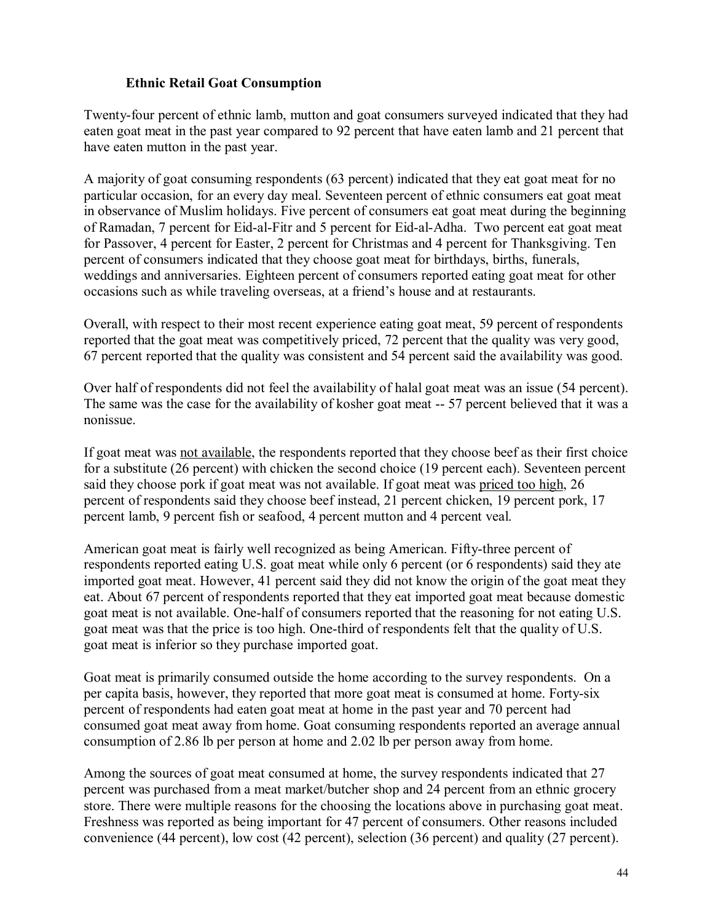### Ethnic Retail Goat Consumption

Twenty-four percent of ethnic lamb, mutton and goat consumers surveyed indicated that they had eaten goat meat in the past year compared to 92 percent that have eaten lamb and 21 percent that have eaten mutton in the past year.

A majority of goat consuming respondents (63 percent) indicated that they eat goat meat for no particular occasion, for an every day meal. Seventeen percent of ethnic consumers eat goat meat in observance of Muslim holidays. Five percent of consumers eat goat meat during the beginning of Ramadan, 7 percent for Eid-al-Fitr and 5 percent for Eid-al-Adha. Two percent eat goat meat for Passover, 4 percent for Easter, 2 percent for Christmas and 4 percent for Thanksgiving. Ten percent of consumers indicated that they choose goat meat for birthdays, births, funerals, weddings and anniversaries. Eighteen percent of consumers reported eating goat meat for other occasions such as while traveling overseas, at a friend's house and at restaurants.

Overall, with respect to their most recent experience eating goat meat, 59 percent of respondents reported that the goat meat was competitively priced, 72 percent that the quality was very good, 67 percent reported that the quality was consistent and 54 percent said the availability was good.

Over half of respondents did not feel the availability of halal goat meat was an issue (54 percent). The same was the case for the availability of kosher goat meat -- 57 percent believed that it was a nonissue.

If goat meat was <u>not available</u>, the respondents reported that they choose beef as their first choice for a substitute (26 percent) with chicken the second choice (19 percent each). Seventeen percent said they choose pork if goat meat was not available. If goat meat was <u>priced too high</u>, 26 percent of respondents said they choose beef instead, 21 percent chicken, 19 percent pork, 17 percent lamb, 9 percent fish or seafood, 4 percent mutton and 4 percent veal.

American goat meat is fairly well recognized as being American. Fifty-three percent of respondents reported eating U.S. goat meat while only 6 percent (or 6 respondents) said they ate imported goat meat. However, 41 percent said they did not know the origin of the goat meat they eat. About 67 percent of respondents reported that they eat imported goat meat because domestic goat meat is not available. One-half of consumers reported that the reasoning for not eating U.S. goat meat was that the price is too high. One-third of respondents felt that the quality of U.S. goat meat is inferior so they purchase imported goat.

Goat meat is primarily consumed outside the home according to the survey respondents. On a per capita basis, however, they reported that more goat meat is consumed at home. Forty-six percent of respondents had eaten goat meat at home in the past year and 70 percent had consumed goat meat away from home. Goat consuming respondents reported an average annual consumption of 2.86 lb per person at home and 2.02 lb per person away from home.

Among the sources of goat meat consumed at home, the survey respondents indicated that 27 percent was purchased from a meat market/butcher shop and 24 percent from an ethnic grocery store. There were multiple reasons for the choosing the locations above in purchasing goat meat. Freshness was reported as being important for 47 percent of consumers. Other reasons included convenience (44 percent), low cost (42 percent), selection (36 percent) and quality (27 percent).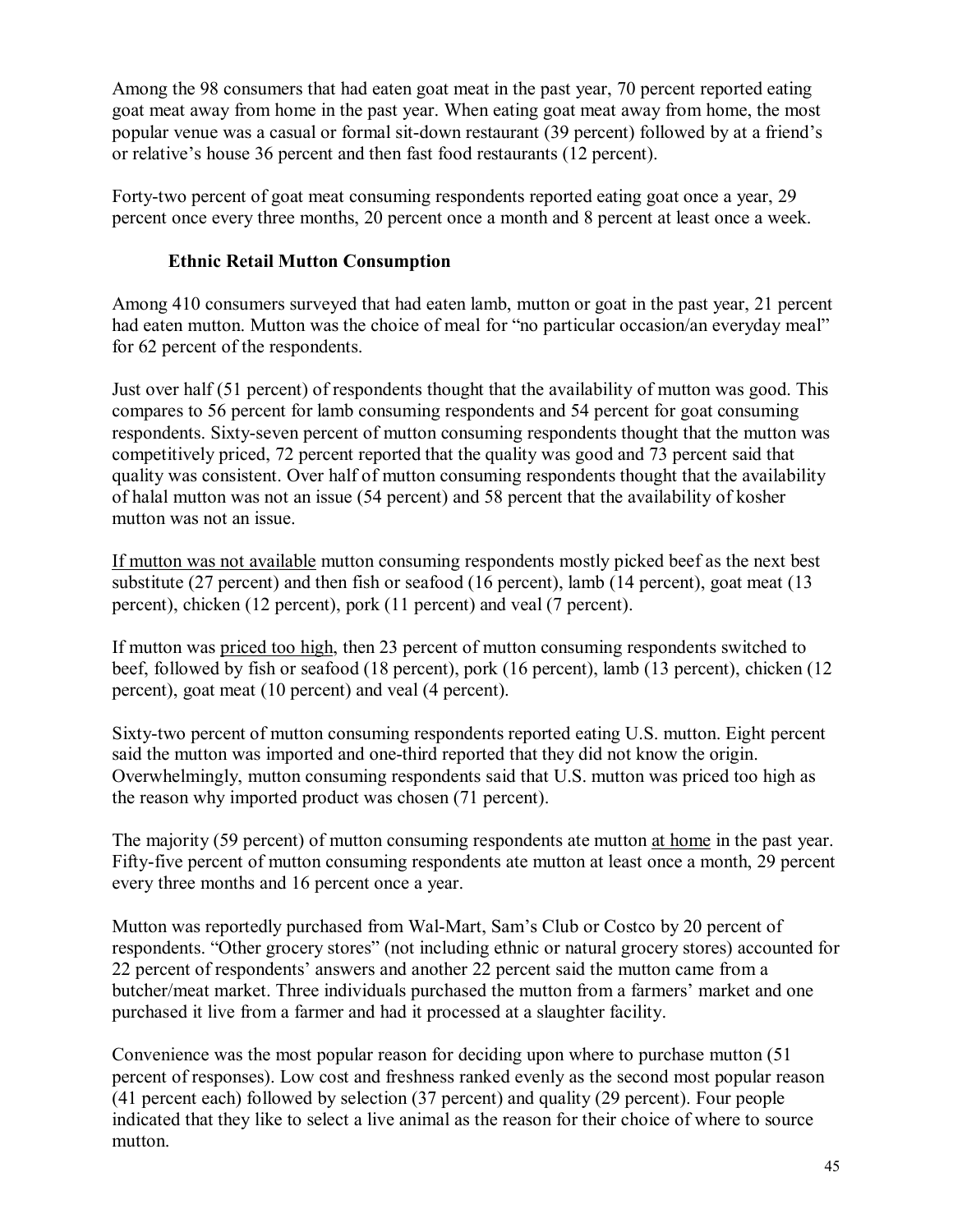Among the 98 consumers that had eaten goat meat in the past year, 70 percent reported eating goat meat away from home in the past year. When eating goat meat away from home, the most popular venue was a casual or formal sit-down restaurant (39 percent) followed by at a friend's or relative's house 36 percent and then fast food restaurants (12 percent).

Forty-two percent of goat meat consuming respondents reported eating goat once a year, 29 percent once every three months, 20 percent once a month and 8 percent at least once a week.

### Ethnic Retail Mutton Consumption

Among 410 consumers surveyed that had eaten lamb, mutton or goat in the past year, 21 percent had eaten mutton. Mutton was the choice of meal for "no particular occasion/an everyday meal" for 62 percent of the respondents.

Just over half (51 percent) of respondents thought that the availability of mutton was good. This compares to 56 percent for lamb consuming respondents and 54 percent for goat consuming respondents. Sixty-seven percent of mutton consuming respondents thought that the mutton was competitively priced, 72 percent reported that the quality was good and 73 percent said that quality was consistent. Over half of mutton consuming respondents thought that the availability of halal mutton was not an issue (54 percent) and 58 percent that the availability of kosher mutton was not an issue.

If mutton was not available mutton consuming respondents mostly picked beef as the next best substitute (27 percent) and then fish or seafood (16 percent), lamb (14 percent), goat meat (13 percent), chicken (12 percent), pork (11 percent) and veal (7 percent).

If mutton was priced too high, then 23 percent of mutton consuming respondents switched to beef, followed by fish or seafood (18 percent), pork (16 percent), lamb (13 percent), chicken (12 percent), goat meat (10 percent) and veal (4 percent).

Sixty-two percent of mutton consuming respondents reported eating U.S. mutton. Eight percent said the mutton was imported and one-third reported that they did not know the origin. Overwhelmingly, mutton consuming respondents said that U.S. mutton was priced too high as the reason why imported product was chosen (71 percent).

The majority (59 percent) of mutton consuming respondents ate mutton at home in the past year. Fifty-five percent of mutton consuming respondents ate mutton at least once a month, 29 percent every three months and 16 percent once a year.

Mutton was reportedly purchased from Wal-Mart, Sam's Club or Costco by 20 percent of respondents. "Other grocery stores" (not including ethnic or natural grocery stores) accounted for 22 percent of respondents' answers and another 22 percent said the mutton came from a butcher/meat market. Three individuals purchased the mutton from a farmers' market and one purchased it live from a farmer and had it processed at a slaughter facility.

Convenience was the most popular reason for deciding upon where to purchase mutton (51 percent of responses). Low cost and freshness ranked evenly as the second most popular reason (41 percent each) followed by selection (37 percent) and quality (29 percent). Four people indicated that they like to select a live animal as the reason for their choice of where to source mutton.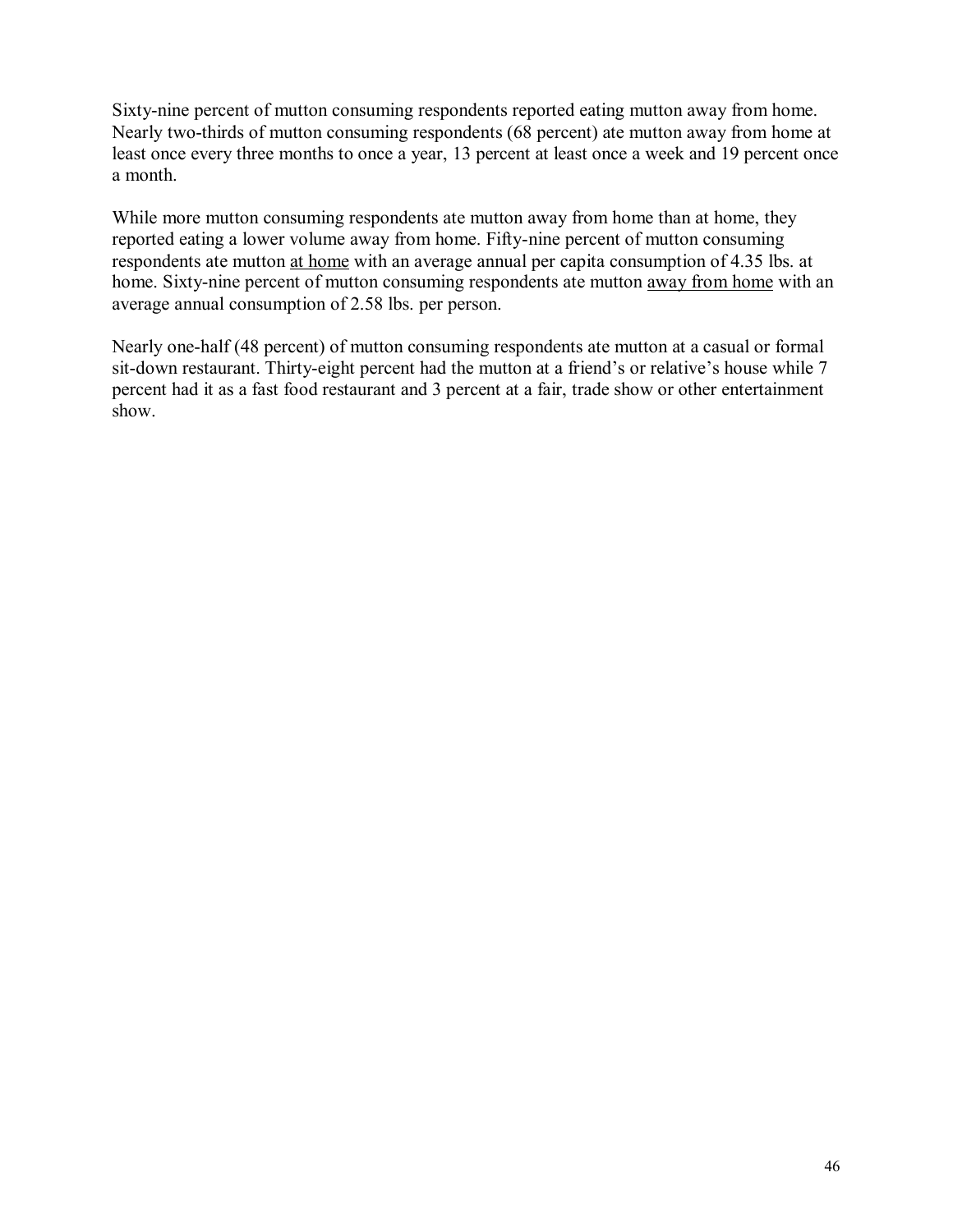Sixty-nine percent of mutton consuming respondents reported eating mutton away from home. Nearly two-thirds of mutton consuming respondents (68 percent) ate mutton away from home at least once every three months to once a year, 13 percent at least once a week and 19 percent once a month.

While more mutton consuming respondents ate mutton away from home than at home, they reported eating a lower volume away from home. Fifty-nine percent of mutton consuming respondents ate mutton <u>at home</u> with an average annual per capita consumption of 4.35 lbs. at home. Sixty-nine percent of mutton consuming respondents ate mutton <u>away from home</u> with an average annual consumption of 2.58 lbs. per person.

Nearly one-half (48 percent) of mutton consuming respondents ate mutton at a casual or formal sit-down restaurant. Thirty-eight percent had the mutton at a friend's or relative's house while 7 percent had it as a fast food restaurant and 3 percent at a fair, trade show or other entertainment show.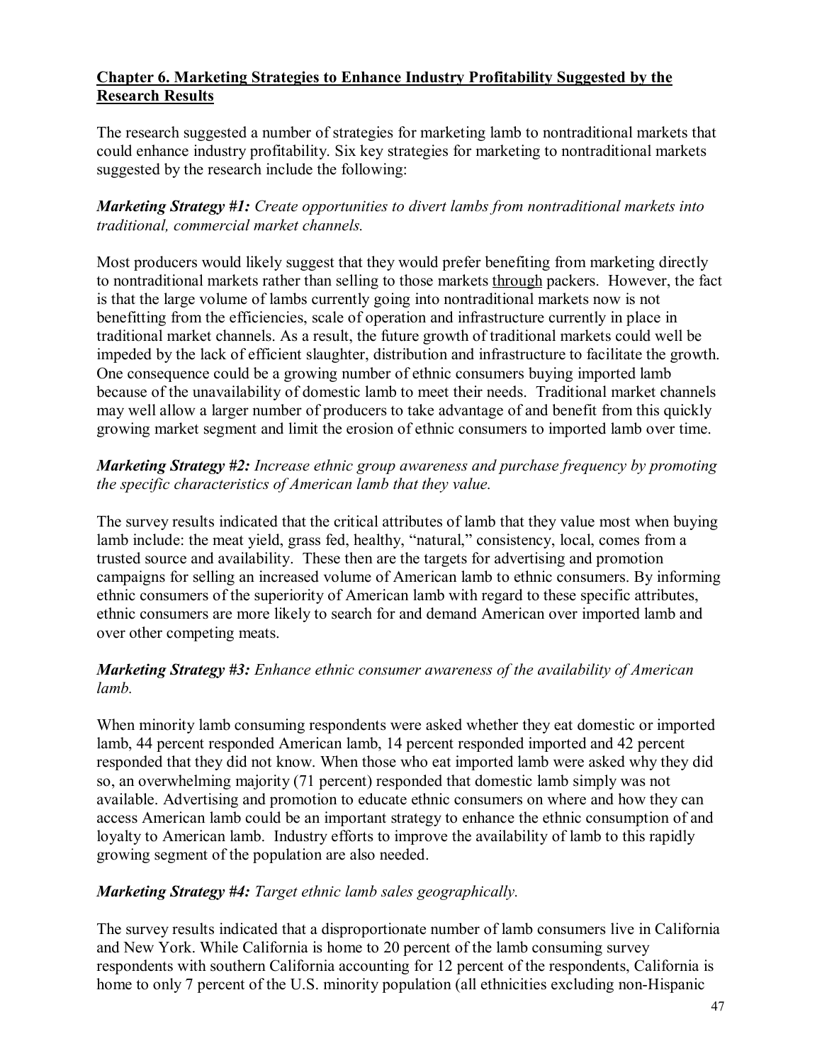## Chapter 6. Marketing Strategies to Enhance Industry Profitability Suggested by the Research Results

The research suggested a number of strategies for marketing lamb to nontraditional markets that could enhance industry profitability. Six key strategies for marketing to nontraditional markets suggested by the research include the following:

***Marketing Strategy #1:*** *Create opportunities to divert lambs from nontraditional markets into traditional, commercial market channels.*

Most producers would likely suggest that they would prefer benefiting from marketing directly to nontraditional markets rather than selling to those markets through packers. However, the fact is that the large volume of lambs currently going into nontraditional markets now is not benefitting from the efficiencies, scale of operation and infrastructure currently in place in traditional market channels. As a result, the future growth of traditional markets could well be impeded by the lack of efficient slaughter, distribution and infrastructure to facilitate the growth. One consequence could be a growing number of ethnic consumers buying imported lamb because of the unavailability of domestic lamb to meet their needs. Traditional market channels may well allow a larger number of producers to take advantage of and benefit from this quickly growing market segment and limit the erosion of ethnic consumers to imported lamb over time.

***Marketing Strategy #2:*** *Increase ethnic group awareness and purchase frequency by promoting the specific characteristics of American lamb that they value.*

The survey results indicated that the critical attributes of lamb that they value most when buying lamb include: the meat yield, grass fed, healthy, "natural," consistency, local, comes from a trusted source and availability. These then are the targets for advertising and promotion campaigns for selling an increased volume of American lamb to ethnic consumers. By informing ethnic consumers of the superiority of American lamb with regard to these specific attributes, ethnic consumers are more likely to search for and demand American over imported lamb and over other competing meats.

***Marketing Strategy #3:*** *Enhance ethnic consumer awareness of the availability of American lamb.*

When minority lamb consuming respondents were asked whether they eat domestic or imported lamb, 44 percent responded American lamb, 14 percent responded imported and 42 percent responded that they did not know. When those who eat imported lamb were asked why they did so, an overwhelming majority (71 percent) responded that domestic lamb simply was not available. Advertising and promotion to educate ethnic consumers on where and how they can access American lamb could be an important strategy to enhance the ethnic consumption of and loyalty to American lamb. Industry efforts to improve the availability of lamb to this rapidly growing segment of the population are also needed.

***Marketing Strategy #4:*** *Target ethnic lamb sales geographically.*

The survey results indicated that a disproportionate number of lamb consumers live in California and New York. While California is home to 20 percent of the lamb consuming survey respondents with southern California accounting for 12 percent of the respondents, California is home to only 7 percent of the U.S. minority population (all ethnicities excluding non-Hispanic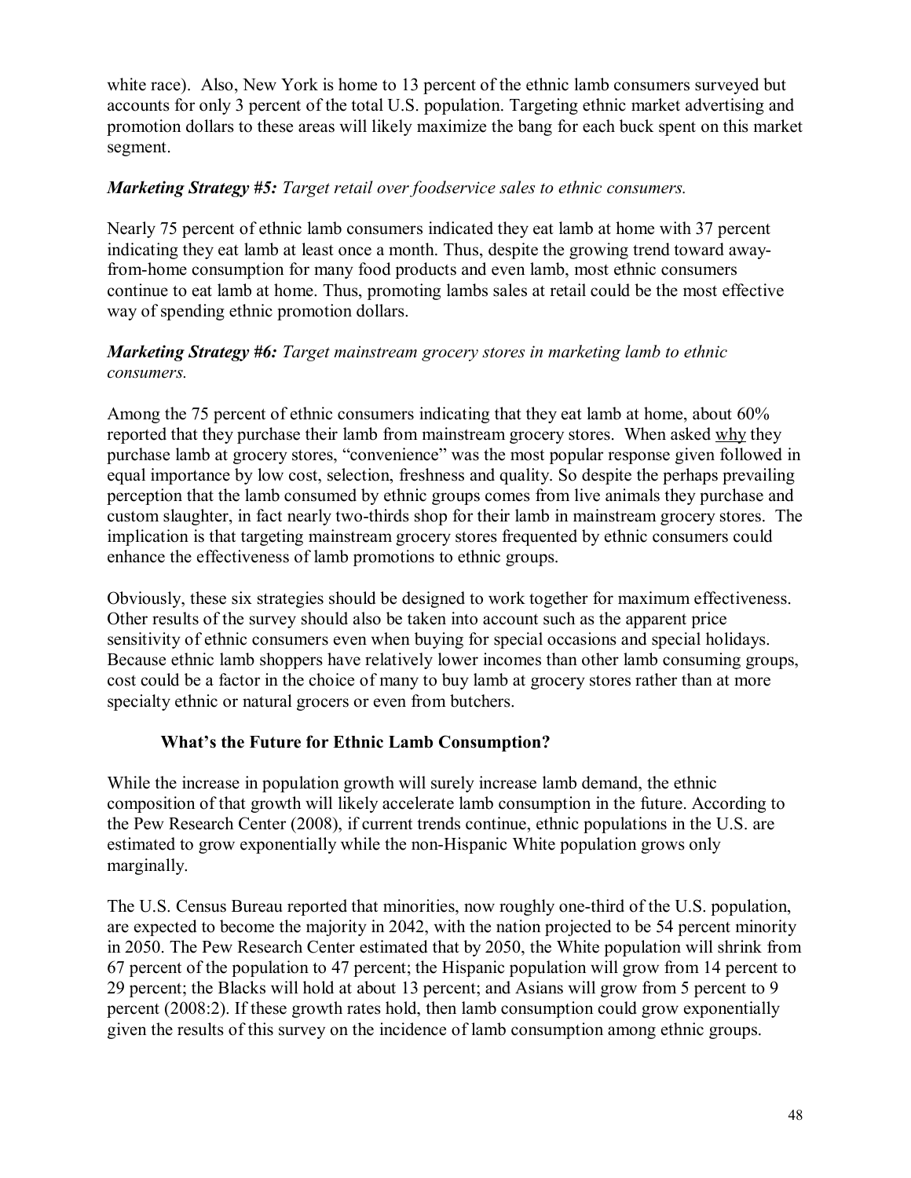white race). Also, New York is home to 13 percent of the ethnic lamb consumers surveyed but accounts for only 3 percent of the total U.S. population. Targeting ethnic market advertising and promotion dollars to these areas will likely maximize the bang for each buck spent on this market segment.

***Marketing Strategy #5:*** *Target retail over foodservice sales to ethnic consumers.*

Nearly 75 percent of ethnic lamb consumers indicated they eat lamb at home with 37 percent indicating they eat lamb at least once a month. Thus, despite the growing trend toward away-from-home consumption for many food products and even lamb, most ethnic consumers continue to eat lamb at home. Thus, promoting lambs sales at retail could be the most effective way of spending ethnic promotion dollars.

***Marketing Strategy #6:*** *Target mainstream grocery stores in marketing lamb to ethnic consumers.*

Among the 75 percent of ethnic consumers indicating that they eat lamb at home, about 60% reported that they purchase their lamb from mainstream grocery stores. When asked <u>why</u> they purchase lamb at grocery stores, "convenience" was the most popular response given followed in equal importance by low cost, selection, freshness and quality. So despite the perhaps prevailing perception that the lamb consumed by ethnic groups comes from live animals they purchase and custom slaughter, in fact nearly two-thirds shop for their lamb in mainstream grocery stores. The implication is that targeting mainstream grocery stores frequented by ethnic consumers could enhance the effectiveness of lamb promotions to ethnic groups.

Obviously, these six strategies should be designed to work together for maximum effectiveness. Other results of the survey should also be taken into account such as the apparent price sensitivity of ethnic consumers even when buying for special occasions and special holidays. Because ethnic lamb shoppers have relatively lower incomes than other lamb consuming groups, cost could be a factor in the choice of many to buy lamb at grocery stores rather than at more specialty ethnic or natural grocers or even from butchers.

## What's the Future for Ethnic Lamb Consumption?

While the increase in population growth will surely increase lamb demand, the ethnic composition of that growth will likely accelerate lamb consumption in the future. According to the Pew Research Center (2008), if current trends continue, ethnic populations in the U.S. are estimated to grow exponentially while the non-Hispanic White population grows only marginally.

The U.S. Census Bureau reported that minorities, now roughly one-third of the U.S. population, are expected to become the majority in 2042, with the nation projected to be 54 percent minority in 2050. The Pew Research Center estimated that by 2050, the White population will shrink from 67 percent of the population to 47 percent; the Hispanic population will grow from 14 percent to 29 percent; the Blacks will hold at about 13 percent; and Asians will grow from 5 percent to 9 percent (2008:2). If these growth rates hold, then lamb consumption could grow exponentially given the results of this survey on the incidence of lamb consumption among ethnic groups.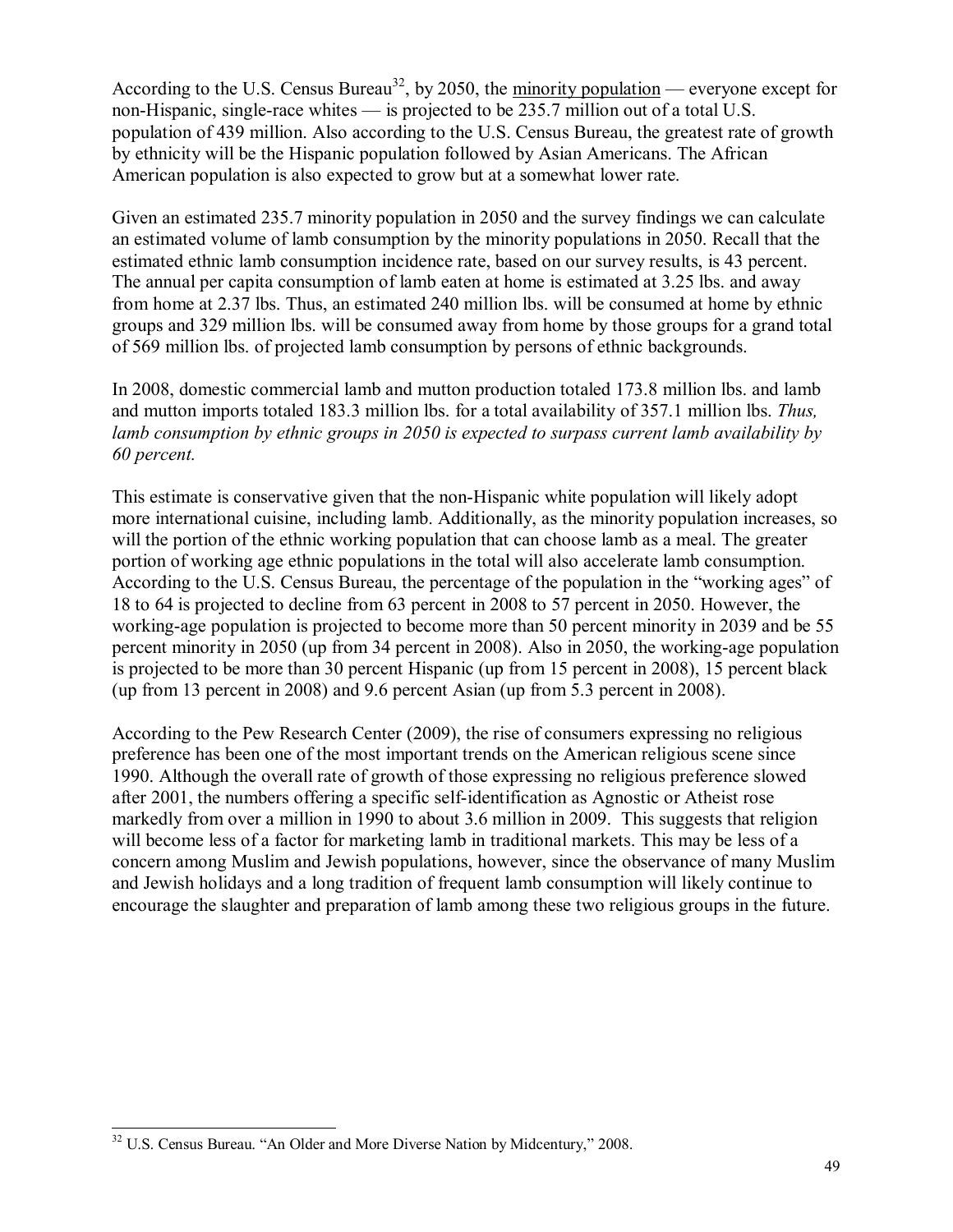According to the U.S. Census Bureau[32], by 2050, the minority population — everyone except for non-Hispanic, single-race whites — is projected to be 235.7 million out of a total U.S. population of 439 million. Also according to the U.S. Census Bureau, the greatest rate of growth by ethnicity will be the Hispanic population followed by Asian Americans. The African American population is also expected to grow but at a somewhat lower rate.

Given an estimated 235.7 minority population in 2050 and the survey findings we can calculate an estimated volume of lamb consumption by the minority populations in 2050. Recall that the estimated ethnic lamb consumption incidence rate, based on our survey results, is 43 percent. The annual per capita consumption of lamb eaten at home is estimated at 3.25 lbs. and away from home at 2.37 lbs. Thus, an estimated 240 million lbs. will be consumed at home by ethnic groups and 329 million lbs. will be consumed away from home by those groups for a grand total of 569 million lbs. of projected lamb consumption by persons of ethnic backgrounds.

In 2008, domestic commercial lamb and mutton production totaled 173.8 million lbs. and lamb and mutton imports totaled 183.3 million lbs. for a total availability of 357.1 million lbs. *Thus, lamb consumption by ethnic groups in 2050 is expected to surpass current lamb availability by 60 percent.*

This estimate is conservative given that the non-Hispanic white population will likely adopt more international cuisine, including lamb. Additionally, as the minority population increases, so will the portion of the ethnic working population that can choose lamb as a meal. The greater portion of working age ethnic populations in the total will also accelerate lamb consumption. According to the U.S. Census Bureau, the percentage of the population in the "working ages" of 18 to 64 is projected to decline from 63 percent in 2008 to 57 percent in 2050. However, the working-age population is projected to become more than 50 percent minority in 2039 and be 55 percent minority in 2050 (up from 34 percent in 2008). Also in 2050, the working-age population is projected to be more than 30 percent Hispanic (up from 15 percent in 2008), 15 percent black (up from 13 percent in 2008) and 9.6 percent Asian (up from 5.3 percent in 2008).

According to the Pew Research Center (2009), the rise of consumers expressing no religious preference has been one of the most important trends on the American religious scene since 1990. Although the overall rate of growth of those expressing no religious preference slowed after 2001, the numbers offering a specific self-identification as Agnostic or Atheist rose markedly from over a million in 1990 to about 3.6 million in 2009. This suggests that religion will become less of a factor for marketing lamb in traditional markets. This may be less of a concern among Muslim and Jewish populations, however, since the observance of many Muslim and Jewish holidays and a long tradition of frequent lamb consumption will likely continue to encourage the slaughter and preparation of lamb among these two religious groups in the future.

[32] U.S. Census Bureau. "An Older and More Diverse Nation by Midcentury," 2008.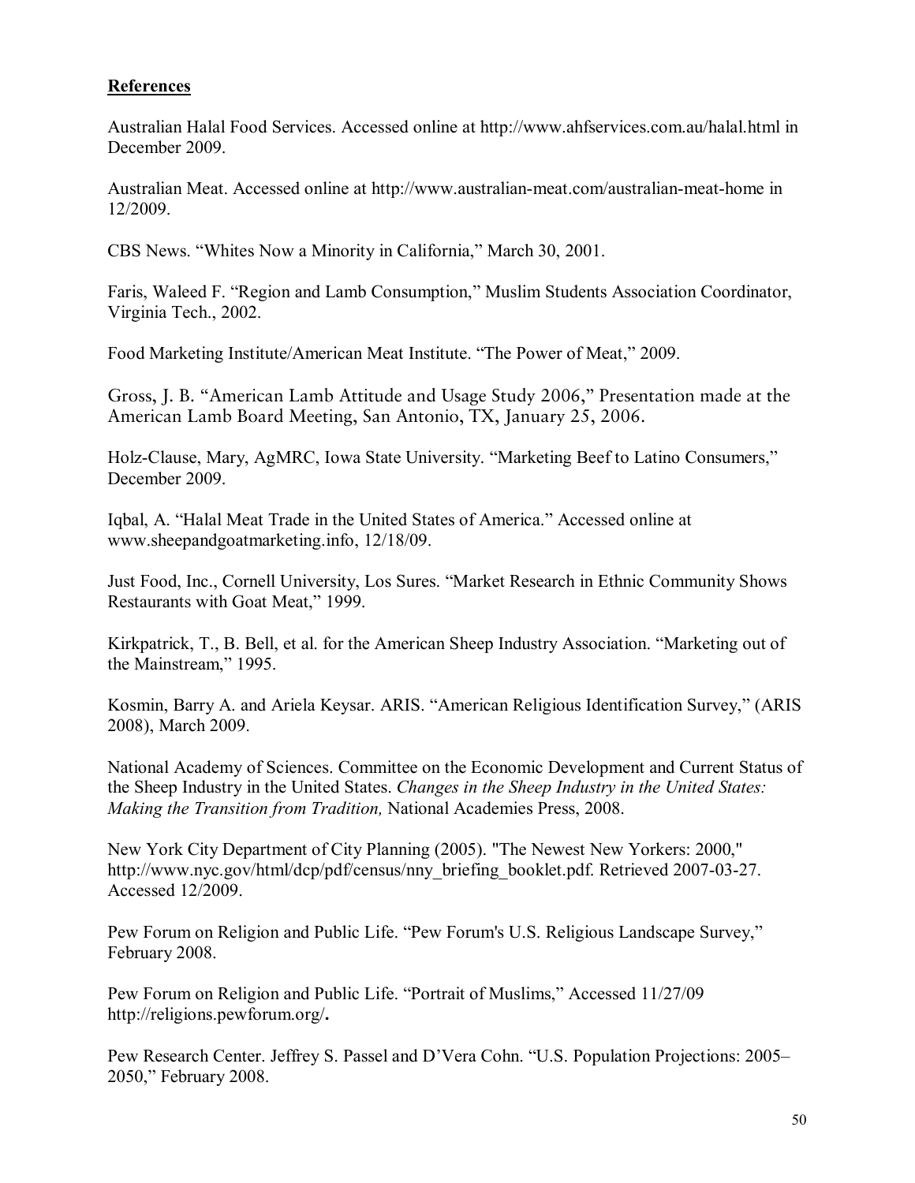## References

Australian Halal Food Services. Accessed online at http://www.ahfservices.com.au/halal.html in December 2009.

Australian Meat. Accessed online at http://www.australian-meat.com/australian-meat-home in 12/2009.

CBS News. "Whites Now a Minority in California," March 30, 2001.

Faris, Waleed F. "Region and Lamb Consumption," Muslim Students Association Coordinator, Virginia Tech., 2002.

Food Marketing Institute/American Meat Institute. "The Power of Meat," 2009.

Gross, J. B. "American Lamb Attitude and Usage Study 2006," Presentation made at the American Lamb Board Meeting, San Antonio, TX, January 25, 2006.

Holz-Clause, Mary, AgMRC, Iowa State University. "Marketing Beef to Latino Consumers," December 2009.

Iqbal, A. "Halal Meat Trade in the United States of America." Accessed online at www.sheepandgoatmarketing.info, 12/18/09.

Just Food, Inc., Cornell University, Los Sures. "Market Research in Ethnic Community Shows Restaurants with Goat Meat," 1999.

Kirkpatrick, T., B. Bell, et al. for the American Sheep Industry Association. "Marketing out of the Mainstream," 1995.

Kosmin, Barry A. and Ariela Keysar. ARIS. "American Religious Identification Survey," (ARIS 2008), March 2009.

National Academy of Sciences. Committee on the Economic Development and Current Status of the Sheep Industry in the United States. *Changes in the Sheep Industry in the United States: Making the Transition from Tradition,* National Academies Press, 2008.

New York City Department of City Planning (2005). "The Newest New Yorkers: 2000," http://www.nyc.gov/html/dcp/pdf/census/nny_briefing_booklet.pdf. Retrieved 2007-03-27. Accessed 12/2009.

Pew Forum on Religion and Public Life. "Pew Forum's U.S. Religious Landscape Survey," February 2008.

Pew Forum on Religion and Public Life. "Portrait of Muslims," Accessed 11/27/09 http://religions.pewforum.org/**.**

Pew Research Center. Jeffrey S. Passel and D'Vera Cohn. "U.S. Population Projections: 2005–2050," February 2008.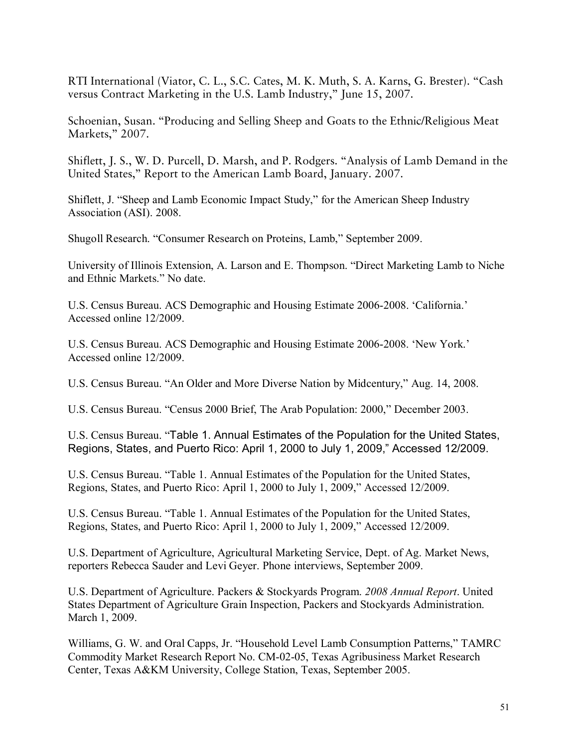RTI International (Viator, C. L., S.C. Cates, M. K. Muth, S. A. Karns, G. Brester). "Cash versus Contract Marketing in the U.S. Lamb Industry," June 15, 2007.

Schoenian, Susan. "Producing and Selling Sheep and Goats to the Ethnic/Religious Meat Markets," 2007.

Shiflett, J. S., W. D. Purcell, D. Marsh, and P. Rodgers. "Analysis of Lamb Demand in the United States," Report to the American Lamb Board, January. 2007.

Shiflett, J. "Sheep and Lamb Economic Impact Study," for the American Sheep Industry Association (ASI). 2008.

Shugoll Research. "Consumer Research on Proteins, Lamb," September 2009.

University of Illinois Extension, A. Larson and E. Thompson. "Direct Marketing Lamb to Niche and Ethnic Markets." No date.

U.S. Census Bureau. ACS Demographic and Housing Estimate 2006-2008. 'California.' Accessed online 12/2009.

U.S. Census Bureau. ACS Demographic and Housing Estimate 2006-2008. 'New York.' Accessed online 12/2009.

U.S. Census Bureau. "An Older and More Diverse Nation by Midcentury," Aug. 14, 2008.

U.S. Census Bureau. "Census 2000 Brief, The Arab Population: 2000," December 2003.

U.S. Census Bureau. "Table 1. Annual Estimates of the Population for the United States, Regions, States, and Puerto Rico: April 1, 2000 to July 1, 2009," Accessed 12/2009.

U.S. Census Bureau. "Table 1. Annual Estimates of the Population for the United States, Regions, States, and Puerto Rico: April 1, 2000 to July 1, 2009," Accessed 12/2009.

U.S. Census Bureau. "Table 1. Annual Estimates of the Population for the United States, Regions, States, and Puerto Rico: April 1, 2000 to July 1, 2009," Accessed 12/2009.

U.S. Department of Agriculture, Agricultural Marketing Service, Dept. of Ag. Market News, reporters Rebecca Sauder and Levi Geyer. Phone interviews, September 2009.

U.S. Department of Agriculture. Packers & Stockyards Program. *2008 Annual Report*. United States Department of Agriculture Grain Inspection, Packers and Stockyards Administration. March 1, 2009.

Williams, G. W. and Oral Capps, Jr. "Household Level Lamb Consumption Patterns," TAMRC Commodity Market Research Report No. CM-02-05, Texas Agribusiness Market Research Center, Texas A&KM University, College Station, Texas, September 2005.